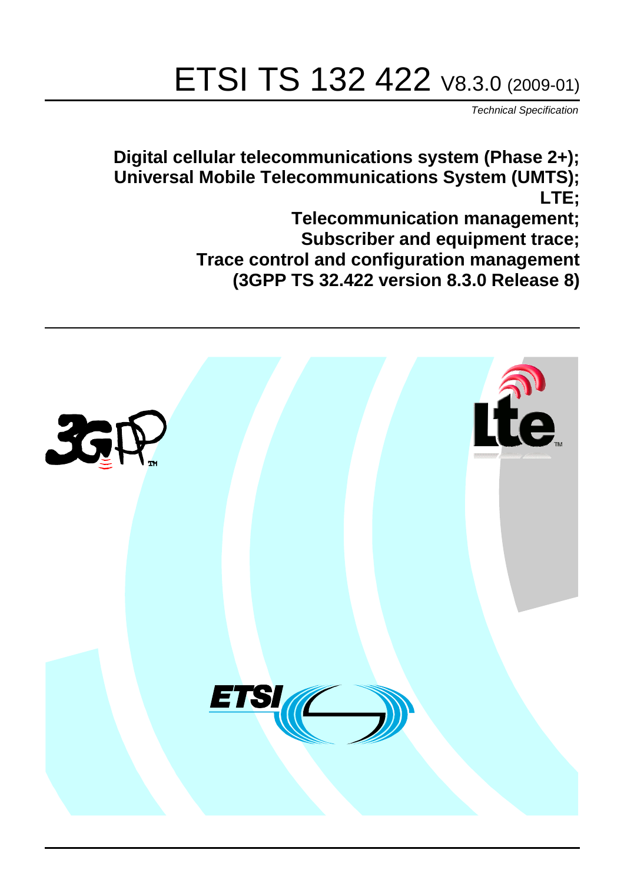# ETSI TS 132 422 V8.3.0 (2009-01)

*Technical Specification*

**Digital cellular telecommunications system (Phase 2+);**
**Universal Mobile Telecommunications System (UMTS);**
**LTE;**
**Telecommunication management;**
**Subscriber and equipment trace;**
**Trace control and configuration management**
**(3GPP TS 32.422 version 8.3.0 Release 8)**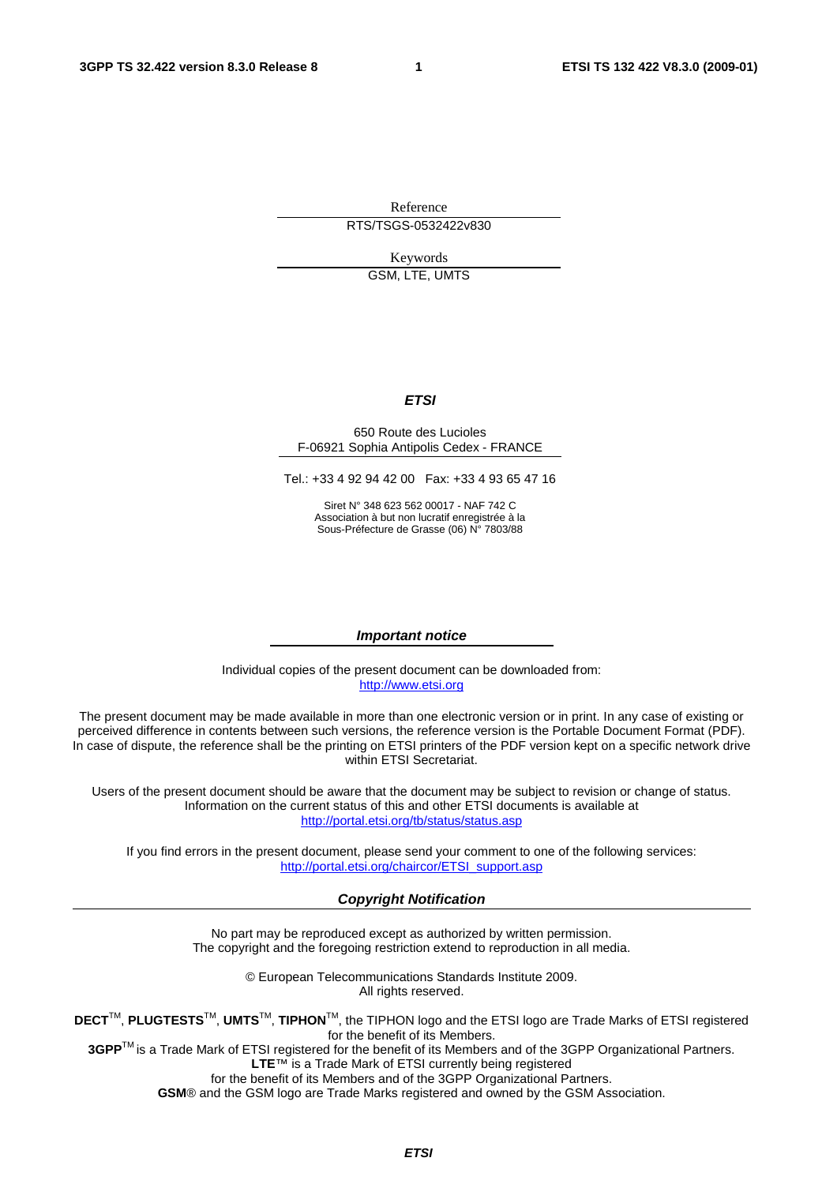Reference

RTS/TSGS-0532422v830

Keywords

GSM, LTE, UMTS

***ETSI***

650 Route des Lucioles
F-06921 Sophia Antipolis Cedex - FRANCE

Tel.: +33 4 92 94 42 00 Fax: +33 4 93 65 47 16

Siret N° 348 623 562 00017 - NAF 742 C
Association à but non lucratif enregistrée à la
Sous-Préfecture de Grasse (06) N° 7803/88

***Important notice***

Individual copies of the present document can be downloaded from:
http://www.etsi.org

The present document may be made available in more than one electronic version or in print. In any case of existing or perceived difference in contents between such versions, the reference version is the Portable Document Format (PDF). In case of dispute, the reference shall be the printing on ETSI printers of the PDF version kept on a specific network drive within ETSI Secretariat.

Users of the present document should be aware that the document may be subject to revision or change of status. Information on the current status of this and other ETSI documents is available at
http://portal.etsi.org/tb/status/status.asp

If you find errors in the present document, please send your comment to one of the following services:
http://portal.etsi.org/chaircor/ETSI_support.asp

***Copyright Notification***

No part may be reproduced except as authorized by written permission.
The copyright and the foregoing restriction extend to reproduction in all media.

© European Telecommunications Standards Institute 2009.
All rights reserved.

**DECT**™, **PLUGTESTS**™, **UMTS**™, **TIPHON**™, the TIPHON logo and the ETSI logo are Trade Marks of ETSI registered for the benefit of its Members.
**3GPP**™ is a Trade Mark of ETSI registered for the benefit of its Members and of the 3GPP Organizational Partners.
**LTE**™ is a Trade Mark of ETSI currently being registered
for the benefit of its Members and of the 3GPP Organizational Partners.
**GSM**® and the GSM logo are Trade Marks registered and owned by the GSM Association.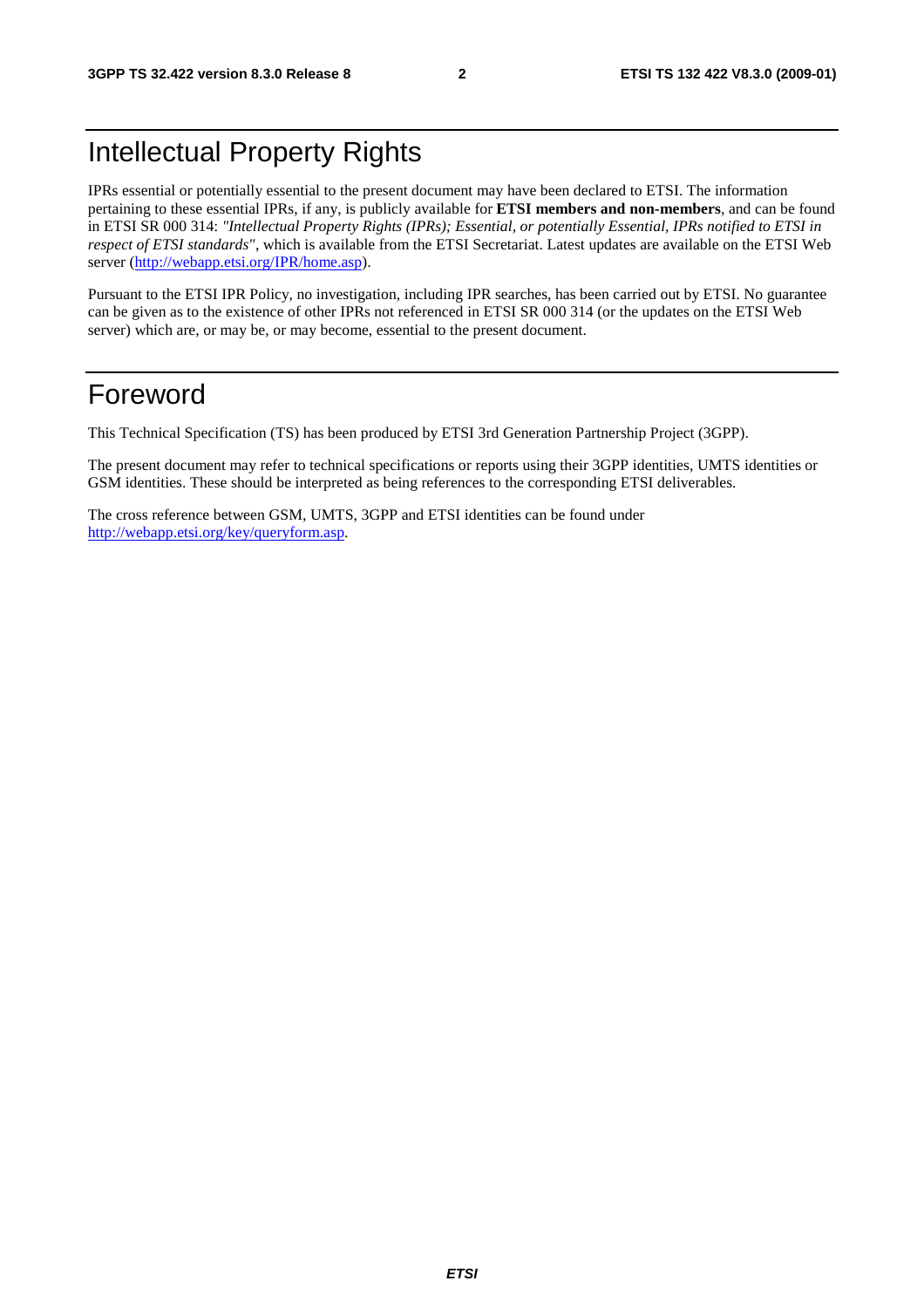# Intellectual Property Rights

IPRs essential or potentially essential to the present document may have been declared to ETSI. The information pertaining to these essential IPRs, if any, is publicly available for **ETSI members and non-members**, and can be found in ETSI SR 000 314: *"Intellectual Property Rights (IPRs); Essential, or potentially Essential, IPRs notified to ETSI in respect of ETSI standards"*, which is available from the ETSI Secretariat. Latest updates are available on the ETSI Web server (http://webapp.etsi.org/IPR/home.asp).

Pursuant to the ETSI IPR Policy, no investigation, including IPR searches, has been carried out by ETSI. No guarantee can be given as to the existence of other IPRs not referenced in ETSI SR 000 314 (or the updates on the ETSI Web server) which are, or may be, or may become, essential to the present document.

# Foreword

This Technical Specification (TS) has been produced by ETSI 3rd Generation Partnership Project (3GPP).

The present document may refer to technical specifications or reports using their 3GPP identities, UMTS identities or GSM identities. These should be interpreted as being references to the corresponding ETSI deliverables.

The cross reference between GSM, UMTS, 3GPP and ETSI identities can be found under http://webapp.etsi.org/key/queryform.asp.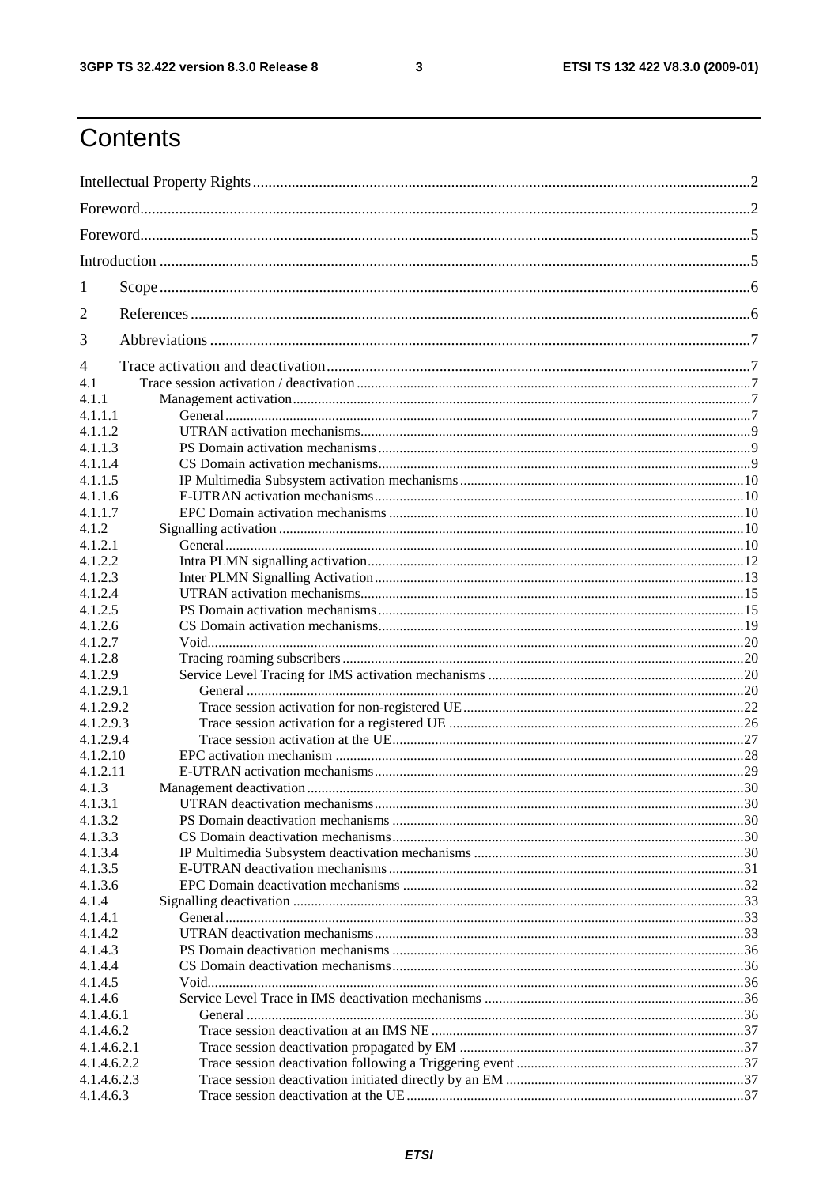# Contents

Intellectual Property Rights ................................................................................................................................2

Foreword.............................................................................................................................................................2

Foreword.............................................................................................................................................................5

Introduction ........................................................................................................................................................5

1 Scope........................................................................................................................................................6

2 References ................................................................................................................................................6

3 Abbreviations ...........................................................................................................................................7

4 Trace activation and deactivation..............................................................................................................7

4.1 Trace session activation / deactivation ...............................................................................................................7

4.1.1 Management activation.................................................................................................................................7

4.1.1.1 General....................................................................................................................................................7

4.1.1.2 UTRAN activation mechanisms..............................................................................................................9

4.1.1.3 PS Domain activation mechanisms.........................................................................................................9

4.1.1.4 CS Domain activation mechanisms.........................................................................................................9

4.1.1.5 IP Multimedia Subsystem activation mechanisms................................................................................10

4.1.1.6 E-UTRAN activation mechanisms........................................................................................................10

4.1.1.7 EPC Domain activation mechanisms ....................................................................................................10

4.1.2 Signalling activation ...................................................................................................................................10

4.1.2.1 General..................................................................................................................................................10

4.1.2.2 Intra PLMN signalling activation..........................................................................................................12

4.1.2.3 Inter PLMN Signalling Activation........................................................................................................13

4.1.2.4 UTRAN activation mechanisms............................................................................................................15

4.1.2.5 PS Domain activation mechanisms.......................................................................................................15

4.1.2.6 CS Domain activation mechanisms.......................................................................................................19

4.1.2.7 Void.......................................................................................................................................................20

4.1.2.8 Tracing roaming subscribers .................................................................................................................20

4.1.2.9 Service Level Tracing for IMS activation mechanisms ........................................................................20

4.1.2.9.1 General ............................................................................................................................................20

4.1.2.9.2 Trace session activation for non-registered UE...............................................................................22

4.1.2.9.3 Trace session activation for a registered UE ...................................................................................26

4.1.2.9.4 Trace session activation at the UE...................................................................................................27

4.1.2.10 EPC activation mechanism ...................................................................................................................28

4.1.2.11 E-UTRAN activation mechanisms........................................................................................................29

4.1.3 Management deactivation...........................................................................................................................30

4.1.3.1 UTRAN deactivation mechanisms........................................................................................................30

4.1.3.2 PS Domain deactivation mechanisms ...................................................................................................30

4.1.3.3 CS Domain deactivation mechanisms...................................................................................................30

4.1.3.4 IP Multimedia Subsystem deactivation mechanisms ............................................................................30

4.1.3.5 E-UTRAN deactivation mechanisms....................................................................................................31

4.1.3.6 EPC Domain deactivation mechanisms ................................................................................................32

4.1.4 Signalling deactivation ...............................................................................................................................33

4.1.4.1 General..................................................................................................................................................33

4.1.4.2 UTRAN deactivation mechanisms........................................................................................................33

4.1.4.3 PS Domain deactivation mechanisms ...................................................................................................36

4.1.4.4 CS Domain deactivation mechanisms...................................................................................................36

4.1.4.5 Void.......................................................................................................................................................36

4.1.4.6 Service Level Trace in IMS deactivation mechanisms .........................................................................36

4.1.4.6.1 General ............................................................................................................................................36

4.1.4.6.2 Trace session deactivation at an IMS NE........................................................................................37

4.1.4.6.2.1 Trace session deactivation propagated by EM ................................................................................37

4.1.4.6.2.2 Trace session deactivation following a Triggering event ................................................................37

4.1.4.6.2.3 Trace session deactivation initiated directly by an EM ...................................................................37

4.1.4.6.3 Trace session deactivation at the UE...............................................................................................37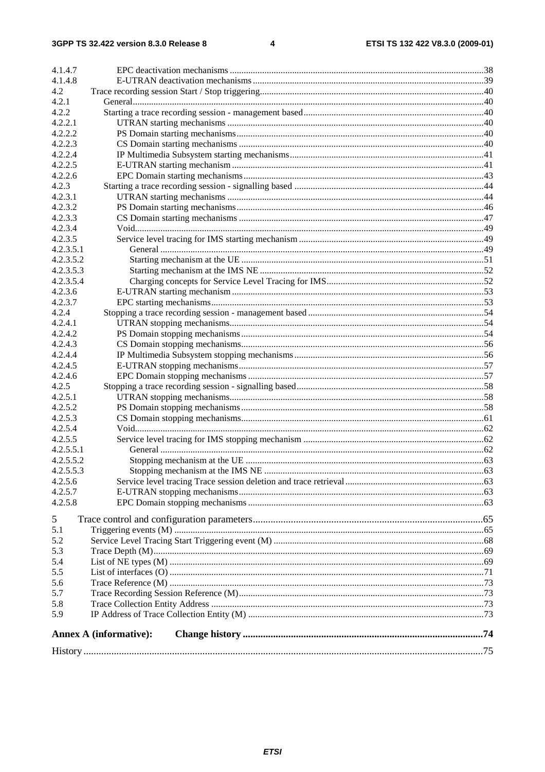| | | |
|---|---|---|
| 4.1.4.7 | EPC deactivation mechanisms | 38 |
| 4.1.4.8 | E-UTRAN deactivation mechanisms | 39 |
| 4.2 | Trace recording session Start / Stop triggering | 40 |
| 4.2.1 | General | 40 |
| 4.2.2 | Starting a trace recording session - management based | 40 |
| 4.2.2.1 | UTRAN starting mechanisms | 40 |
| 4.2.2.2 | PS Domain starting mechanisms | 40 |
| 4.2.2.3 | CS Domain starting mechanisms | 40 |
| 4.2.2.4 | IP Multimedia Subsystem starting mechanisms | 41 |
| 4.2.2.5 | E-UTRAN starting mechanism | 41 |
| 4.2.2.6 | EPC Domain starting mechanisms | 43 |
| 4.2.3 | Starting a trace recording session - signalling based | 44 |
| 4.2.3.1 | UTRAN starting mechanisms | 44 |
| 4.2.3.2 | PS Domain starting mechanisms | 46 |
| 4.2.3.3 | CS Domain starting mechanisms | 47 |
| 4.2.3.4 | Void | 49 |
| 4.2.3.5 | Service level tracing for IMS starting mechanism | 49 |
| 4.2.3.5.1 | General | 49 |
| 4.2.3.5.2 | Starting mechanism at the UE | 51 |
| 4.2.3.5.3 | Starting mechanism at the IMS NE | 52 |
| 4.2.3.5.4 | Charging concepts for Service Level Tracing for IMS | 52 |
| 4.2.3.6 | E-UTRAN starting mechanism | 53 |
| 4.2.3.7 | EPC starting mechanisms | 53 |
| 4.2.4 | Stopping a trace recording session - management based | 54 |
| 4.2.4.1 | UTRAN stopping mechanisms | 54 |
| 4.2.4.2 | PS Domain stopping mechanisms | 54 |
| 4.2.4.3 | CS Domain stopping mechanisms | 56 |
| 4.2.4.4 | IP Multimedia Subsystem stopping mechanisms | 56 |
| 4.2.4.5 | E-UTRAN stopping mechanisms | 57 |
| 4.2.4.6 | EPC Domain stopping mechanisms | 57 |
| 4.2.5 | Stopping a trace recording session - signalling based | 58 |
| 4.2.5.1 | UTRAN stopping mechanisms | 58 |
| 4.2.5.2 | PS Domain stopping mechanisms | 58 |
| 4.2.5.3 | CS Domain stopping mechanisms | 61 |
| 4.2.5.4 | Void | 62 |
| 4.2.5.5 | Service level tracing for IMS stopping mechanism | 62 |
| 4.2.5.5.1 | General | 62 |
| 4.2.5.5.2 | Stopping mechanism at the UE | 63 |
| 4.2.5.5.3 | Stopping mechanism at the IMS NE | 63 |
| 4.2.5.6 | Service level tracing Trace session deletion and trace retrieval | 63 |
| 4.2.5.7 | E-UTRAN stopping mechanisms | 63 |
| 4.2.5.8 | EPC Domain stopping mechanisms | 63 |
| 5 | Trace control and configuration parameters | 65 |
| 5.1 | Triggering events (M) | 65 |
| 5.2 | Service Level Tracing Start Triggering event (M) | 68 |
| 5.3 | Trace Depth (M) | 69 |
| 5.4 | List of NE types (M) | 69 |
| 5.5 | List of interfaces (O) | 71 |
| 5.6 | Trace Reference (M) | 73 |
| 5.7 | Trace Recording Session Reference (M) | 73 |
| 5.8 | Trace Collection Entity Address | 73 |
| 5.9 | IP Address of Trace Collection Entity (M) | 73 |
| **Annex A (informative):** | **Change history** | **74** |
| History | | 75 |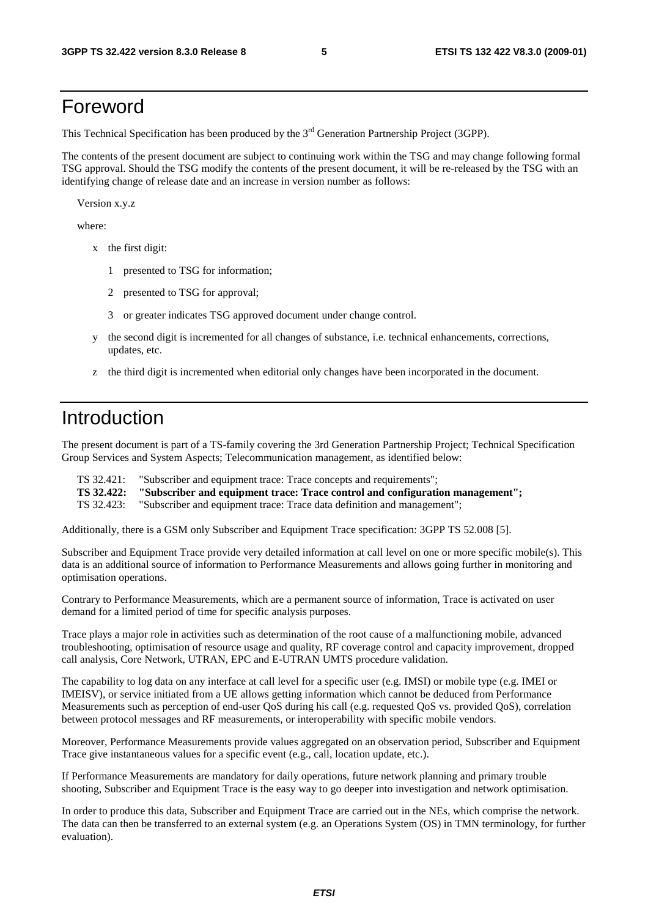# Foreword

This Technical Specification has been produced by the 3rd Generation Partnership Project (3GPP).

The contents of the present document are subject to continuing work within the TSG and may change following formal TSG approval. Should the TSG modify the contents of the present document, it will be re-released by the TSG with an identifying change of release date and an increase in version number as follows:

Version x.y.z

where:

- x the first digit:
  - 1 presented to TSG for information;
  - 2 presented to TSG for approval;
  - 3 or greater indicates TSG approved document under change control.
- y the second digit is incremented for all changes of substance, i.e. technical enhancements, corrections, updates, etc.
- z the third digit is incremented when editorial only changes have been incorporated in the document.

# Introduction

The present document is part of a TS-family covering the 3rd Generation Partnership Project; Technical Specification Group Services and System Aspects; Telecommunication management, as identified below:

TS 32.421: "Subscriber and equipment trace: Trace concepts and requirements";
**TS 32.422: "Subscriber and equipment trace: Trace control and configuration management";**
TS 32.423: "Subscriber and equipment trace: Trace data definition and management";

Additionally, there is a GSM only Subscriber and Equipment Trace specification: 3GPP TS 52.008 [5].

Subscriber and Equipment Trace provide very detailed information at call level on one or more specific mobile(s). This data is an additional source of information to Performance Measurements and allows going further in monitoring and optimisation operations.

Contrary to Performance Measurements, which are a permanent source of information, Trace is activated on user demand for a limited period of time for specific analysis purposes.

Trace plays a major role in activities such as determination of the root cause of a malfunctioning mobile, advanced troubleshooting, optimisation of resource usage and quality, RF coverage control and capacity improvement, dropped call analysis, Core Network, UTRAN, EPC and E-UTRAN UMTS procedure validation.

The capability to log data on any interface at call level for a specific user (e.g. IMSI) or mobile type (e.g. IMEI or IMEISV), or service initiated from a UE allows getting information which cannot be deduced from Performance Measurements such as perception of end-user QoS during his call (e.g. requested QoS vs. provided QoS), correlation between protocol messages and RF measurements, or interoperability with specific mobile vendors.

Moreover, Performance Measurements provide values aggregated on an observation period, Subscriber and Equipment Trace give instantaneous values for a specific event (e.g., call, location update, etc.).

If Performance Measurements are mandatory for daily operations, future network planning and primary trouble shooting, Subscriber and Equipment Trace is the easy way to go deeper into investigation and network optimisation.

In order to produce this data, Subscriber and Equipment Trace are carried out in the NEs, which comprise the network. The data can then be transferred to an external system (e.g. an Operations System (OS) in TMN terminology, for further evaluation).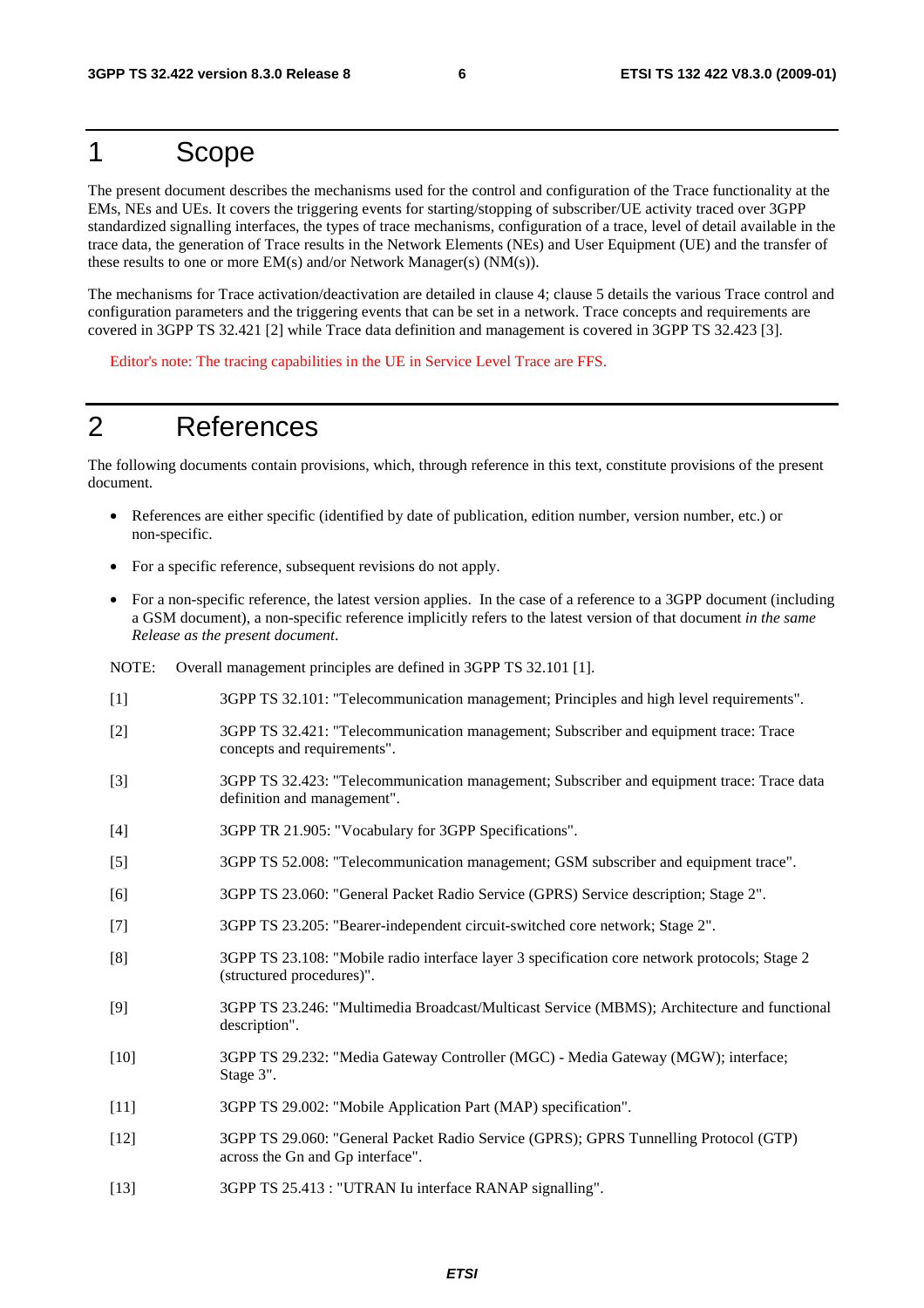# 1 Scope

The present document describes the mechanisms used for the control and configuration of the Trace functionality at the EMs, NEs and UEs. It covers the triggering events for starting/stopping of subscriber/UE activity traced over 3GPP standardized signalling interfaces, the types of trace mechanisms, configuration of a trace, level of detail available in the trace data, the generation of Trace results in the Network Elements (NEs) and User Equipment (UE) and the transfer of these results to one or more EM(s) and/or Network Manager(s) (NM(s)).

The mechanisms for Trace activation/deactivation are detailed in clause 4; clause 5 details the various Trace control and configuration parameters and the triggering events that can be set in a network. Trace concepts and requirements are covered in 3GPP TS 32.421 [2] while Trace data definition and management is covered in 3GPP TS 32.423 [3].

Editor's note: The tracing capabilities in the UE in Service Level Trace are FFS.

# 2 References

The following documents contain provisions, which, through reference in this text, constitute provisions of the present document.

- References are either specific (identified by date of publication, edition number, version number, etc.) or non-specific.
- For a specific reference, subsequent revisions do not apply.
- For a non-specific reference, the latest version applies. In the case of a reference to a 3GPP document (including a GSM document), a non-specific reference implicitly refers to the latest version of that document *in the same Release as the present document*.

NOTE: Overall management principles are defined in 3GPP TS 32.101 [1].

[1] 3GPP TS 32.101: "Telecommunication management; Principles and high level requirements".

[2] 3GPP TS 32.421: "Telecommunication management; Subscriber and equipment trace: Trace concepts and requirements".

[3] 3GPP TS 32.423: "Telecommunication management; Subscriber and equipment trace: Trace data definition and management".

[4] 3GPP TR 21.905: "Vocabulary for 3GPP Specifications".

[5] 3GPP TS 52.008: "Telecommunication management; GSM subscriber and equipment trace".

[6] 3GPP TS 23.060: "General Packet Radio Service (GPRS) Service description; Stage 2".

[7] 3GPP TS 23.205: "Bearer-independent circuit-switched core network; Stage 2".

[8] 3GPP TS 23.108: "Mobile radio interface layer 3 specification core network protocols; Stage 2 (structured procedures)".

[9] 3GPP TS 23.246: "Multimedia Broadcast/Multicast Service (MBMS); Architecture and functional description".

[10] 3GPP TS 29.232: "Media Gateway Controller (MGC) - Media Gateway (MGW); interface; Stage 3".

[11] 3GPP TS 29.002: "Mobile Application Part (MAP) specification".

[12] 3GPP TS 29.060: "General Packet Radio Service (GPRS); GPRS Tunnelling Protocol (GTP) across the Gn and Gp interface".

[13] 3GPP TS 25.413 : "UTRAN Iu interface RANAP signalling".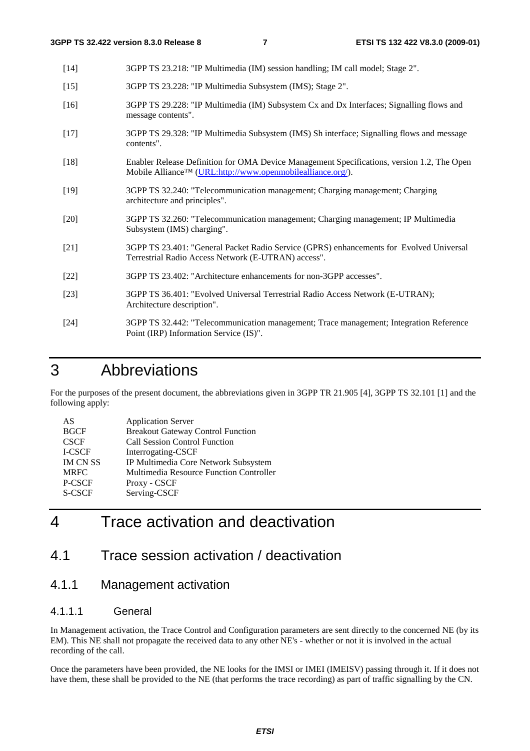[14] 3GPP TS 23.218: "IP Multimedia (IM) session handling; IM call model; Stage 2".

[15] 3GPP TS 23.228: "IP Multimedia Subsystem (IMS); Stage 2".

[16] 3GPP TS 29.228: "IP Multimedia (IM) Subsystem Cx and Dx Interfaces; Signalling flows and message contents".

[17] 3GPP TS 29.328: "IP Multimedia Subsystem (IMS) Sh interface; Signalling flows and message contents".

[18] Enabler Release Definition for OMA Device Management Specifications, version 1.2, The Open Mobile Alliance™ (URL:http://www.openmobilealliance.org/).

[19] 3GPP TS 32.240: "Telecommunication management; Charging management; Charging architecture and principles".

[20] 3GPP TS 32.260: "Telecommunication management; Charging management; IP Multimedia Subsystem (IMS) charging".

[21] 3GPP TS 23.401: "General Packet Radio Service (GPRS) enhancements for Evolved Universal Terrestrial Radio Access Network (E-UTRAN) access".

[22] 3GPP TS 23.402: "Architecture enhancements for non-3GPP accesses".

[23] 3GPP TS 36.401: "Evolved Universal Terrestrial Radio Access Network (E-UTRAN); Architecture description".

[24] 3GPP TS 32.442: "Telecommunication management; Trace management; Integration Reference Point (IRP) Information Service (IS)".

# 3 Abbreviations

For the purposes of the present document, the abbreviations given in 3GPP TR 21.905 [4], 3GPP TS 32.101 [1] and the following apply:

| | |
|---|---|
| AS | Application Server |
| BGCF | Breakout Gateway Control Function |
| CSCF | Call Session Control Function |
| I-CSCF | Interrogating-CSCF |
| IM CN SS | IP Multimedia Core Network Subsystem |
| MRFC | Multimedia Resource Function Controller |
| P-CSCF | Proxy - CSCF |
| S-CSCF | Serving-CSCF |

# 4 Trace activation and deactivation

## 4.1 Trace session activation / deactivation

### 4.1.1 Management activation

#### 4.1.1.1 General

In Management activation, the Trace Control and Configuration parameters are sent directly to the concerned NE (by its EM). This NE shall not propagate the received data to any other NE's - whether or not it is involved in the actual recording of the call.

Once the parameters have been provided, the NE looks for the IMSI or IMEI (IMEISV) passing through it. If it does not have them, these shall be provided to the NE (that performs the trace recording) as part of traffic signalling by the CN.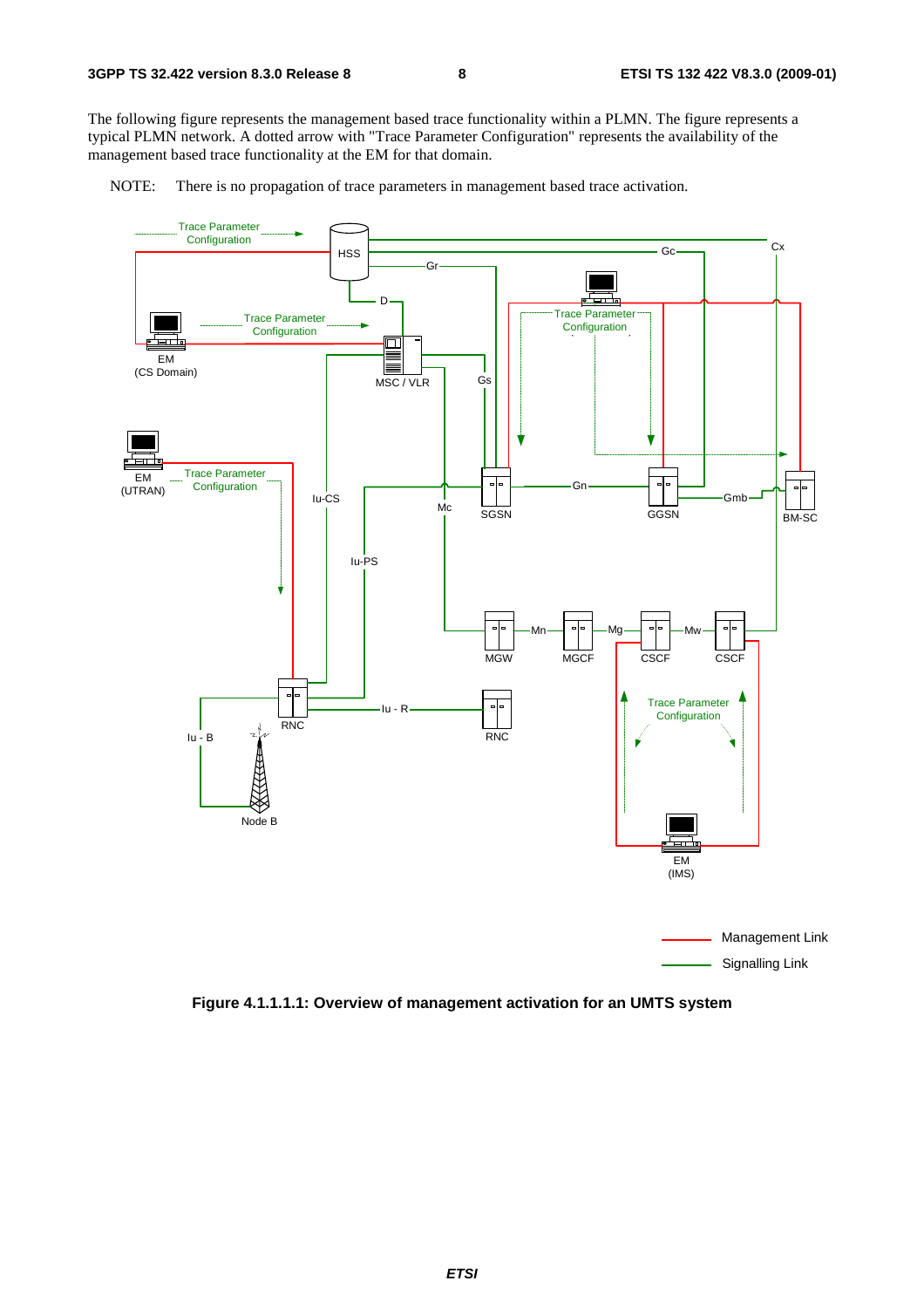The following figure represents the management based trace functionality within a PLMN. The figure represents a typical PLMN network. A dotted arrow with "Trace Parameter Configuration" represents the availability of the management based trace functionality at the EM for that domain.

NOTE: There is no propagation of trace parameters in management based trace activation.

**Figure 4.1.1.1.1: Overview of management activation for an UMTS system**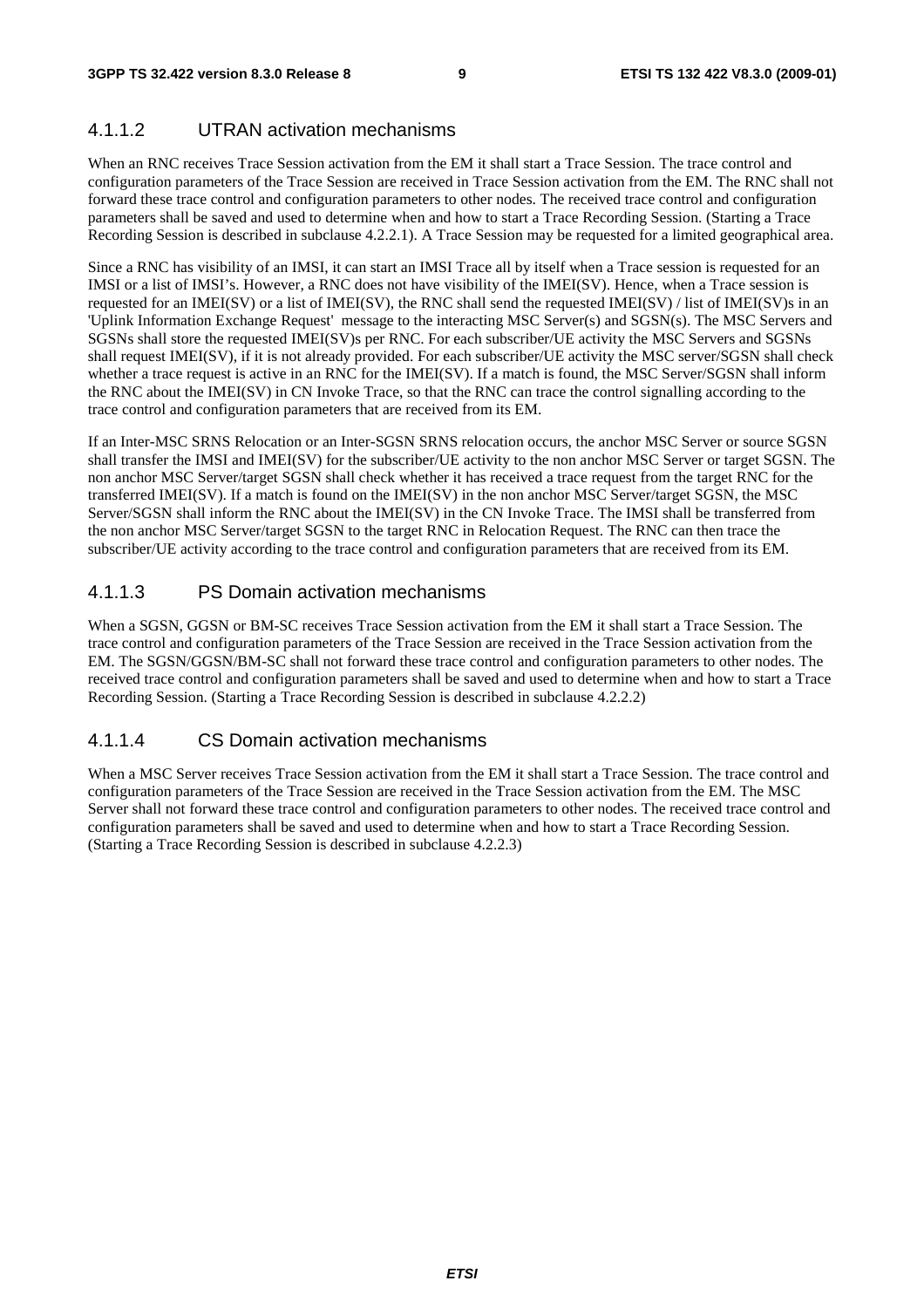#### 4.1.1.2 UTRAN activation mechanisms

When an RNC receives Trace Session activation from the EM it shall start a Trace Session. The trace control and configuration parameters of the Trace Session are received in Trace Session activation from the EM. The RNC shall not forward these trace control and configuration parameters to other nodes. The received trace control and configuration parameters shall be saved and used to determine when and how to start a Trace Recording Session. (Starting a Trace Recording Session is described in subclause 4.2.2.1). A Trace Session may be requested for a limited geographical area.

Since a RNC has visibility of an IMSI, it can start an IMSI Trace all by itself when a Trace session is requested for an IMSI or a list of IMSI's. However, a RNC does not have visibility of the IMEI(SV). Hence, when a Trace session is requested for an IMEI(SV) or a list of IMEI(SV), the RNC shall send the requested IMEI(SV) / list of IMEI(SV)s in an 'Uplink Information Exchange Request' message to the interacting MSC Server(s) and SGSN(s). The MSC Servers and SGSNs shall store the requested IMEI(SV)s per RNC. For each subscriber/UE activity the MSC Servers and SGSNs shall request IMEI(SV), if it is not already provided. For each subscriber/UE activity the MSC server/SGSN shall check whether a trace request is active in an RNC for the IMEI(SV). If a match is found, the MSC Server/SGSN shall inform the RNC about the IMEI(SV) in CN Invoke Trace, so that the RNC can trace the control signalling according to the trace control and configuration parameters that are received from its EM.

If an Inter-MSC SRNS Relocation or an Inter-SGSN SRNS relocation occurs, the anchor MSC Server or source SGSN shall transfer the IMSI and IMEI(SV) for the subscriber/UE activity to the non anchor MSC Server or target SGSN. The non anchor MSC Server/target SGSN shall check whether it has received a trace request from the target RNC for the transferred IMEI(SV). If a match is found on the IMEI(SV) in the non anchor MSC Server/target SGSN, the MSC Server/SGSN shall inform the RNC about the IMEI(SV) in the CN Invoke Trace. The IMSI shall be transferred from the non anchor MSC Server/target SGSN to the target RNC in Relocation Request. The RNC can then trace the subscriber/UE activity according to the trace control and configuration parameters that are received from its EM.

#### 4.1.1.3 PS Domain activation mechanisms

When a SGSN, GGSN or BM-SC receives Trace Session activation from the EM it shall start a Trace Session. The trace control and configuration parameters of the Trace Session are received in the Trace Session activation from the EM. The SGSN/GGSN/BM-SC shall not forward these trace control and configuration parameters to other nodes. The received trace control and configuration parameters shall be saved and used to determine when and how to start a Trace Recording Session. (Starting a Trace Recording Session is described in subclause 4.2.2.2)

#### 4.1.1.4 CS Domain activation mechanisms

When a MSC Server receives Trace Session activation from the EM it shall start a Trace Session. The trace control and configuration parameters of the Trace Session are received in the Trace Session activation from the EM. The MSC Server shall not forward these trace control and configuration parameters to other nodes. The received trace control and configuration parameters shall be saved and used to determine when and how to start a Trace Recording Session. (Starting a Trace Recording Session is described in subclause 4.2.2.3)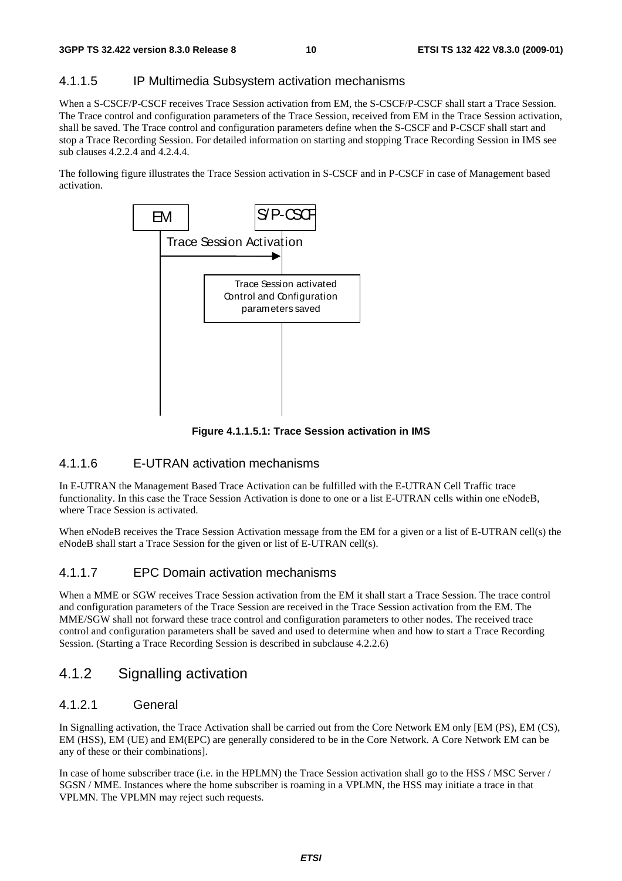#### 4.1.1.5 IP Multimedia Subsystem activation mechanisms

When a S-CSCF/P-CSCF receives Trace Session activation from EM, the S-CSCF/P-CSCF shall start a Trace Session. The Trace control and configuration parameters of the Trace Session, received from EM in the Trace Session activation, shall be saved. The Trace control and configuration parameters define when the S-CSCF and P-CSCF shall start and stop a Trace Recording Session. For detailed information on starting and stopping Trace Recording Session in IMS see sub clauses 4.2.2.4 and 4.2.4.4.

The following figure illustrates the Trace Session activation in S-CSCF and in P-CSCF in case of Management based activation.

EM → S/P-CSCF: Trace Session Activation

S/P-CSCF: Trace Session activated Control and Configuration parameters saved

**Figure 4.1.1.5.1: Trace Session activation in IMS**

#### 4.1.1.6 E-UTRAN activation mechanisms

In E-UTRAN the Management Based Trace Activation can be fulfilled with the E-UTRAN Cell Traffic trace functionality. In this case the Trace Session Activation is done to one or a list E-UTRAN cells within one eNodeB, where Trace Session is activated.

When eNodeB receives the Trace Session Activation message from the EM for a given or a list of E-UTRAN cell(s) the eNodeB shall start a Trace Session for the given or list of E-UTRAN cell(s).

#### 4.1.1.7 EPC Domain activation mechanisms

When a MME or SGW receives Trace Session activation from the EM it shall start a Trace Session. The trace control and configuration parameters of the Trace Session are received in the Trace Session activation from the EM. The MME/SGW shall not forward these trace control and configuration parameters to other nodes. The received trace control and configuration parameters shall be saved and used to determine when and how to start a Trace Recording Session. (Starting a Trace Recording Session is described in subclause 4.2.2.6)

### 4.1.2 Signalling activation

#### 4.1.2.1 General

In Signalling activation, the Trace Activation shall be carried out from the Core Network EM only [EM (PS), EM (CS), EM (HSS), EM (UE) and EM(EPC) are generally considered to be in the Core Network. A Core Network EM can be any of these or their combinations].

In case of home subscriber trace (i.e. in the HPLMN) the Trace Session activation shall go to the HSS / MSC Server / SGSN / MME. Instances where the home subscriber is roaming in a VPLMN, the HSS may initiate a trace in that VPLMN. The VPLMN may reject such requests.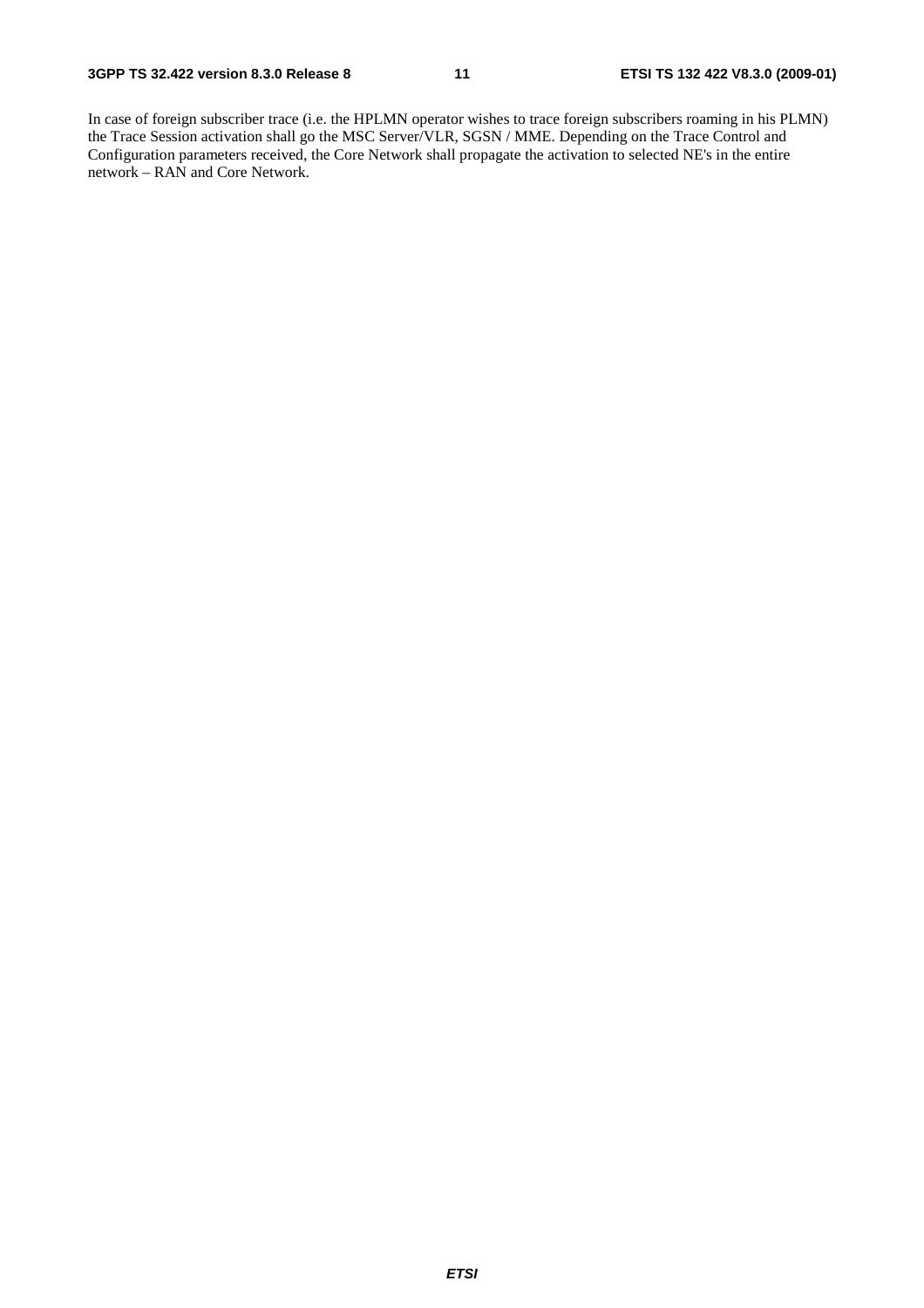In case of foreign subscriber trace (i.e. the HPLMN operator wishes to trace foreign subscribers roaming in his PLMN) the Trace Session activation shall go the MSC Server/VLR, SGSN / MME. Depending on the Trace Control and Configuration parameters received, the Core Network shall propagate the activation to selected NE's in the entire network – RAN and Core Network.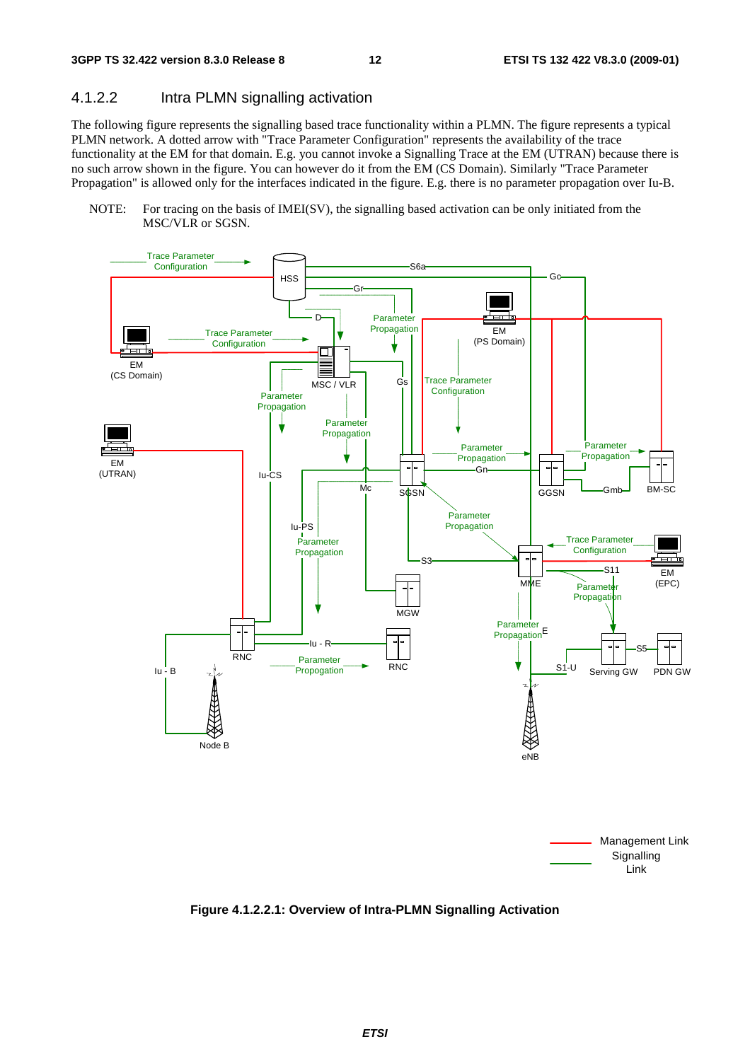### 4.1.2.2 Intra PLMN signalling activation

The following figure represents the signalling based trace functionality within a PLMN. The figure represents a typical PLMN network. A dotted arrow with "Trace Parameter Configuration" represents the availability of the trace functionality at the EM for that domain. E.g. you cannot invoke a Signalling Trace at the EM (UTRAN) because there is no such arrow shown in the figure. You can however do it from the EM (CS Domain). Similarly "Trace Parameter Propagation" is allowed only for the interfaces indicated in the figure. E.g. there is no parameter propagation over Iu-B.

NOTE: For tracing on the basis of IMEI(SV), the signalling based activation can be only initiated from the MSC/VLR or SGSN.

**Figure 4.1.2.2.1: Overview of Intra-PLMN Signalling Activation**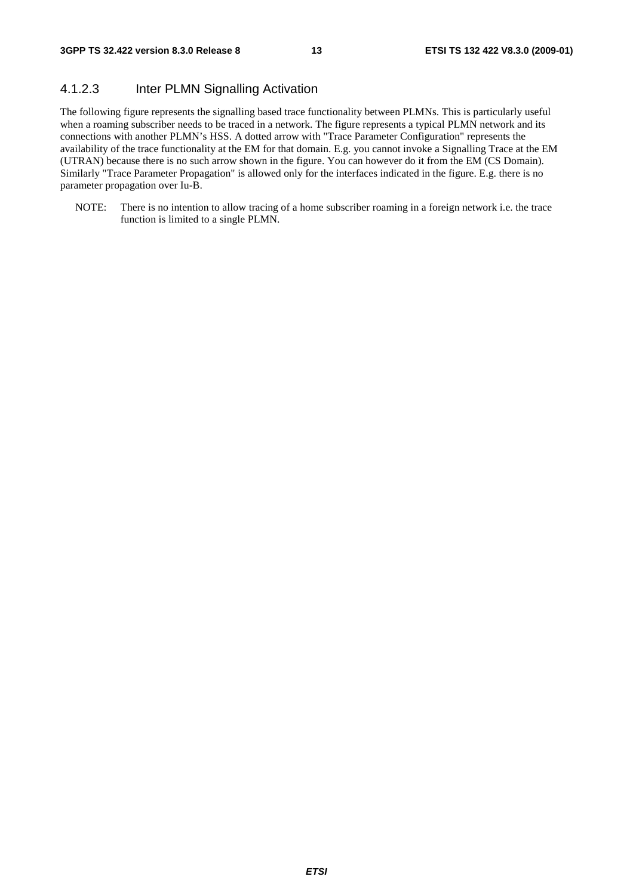#### 4.1.2.3 Inter PLMN Signalling Activation

The following figure represents the signalling based trace functionality between PLMNs. This is particularly useful when a roaming subscriber needs to be traced in a network. The figure represents a typical PLMN network and its connections with another PLMN's HSS. A dotted arrow with "Trace Parameter Configuration" represents the availability of the trace functionality at the EM for that domain. E.g. you cannot invoke a Signalling Trace at the EM (UTRAN) because there is no such arrow shown in the figure. You can however do it from the EM (CS Domain). Similarly "Trace Parameter Propagation" is allowed only for the interfaces indicated in the figure. E.g. there is no parameter propagation over Iu-B.

NOTE: There is no intention to allow tracing of a home subscriber roaming in a foreign network i.e. the trace function is limited to a single PLMN.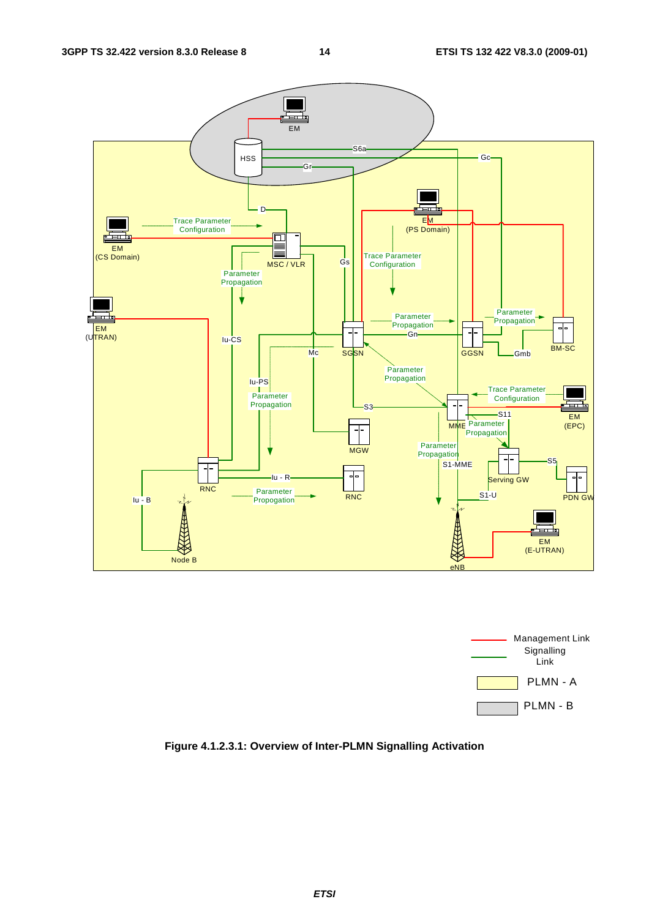Figure 4.1.2.3.1: Overview of Inter-PLMN Signalling Activation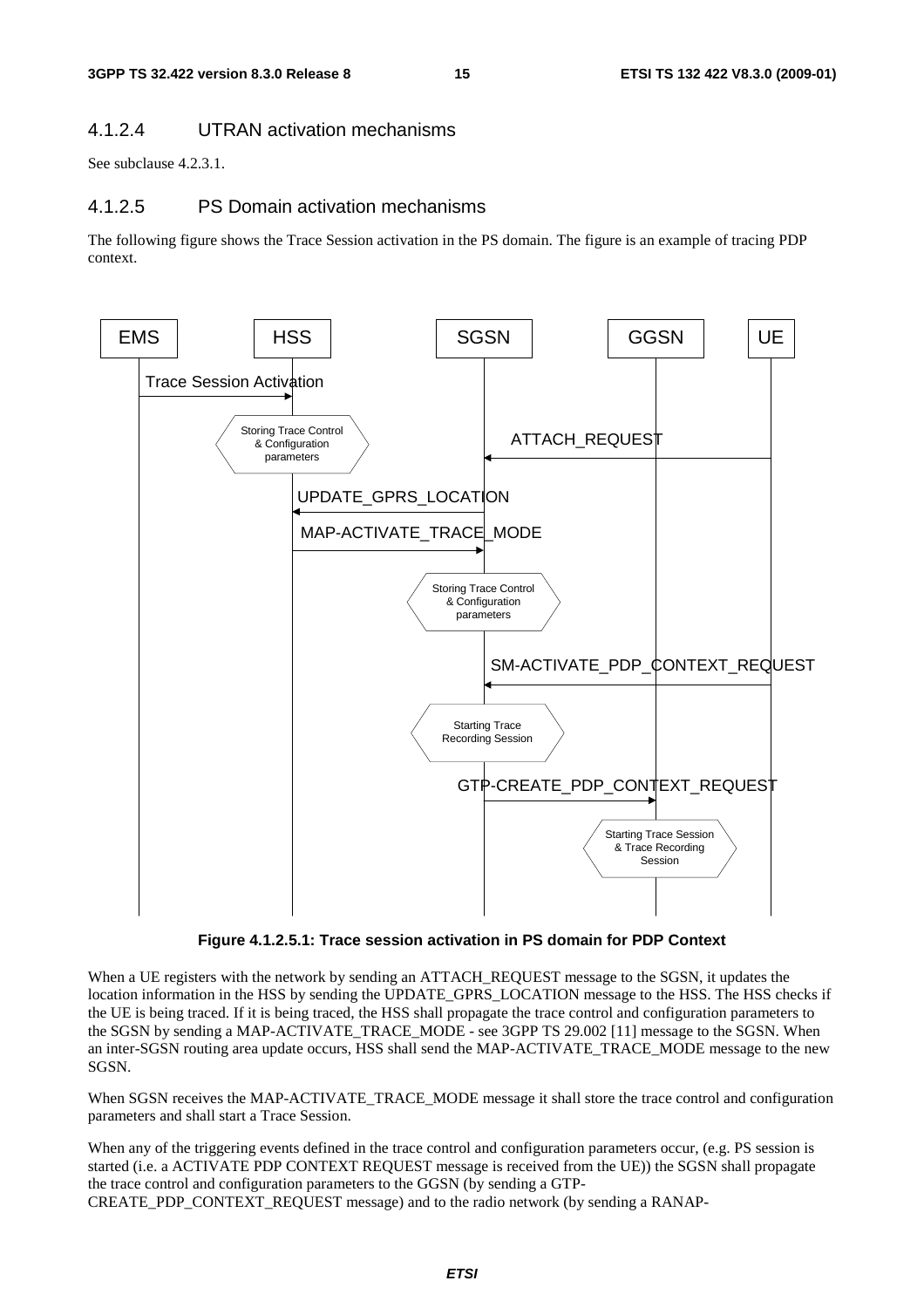### 4.1.2.4 UTRAN activation mechanisms

See subclause 4.2.3.1.

### 4.1.2.5 PS Domain activation mechanisms

The following figure shows the Trace Session activation in the PS domain. The figure is an example of tracing PDP context.

**Figure 4.1.2.5.1: Trace session activation in PS domain for PDP Context**

When a UE registers with the network by sending an ATTACH_REQUEST message to the SGSN, it updates the location information in the HSS by sending the UPDATE_GPRS_LOCATION message to the HSS. The HSS checks if the UE is being traced. If it is being traced, the HSS shall propagate the trace control and configuration parameters to the SGSN by sending a MAP-ACTIVATE_TRACE_MODE - see 3GPP TS 29.002 [11] message to the SGSN. When an inter-SGSN routing area update occurs, HSS shall send the MAP-ACTIVATE_TRACE_MODE message to the new SGSN.

When SGSN receives the MAP-ACTIVATE_TRACE_MODE message it shall store the trace control and configuration parameters and shall start a Trace Session.

When any of the triggering events defined in the trace control and configuration parameters occur, (e.g. PS session is started (i.e. a ACTIVATE PDP CONTEXT REQUEST message is received from the UE)) the SGSN shall propagate the trace control and configuration parameters to the GGSN (by sending a GTP-CREATE_PDP_CONTEXT_REQUEST message) and to the radio network (by sending a RANAP-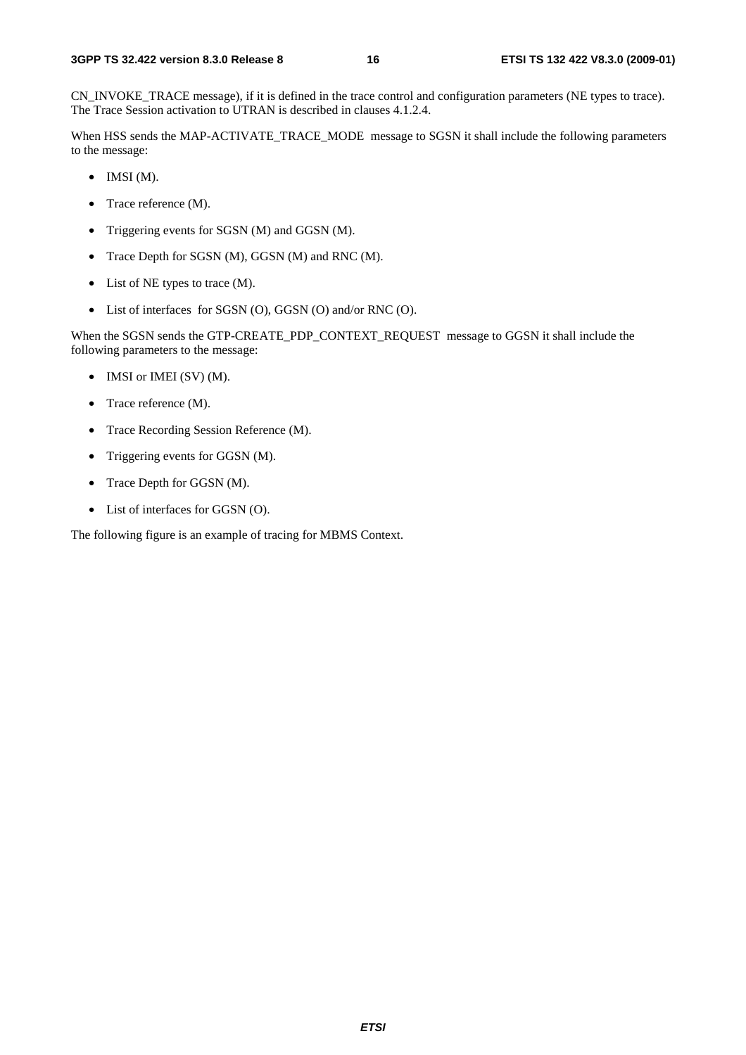CN_INVOKE_TRACE message), if it is defined in the trace control and configuration parameters (NE types to trace). The Trace Session activation to UTRAN is described in clauses 4.1.2.4.

When HSS sends the MAP-ACTIVATE_TRACE_MODE message to SGSN it shall include the following parameters to the message:

- IMSI (M).
- Trace reference (M).
- Triggering events for SGSN (M) and GGSN (M).
- Trace Depth for SGSN (M), GGSN (M) and RNC (M).
- List of NE types to trace (M).
- List of interfaces for SGSN (O), GGSN (O) and/or RNC (O).

When the SGSN sends the GTP-CREATE_PDP_CONTEXT_REQUEST message to GGSN it shall include the following parameters to the message:

- IMSI or IMEI (SV) (M).
- Trace reference (M).
- Trace Recording Session Reference (M).
- Triggering events for GGSN (M).
- Trace Depth for GGSN (M).
- List of interfaces for GGSN (O).

The following figure is an example of tracing for MBMS Context.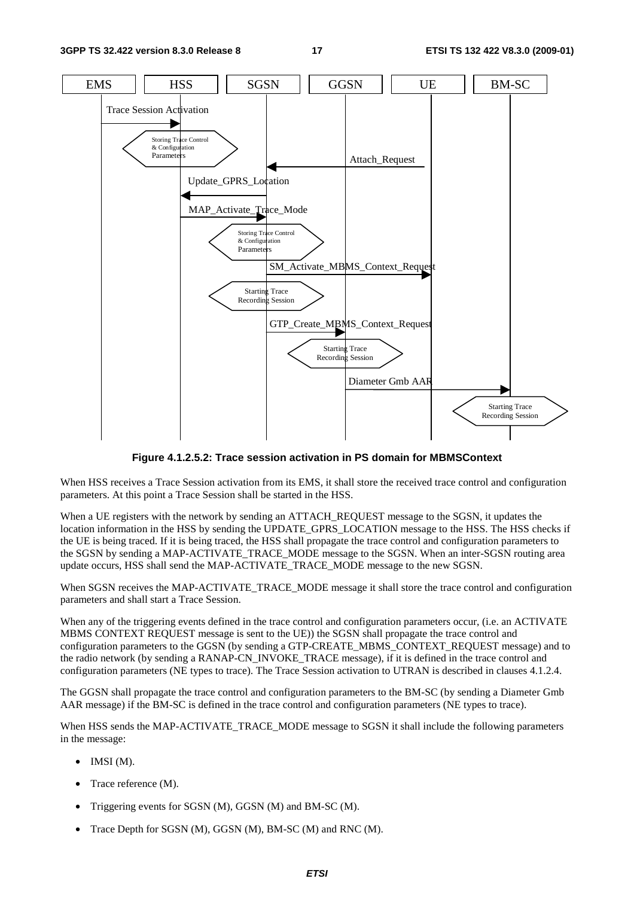**Figure 4.1.2.5.2: Trace session activation in PS domain for MBMSContext**

When HSS receives a Trace Session activation from its EMS, it shall store the received trace control and configuration parameters. At this point a Trace Session shall be started in the HSS.

When a UE registers with the network by sending an ATTACH_REQUEST message to the SGSN, it updates the location information in the HSS by sending the UPDATE_GPRS_LOCATION message to the HSS. The HSS checks if the UE is being traced. If it is being traced, the HSS shall propagate the trace control and configuration parameters to the SGSN by sending a MAP-ACTIVATE_TRACE_MODE message to the SGSN. When an inter-SGSN routing area update occurs, HSS shall send the MAP-ACTIVATE_TRACE_MODE message to the new SGSN.

When SGSN receives the MAP-ACTIVATE_TRACE_MODE message it shall store the trace control and configuration parameters and shall start a Trace Session.

When any of the triggering events defined in the trace control and configuration parameters occur, (i.e. an ACTIVATE MBMS CONTEXT REQUEST message is sent to the UE)) the SGSN shall propagate the trace control and configuration parameters to the GGSN (by sending a GTP-CREATE_MBMS_CONTEXT_REQUEST message) and to the radio network (by sending a RANAP-CN_INVOKE_TRACE message), if it is defined in the trace control and configuration parameters (NE types to trace). The Trace Session activation to UTRAN is described in clauses 4.1.2.4.

The GGSN shall propagate the trace control and configuration parameters to the BM-SC (by sending a Diameter Gmb AAR message) if the BM-SC is defined in the trace control and configuration parameters (NE types to trace).

When HSS sends the MAP-ACTIVATE_TRACE_MODE message to SGSN it shall include the following parameters in the message:

- IMSI (M).
- Trace reference (M).
- Triggering events for SGSN (M), GGSN (M) and BM-SC (M).
- Trace Depth for SGSN (M), GGSN (M), BM-SC (M) and RNC (M).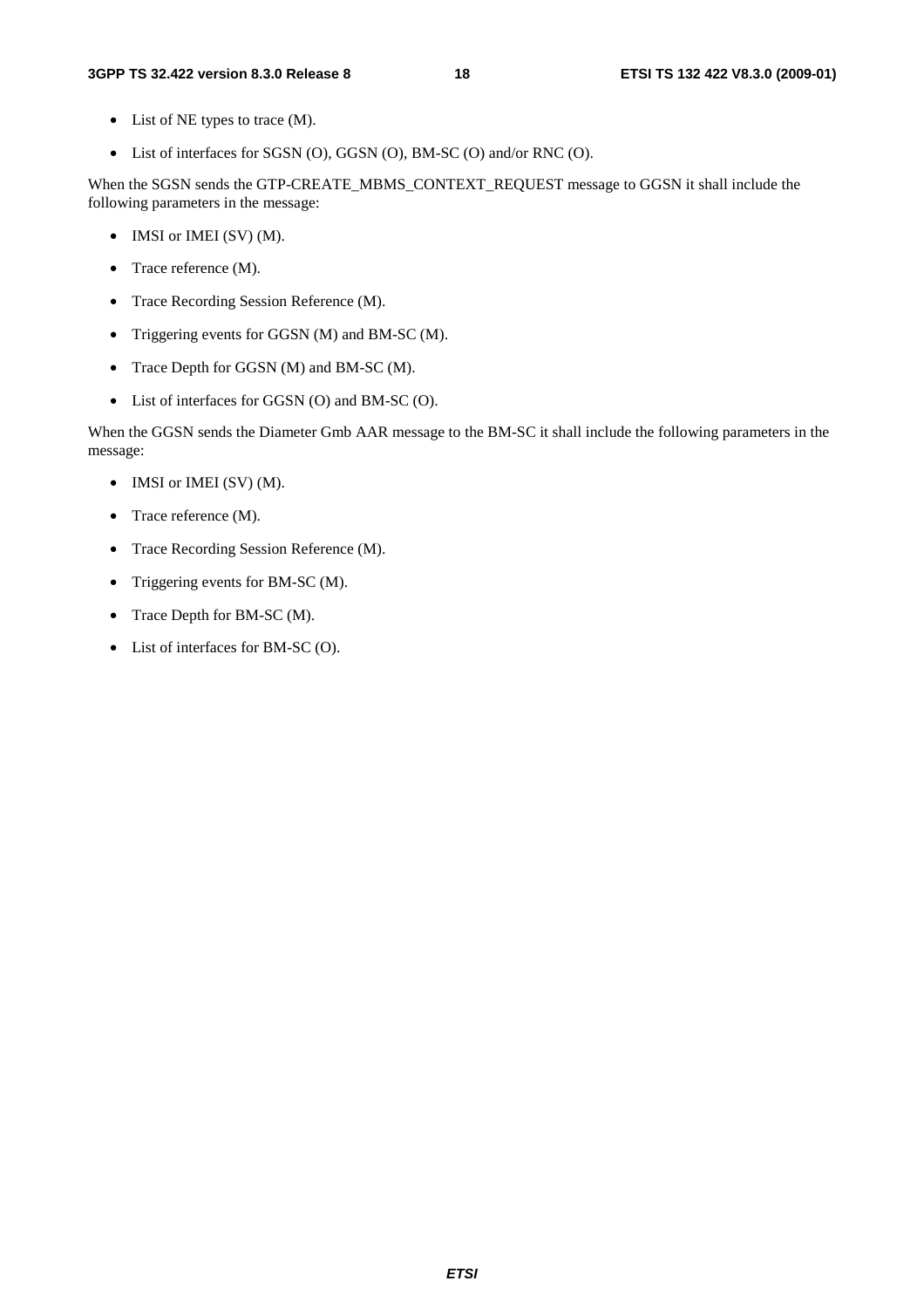- List of NE types to trace (M).
- List of interfaces for SGSN (O), GGSN (O), BM-SC (O) and/or RNC (O).

When the SGSN sends the GTP-CREATE_MBMS_CONTEXT_REQUEST message to GGSN it shall include the following parameters in the message:

- IMSI or IMEI (SV) (M).
- Trace reference (M).
- Trace Recording Session Reference (M).
- Triggering events for GGSN (M) and BM-SC (M).
- Trace Depth for GGSN (M) and BM-SC (M).
- List of interfaces for GGSN (O) and BM-SC (O).

When the GGSN sends the Diameter Gmb AAR message to the BM-SC it shall include the following parameters in the message:

- IMSI or IMEI (SV) (M).
- Trace reference (M).
- Trace Recording Session Reference (M).
- Triggering events for BM-SC (M).
- Trace Depth for BM-SC (M).
- List of interfaces for BM-SC (O).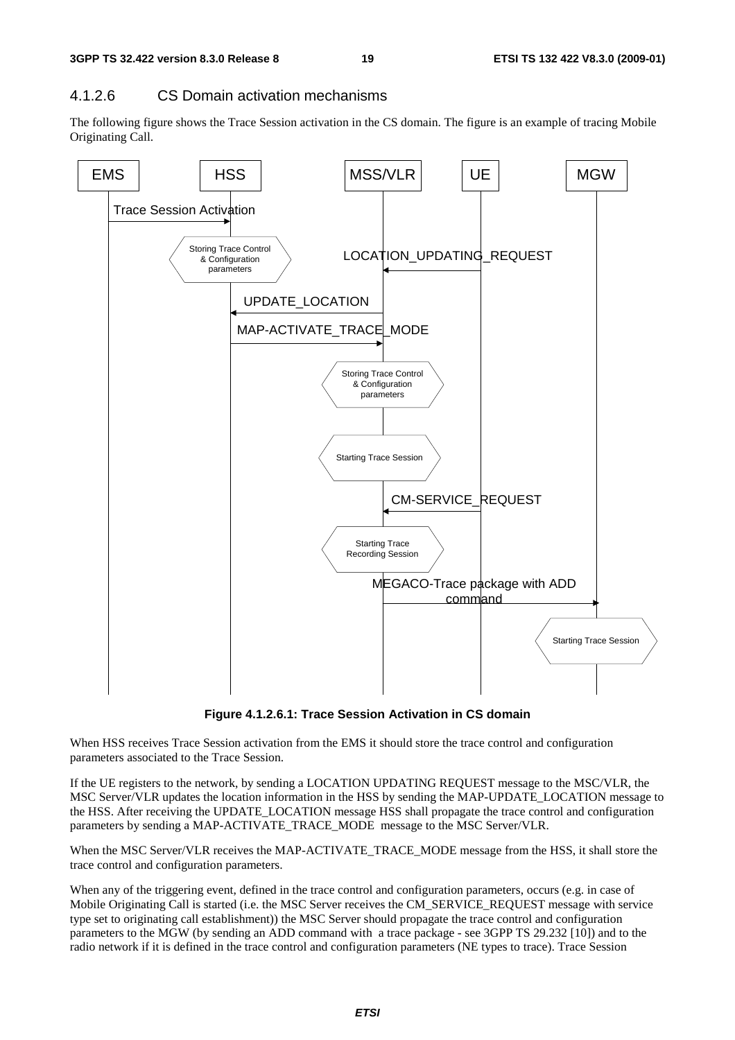### 4.1.2.6 CS Domain activation mechanisms

The following figure shows the Trace Session activation in the CS domain. The figure is an example of tracing Mobile Originating Call.

**Figure 4.1.2.6.1: Trace Session Activation in CS domain**

When HSS receives Trace Session activation from the EMS it should store the trace control and configuration parameters associated to the Trace Session.

If the UE registers to the network, by sending a LOCATION UPDATING REQUEST message to the MSC/VLR, the MSC Server/VLR updates the location information in the HSS by sending the MAP-UPDATE_LOCATION message to the HSS. After receiving the UPDATE_LOCATION message HSS shall propagate the trace control and configuration parameters by sending a MAP-ACTIVATE_TRACE_MODE message to the MSC Server/VLR.

When the MSC Server/VLR receives the MAP-ACTIVATE_TRACE_MODE message from the HSS, it shall store the trace control and configuration parameters.

When any of the triggering event, defined in the trace control and configuration parameters, occurs (e.g. in case of Mobile Originating Call is started (i.e. the MSC Server receives the CM_SERVICE_REQUEST message with service type set to originating call establishment)) the MSC Server should propagate the trace control and configuration parameters to the MGW (by sending an ADD command with a trace package - see 3GPP TS 29.232 [10]) and to the radio network if it is defined in the trace control and configuration parameters (NE types to trace). Trace Session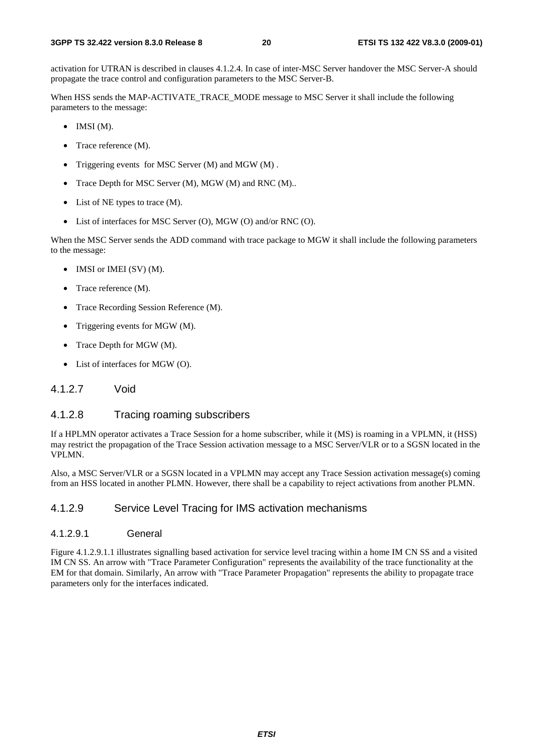activation for UTRAN is described in clauses 4.1.2.4. In case of inter-MSC Server handover the MSC Server-A should propagate the trace control and configuration parameters to the MSC Server-B.

When HSS sends the MAP-ACTIVATE_TRACE_MODE message to MSC Server it shall include the following parameters to the message:

- IMSI (M).
- Trace reference (M).
- Triggering events for MSC Server (M) and MGW (M) .
- Trace Depth for MSC Server (M), MGW (M) and RNC (M)..
- List of NE types to trace (M).
- List of interfaces for MSC Server (O), MGW (O) and/or RNC (O).

When the MSC Server sends the ADD command with trace package to MGW it shall include the following parameters to the message:

- IMSI or IMEI (SV) (M).
- Trace reference (M).
- Trace Recording Session Reference (M).
- Triggering events for MGW (M).
- Trace Depth for MGW (M).
- List of interfaces for MGW (O).

### 4.1.2.7 Void

### 4.1.2.8 Tracing roaming subscribers

If a HPLMN operator activates a Trace Session for a home subscriber, while it (MS) is roaming in a VPLMN, it (HSS) may restrict the propagation of the Trace Session activation message to a MSC Server/VLR or to a SGSN located in the VPLMN.

Also, a MSC Server/VLR or a SGSN located in a VPLMN may accept any Trace Session activation message(s) coming from an HSS located in another PLMN. However, there shall be a capability to reject activations from another PLMN.

### 4.1.2.9 Service Level Tracing for IMS activation mechanisms

#### 4.1.2.9.1 General

Figure 4.1.2.9.1.1 illustrates signalling based activation for service level tracing within a home IM CN SS and a visited IM CN SS. An arrow with "Trace Parameter Configuration" represents the availability of the trace functionality at the EM for that domain. Similarly, An arrow with "Trace Parameter Propagation" represents the ability to propagate trace parameters only for the interfaces indicated.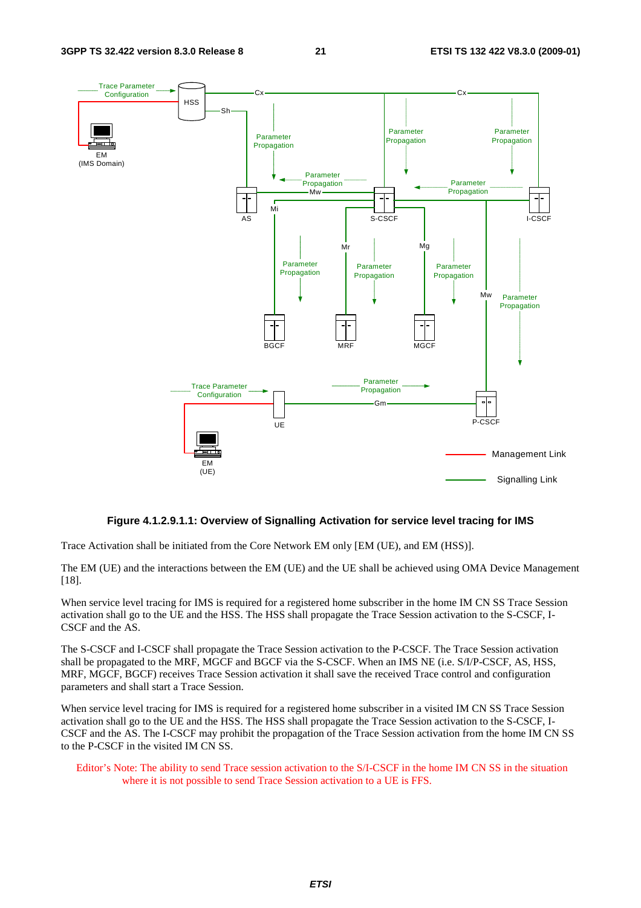**Figure 4.1.2.9.1.1: Overview of Signalling Activation for service level tracing for IMS**

Trace Activation shall be initiated from the Core Network EM only [EM (UE), and EM (HSS)].

The EM (UE) and the interactions between the EM (UE) and the UE shall be achieved using OMA Device Management [18].

When service level tracing for IMS is required for a registered home subscriber in the home IM CN SS Trace Session activation shall go to the UE and the HSS. The HSS shall propagate the Trace Session activation to the S-CSCF, I-CSCF and the AS.

The S-CSCF and I-CSCF shall propagate the Trace Session activation to the P-CSCF. The Trace Session activation shall be propagated to the MRF, MGCF and BGCF via the S-CSCF. When an IMS NE (i.e. S/I/P-CSCF, AS, HSS, MRF, MGCF, BGCF) receives Trace Session activation it shall save the received Trace control and configuration parameters and shall start a Trace Session.

When service level tracing for IMS is required for a registered home subscriber in a visited IM CN SS Trace Session activation shall go to the UE and the HSS. The HSS shall propagate the Trace Session activation to the S-CSCF, I-CSCF and the AS. The I-CSCF may prohibit the propagation of the Trace Session activation from the home IM CN SS to the P-CSCF in the visited IM CN SS.

Editor's Note: The ability to send Trace session activation to the S/I-CSCF in the home IM CN SS in the situation where it is not possible to send Trace Session activation to a UE is FFS.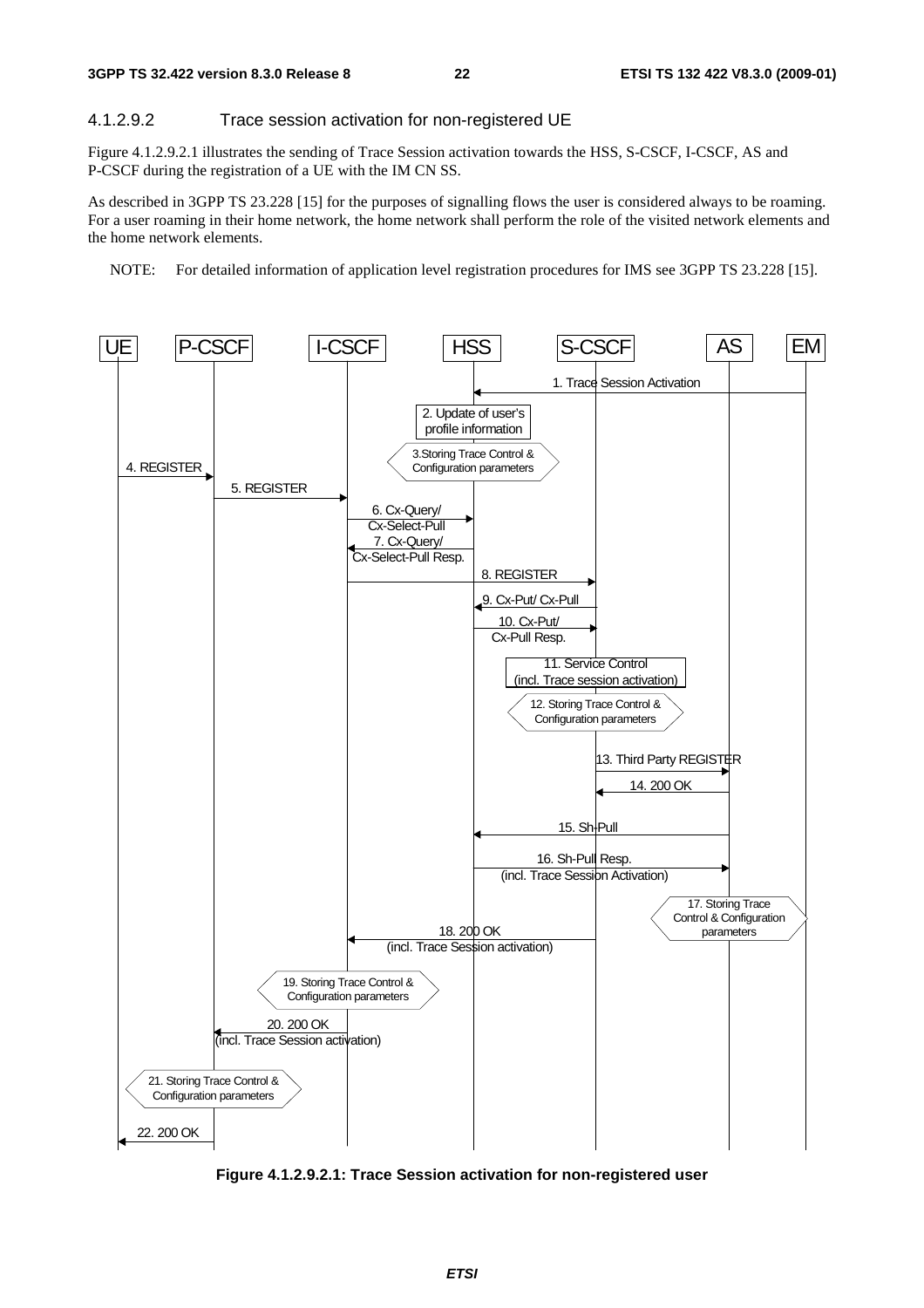#### 4.1.2.9.2 Trace session activation for non-registered UE

Figure 4.1.2.9.2.1 illustrates the sending of Trace Session activation towards the HSS, S-CSCF, I-CSCF, AS and P-CSCF during the registration of a UE with the IM CN SS.

As described in 3GPP TS 23.228 [15] for the purposes of signalling flows the user is considered always to be roaming. For a user roaming in their home network, the home network shall perform the role of the visited network elements and the home network elements.

NOTE: For detailed information of application level registration procedures for IMS see 3GPP TS 23.228 [15].

UE | P-CSCF | I-CSCF | HSS | S-CSCF | AS | EM

1. Trace Session Activation
2. Update of user's profile information
3. Storing Trace Control & Configuration parameters
4. REGISTER
5. REGISTER
6. Cx-Query/ Cx-Select-Pull
7. Cx-Query/ Cx-Select-Pull Resp.
8. REGISTER
9. Cx-Put/ Cx-Pull
10. Cx-Put/ Cx-Pull Resp.
11. Service Control (incl. Trace session activation)
12. Storing Trace Control & Configuration parameters
13. Third Party REGISTER
14. 200 OK
15. Sh-Pull
16. Sh-Pull Resp. (incl. Trace Session Activation)
17. Storing Trace Control & Configuration parameters
18. 200 OK (incl. Trace Session activation)
19. Storing Trace Control & Configuration parameters
20. 200 OK (incl. Trace Session activation)
21. Storing Trace Control & Configuration parameters
22. 200 OK

**Figure 4.1.2.9.2.1: Trace Session activation for non-registered user**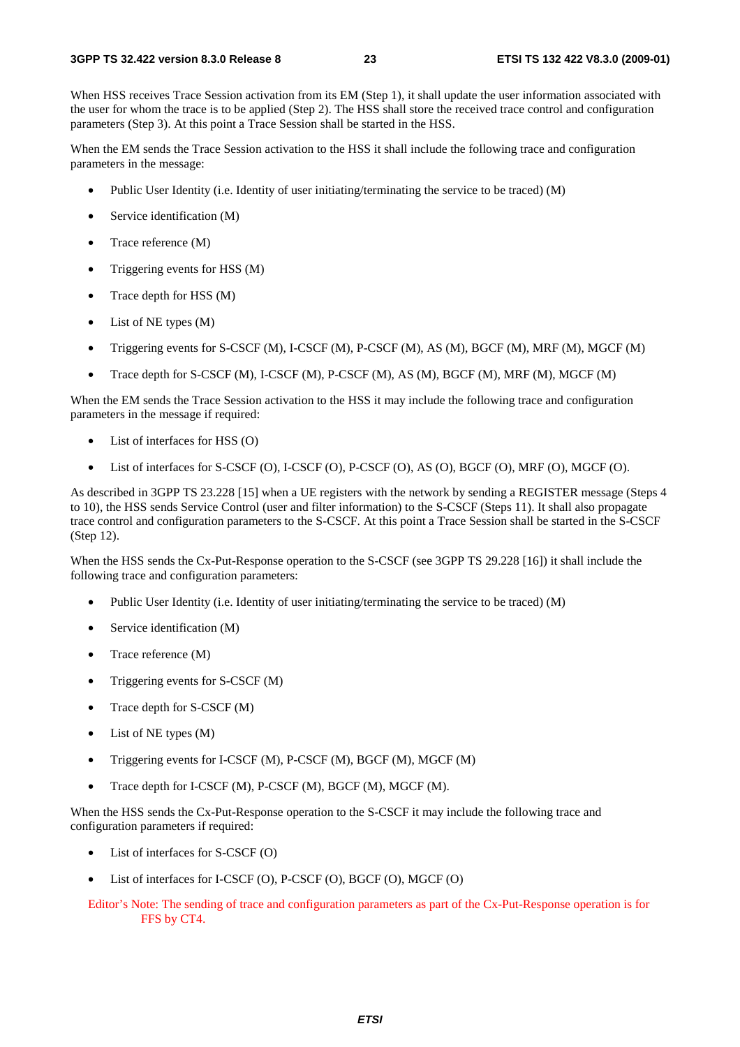When HSS receives Trace Session activation from its EM (Step 1), it shall update the user information associated with the user for whom the trace is to be applied (Step 2). The HSS shall store the received trace control and configuration parameters (Step 3). At this point a Trace Session shall be started in the HSS.

When the EM sends the Trace Session activation to the HSS it shall include the following trace and configuration parameters in the message:

- Public User Identity (i.e. Identity of user initiating/terminating the service to be traced) (M)
- Service identification (M)
- Trace reference (M)
- Triggering events for HSS (M)
- Trace depth for HSS (M)
- List of NE types (M)
- Triggering events for S-CSCF (M), I-CSCF (M), P-CSCF (M), AS (M), BGCF (M), MRF (M), MGCF (M)
- Trace depth for S-CSCF (M), I-CSCF (M), P-CSCF (M), AS (M), BGCF (M), MRF (M), MGCF (M)

When the EM sends the Trace Session activation to the HSS it may include the following trace and configuration parameters in the message if required:

- List of interfaces for HSS (O)
- List of interfaces for S-CSCF (O), I-CSCF (O), P-CSCF (O), AS (O), BGCF (O), MRF (O), MGCF (O).

As described in 3GPP TS 23.228 [15] when a UE registers with the network by sending a REGISTER message (Steps 4 to 10), the HSS sends Service Control (user and filter information) to the S-CSCF (Steps 11). It shall also propagate trace control and configuration parameters to the S-CSCF. At this point a Trace Session shall be started in the S-CSCF (Step 12).

When the HSS sends the Cx-Put-Response operation to the S-CSCF (see 3GPP TS 29.228 [16]) it shall include the following trace and configuration parameters:

- Public User Identity (i.e. Identity of user initiating/terminating the service to be traced) (M)
- Service identification (M)
- Trace reference (M)
- Triggering events for S-CSCF (M)
- Trace depth for S-CSCF (M)
- List of NE types (M)
- Triggering events for I-CSCF (M), P-CSCF (M), BGCF (M), MGCF (M)
- Trace depth for I-CSCF (M), P-CSCF (M), BGCF (M), MGCF (M).

When the HSS sends the Cx-Put-Response operation to the S-CSCF it may include the following trace and configuration parameters if required:

- List of interfaces for S-CSCF (O)
- List of interfaces for I-CSCF (O), P-CSCF (O), BGCF (O), MGCF (O)

Editor's Note: The sending of trace and configuration parameters as part of the Cx-Put-Response operation is for FFS by CT4.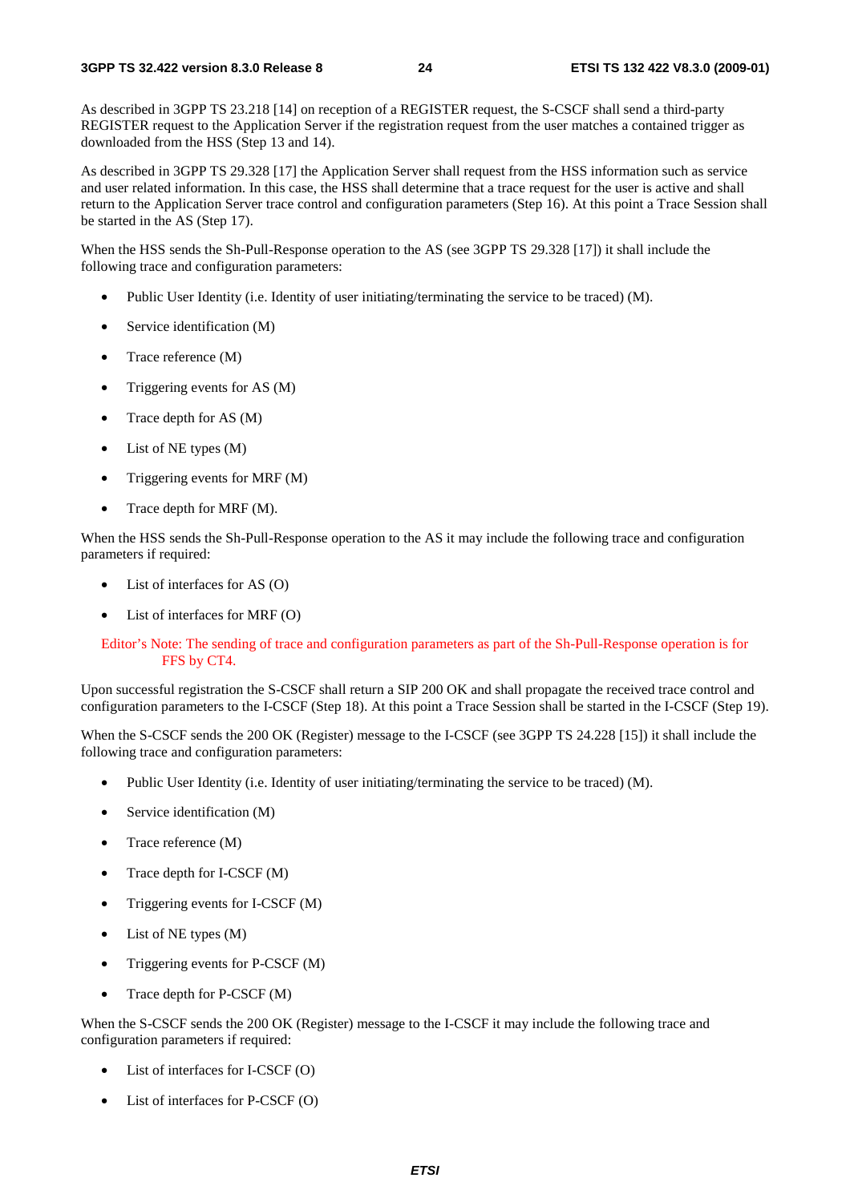As described in 3GPP TS 23.218 [14] on reception of a REGISTER request, the S-CSCF shall send a third-party REGISTER request to the Application Server if the registration request from the user matches a contained trigger as downloaded from the HSS (Step 13 and 14).

As described in 3GPP TS 29.328 [17] the Application Server shall request from the HSS information such as service and user related information. In this case, the HSS shall determine that a trace request for the user is active and shall return to the Application Server trace control and configuration parameters (Step 16). At this point a Trace Session shall be started in the AS (Step 17).

When the HSS sends the Sh-Pull-Response operation to the AS (see 3GPP TS 29.328 [17]) it shall include the following trace and configuration parameters:

- Public User Identity (i.e. Identity of user initiating/terminating the service to be traced) (M).
- Service identification (M)
- Trace reference (M)
- Triggering events for AS (M)
- Trace depth for AS (M)
- List of NE types (M)
- Triggering events for MRF (M)
- Trace depth for MRF (M).

When the HSS sends the Sh-Pull-Response operation to the AS it may include the following trace and configuration parameters if required:

- List of interfaces for AS (O)
- List of interfaces for MRF (O)

Editor's Note: The sending of trace and configuration parameters as part of the Sh-Pull-Response operation is for FFS by CT4.

Upon successful registration the S-CSCF shall return a SIP 200 OK and shall propagate the received trace control and configuration parameters to the I-CSCF (Step 18). At this point a Trace Session shall be started in the I-CSCF (Step 19).

When the S-CSCF sends the 200 OK (Register) message to the I-CSCF (see 3GPP TS 24.228 [15]) it shall include the following trace and configuration parameters:

- Public User Identity (i.e. Identity of user initiating/terminating the service to be traced) (M).
- Service identification (M)
- Trace reference (M)
- Trace depth for I-CSCF (M)
- Triggering events for I-CSCF (M)
- List of NE types (M)
- Triggering events for P-CSCF (M)
- Trace depth for P-CSCF (M)

When the S-CSCF sends the 200 OK (Register) message to the I-CSCF it may include the following trace and configuration parameters if required:

- List of interfaces for I-CSCF (O)
- List of interfaces for P-CSCF (O)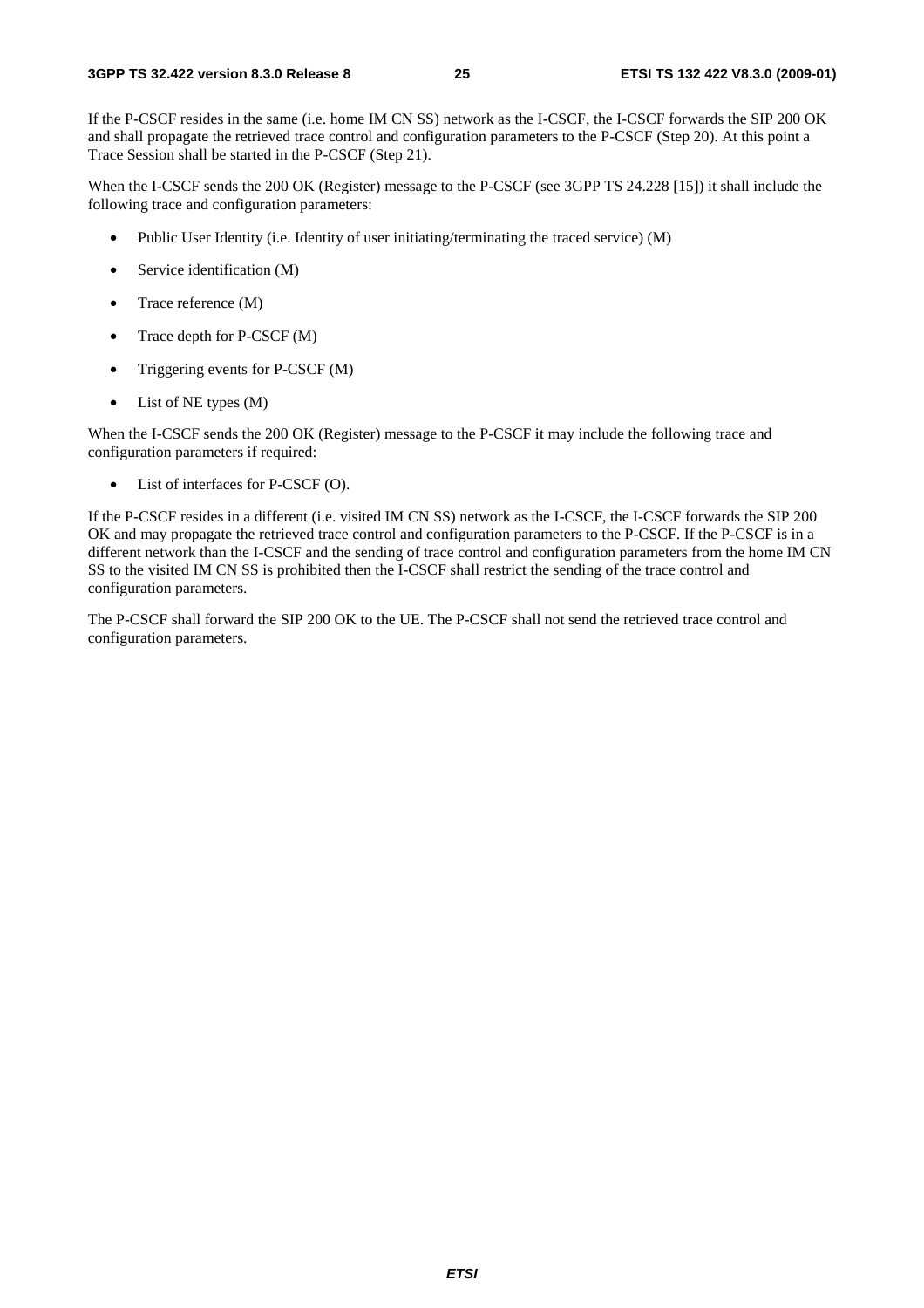If the P-CSCF resides in the same (i.e. home IM CN SS) network as the I-CSCF, the I-CSCF forwards the SIP 200 OK and shall propagate the retrieved trace control and configuration parameters to the P-CSCF (Step 20). At this point a Trace Session shall be started in the P-CSCF (Step 21).

When the I-CSCF sends the 200 OK (Register) message to the P-CSCF (see 3GPP TS 24.228 [15]) it shall include the following trace and configuration parameters:

- Public User Identity (i.e. Identity of user initiating/terminating the traced service) (M)
- Service identification (M)
- Trace reference (M)
- Trace depth for P-CSCF (M)
- Triggering events for P-CSCF (M)
- List of NE types (M)

When the I-CSCF sends the 200 OK (Register) message to the P-CSCF it may include the following trace and configuration parameters if required:

- List of interfaces for P-CSCF (O).

If the P-CSCF resides in a different (i.e. visited IM CN SS) network as the I-CSCF, the I-CSCF forwards the SIP 200 OK and may propagate the retrieved trace control and configuration parameters to the P-CSCF. If the P-CSCF is in a different network than the I-CSCF and the sending of trace control and configuration parameters from the home IM CN SS to the visited IM CN SS is prohibited then the I-CSCF shall restrict the sending of the trace control and configuration parameters.

The P-CSCF shall forward the SIP 200 OK to the UE. The P-CSCF shall not send the retrieved trace control and configuration parameters.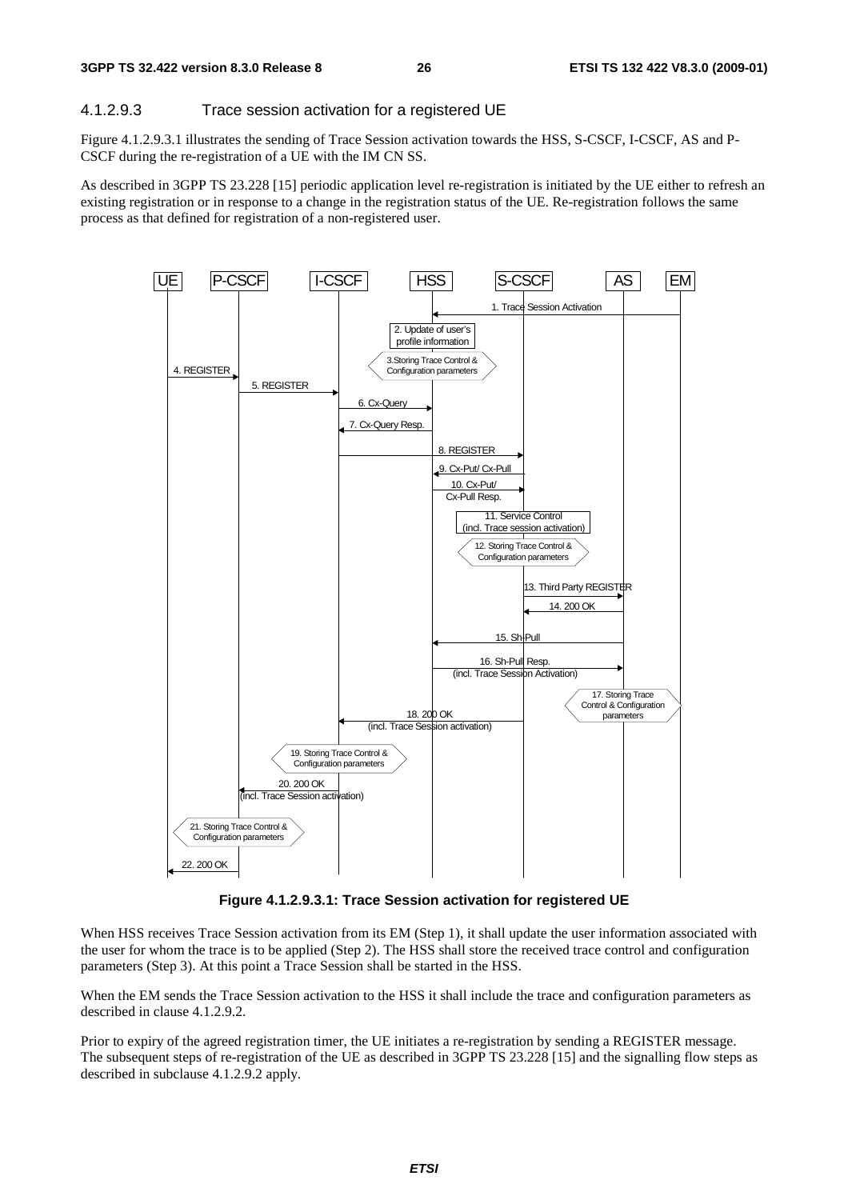#### 4.1.2.9.3 Trace session activation for a registered UE

Figure 4.1.2.9.3.1 illustrates the sending of Trace Session activation towards the HSS, S-CSCF, I-CSCF, AS and P-CSCF during the re-registration of a UE with the IM CN SS.

As described in 3GPP TS 23.228 [15] periodic application level re-registration is initiated by the UE either to refresh an existing registration or in response to a change in the registration status of the UE. Re-registration follows the same process as that defined for registration of a non-registered user.

**Figure 4.1.2.9.3.1: Trace Session activation for registered UE**

When HSS receives Trace Session activation from its EM (Step 1), it shall update the user information associated with the user for whom the trace is to be applied (Step 2). The HSS shall store the received trace control and configuration parameters (Step 3). At this point a Trace Session shall be started in the HSS.

When the EM sends the Trace Session activation to the HSS it shall include the trace and configuration parameters as described in clause 4.1.2.9.2.

Prior to expiry of the agreed registration timer, the UE initiates a re-registration by sending a REGISTER message. The subsequent steps of re-registration of the UE as described in 3GPP TS 23.228 [15] and the signalling flow steps as described in subclause 4.1.2.9.2 apply.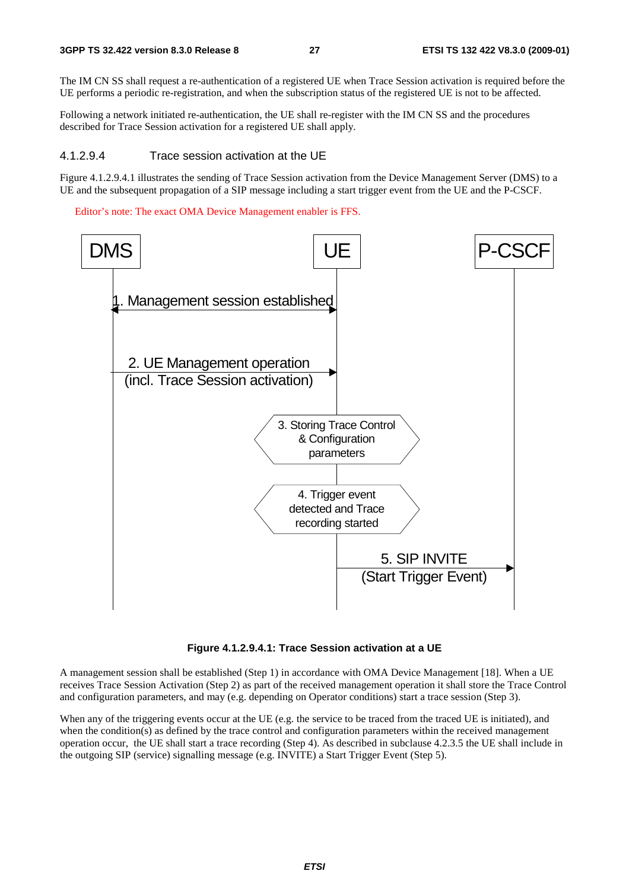The IM CN SS shall request a re-authentication of a registered UE when Trace Session activation is required before the UE performs a periodic re-registration, and when the subscription status of the registered UE is not to be affected.

Following a network initiated re-authentication, the UE shall re-register with the IM CN SS and the procedures described for Trace Session activation for a registered UE shall apply.

#### 4.1.2.9.4 Trace session activation at the UE

Figure 4.1.2.9.4.1 illustrates the sending of Trace Session activation from the Device Management Server (DMS) to a UE and the subsequent propagation of a SIP message including a start trigger event from the UE and the P-CSCF.

Editor's note: The exact OMA Device Management enabler is FFS.

**Figure 4.1.2.9.4.1: Trace Session activation at a UE**

A management session shall be established (Step 1) in accordance with OMA Device Management [18]. When a UE receives Trace Session Activation (Step 2) as part of the received management operation it shall store the Trace Control and configuration parameters, and may (e.g. depending on Operator conditions) start a trace session (Step 3).

When any of the triggering events occur at the UE (e.g. the service to be traced from the traced UE is initiated), and when the condition(s) as defined by the trace control and configuration parameters within the received management operation occur, the UE shall start a trace recording (Step 4). As described in subclause 4.2.3.5 the UE shall include in the outgoing SIP (service) signalling message (e.g. INVITE) a Start Trigger Event (Step 5).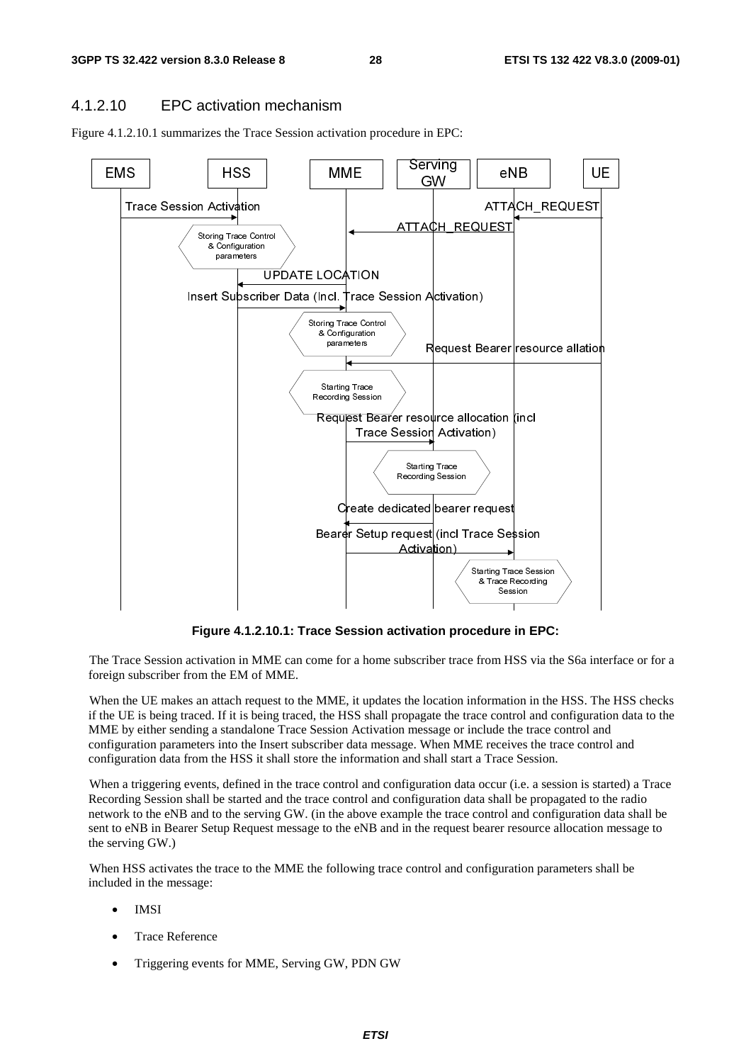### 4.1.2.10 EPC activation mechanism

Figure 4.1.2.10.1 summarizes the Trace Session activation procedure in EPC:

**Figure 4.1.2.10.1: Trace Session activation procedure in EPC:**

The Trace Session activation in MME can come for a home subscriber trace from HSS via the S6a interface or for a foreign subscriber from the EM of MME.

When the UE makes an attach request to the MME, it updates the location information in the HSS. The HSS checks if the UE is being traced. If it is being traced, the HSS shall propagate the trace control and configuration data to the MME by either sending a standalone Trace Session Activation message or include the trace control and configuration parameters into the Insert subscriber data message. When MME receives the trace control and configuration data from the HSS it shall store the information and shall start a Trace Session.

When a triggering events, defined in the trace control and configuration data occur (i.e. a session is started) a Trace Recording Session shall be started and the trace control and configuration data shall be propagated to the radio network to the eNB and to the serving GW. (in the above example the trace control and configuration data shall be sent to eNB in Bearer Setup Request message to the eNB and in the request bearer resource allocation message to the serving GW.)

When HSS activates the trace to the MME the following trace control and configuration parameters shall be included in the message:

- IMSI
- Trace Reference
- Triggering events for MME, Serving GW, PDN GW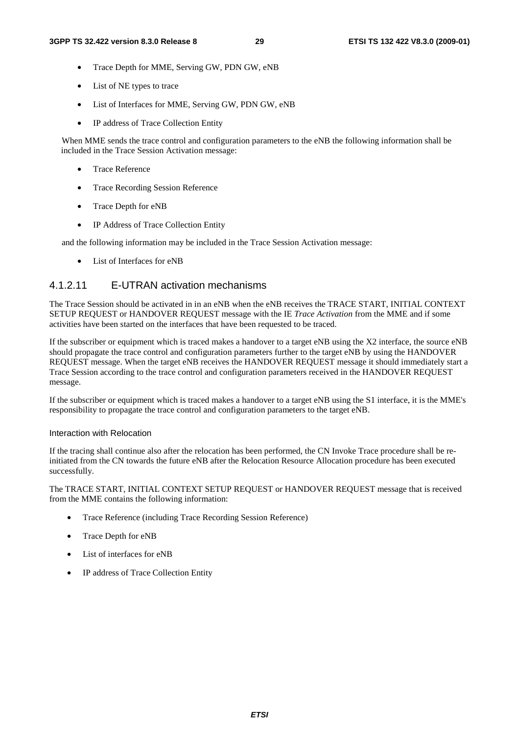- Trace Depth for MME, Serving GW, PDN GW, eNB
- List of NE types to trace
- List of Interfaces for MME, Serving GW, PDN GW, eNB
- IP address of Trace Collection Entity

When MME sends the trace control and configuration parameters to the eNB the following information shall be included in the Trace Session Activation message:

- Trace Reference
- Trace Recording Session Reference
- Trace Depth for eNB
- IP Address of Trace Collection Entity

and the following information may be included in the Trace Session Activation message:

- List of Interfaces for eNB

#### 4.1.2.11 E-UTRAN activation mechanisms

The Trace Session should be activated in in an eNB when the eNB receives the TRACE START, INITIAL CONTEXT SETUP REQUEST or HANDOVER REQUEST message with the IE *Trace Activation* from the MME and if some activities have been started on the interfaces that have been requested to be traced.

If the subscriber or equipment which is traced makes a handover to a target eNB using the X2 interface, the source eNB should propagate the trace control and configuration parameters further to the target eNB by using the HANDOVER REQUEST message. When the target eNB receives the HANDOVER REQUEST message it should immediately start a Trace Session according to the trace control and configuration parameters received in the HANDOVER REQUEST message.

If the subscriber or equipment which is traced makes a handover to a target eNB using the S1 interface, it is the MME's responsibility to propagate the trace control and configuration parameters to the target eNB.

Interaction with Relocation

If the tracing shall continue also after the relocation has been performed, the CN Invoke Trace procedure shall be re-initiated from the CN towards the future eNB after the Relocation Resource Allocation procedure has been executed successfully.

The TRACE START, INITIAL CONTEXT SETUP REQUEST or HANDOVER REQUEST message that is received from the MME contains the following information:

- Trace Reference (including Trace Recording Session Reference)
- Trace Depth for eNB
- List of interfaces for eNB
- IP address of Trace Collection Entity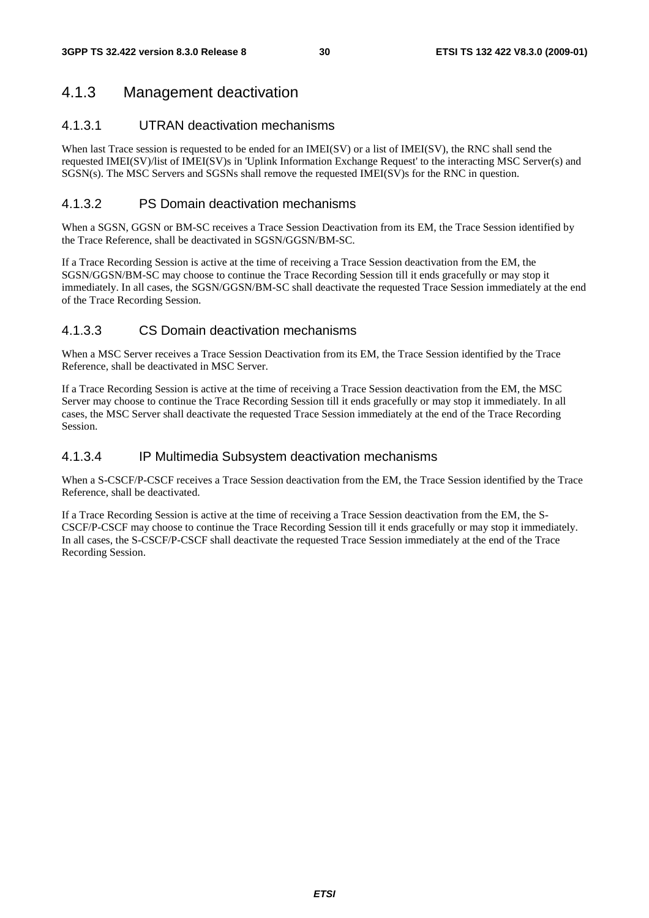### 4.1.3 Management deactivation

#### 4.1.3.1 UTRAN deactivation mechanisms

When last Trace session is requested to be ended for an IMEI(SV) or a list of IMEI(SV), the RNC shall send the requested IMEI(SV)/list of IMEI(SV)s in 'Uplink Information Exchange Request' to the interacting MSC Server(s) and SGSN(s). The MSC Servers and SGSNs shall remove the requested IMEI(SV)s for the RNC in question.

#### 4.1.3.2 PS Domain deactivation mechanisms

When a SGSN, GGSN or BM-SC receives a Trace Session Deactivation from its EM, the Trace Session identified by the Trace Reference, shall be deactivated in SGSN/GGSN/BM-SC.

If a Trace Recording Session is active at the time of receiving a Trace Session deactivation from the EM, the SGSN/GGSN/BM-SC may choose to continue the Trace Recording Session till it ends gracefully or may stop it immediately. In all cases, the SGSN/GGSN/BM-SC shall deactivate the requested Trace Session immediately at the end of the Trace Recording Session.

#### 4.1.3.3 CS Domain deactivation mechanisms

When a MSC Server receives a Trace Session Deactivation from its EM, the Trace Session identified by the Trace Reference, shall be deactivated in MSC Server.

If a Trace Recording Session is active at the time of receiving a Trace Session deactivation from the EM, the MSC Server may choose to continue the Trace Recording Session till it ends gracefully or may stop it immediately. In all cases, the MSC Server shall deactivate the requested Trace Session immediately at the end of the Trace Recording Session.

#### 4.1.3.4 IP Multimedia Subsystem deactivation mechanisms

When a S-CSCF/P-CSCF receives a Trace Session deactivation from the EM, the Trace Session identified by the Trace Reference, shall be deactivated.

If a Trace Recording Session is active at the time of receiving a Trace Session deactivation from the EM, the S-CSCF/P-CSCF may choose to continue the Trace Recording Session till it ends gracefully or may stop it immediately. In all cases, the S-CSCF/P-CSCF shall deactivate the requested Trace Session immediately at the end of the Trace Recording Session.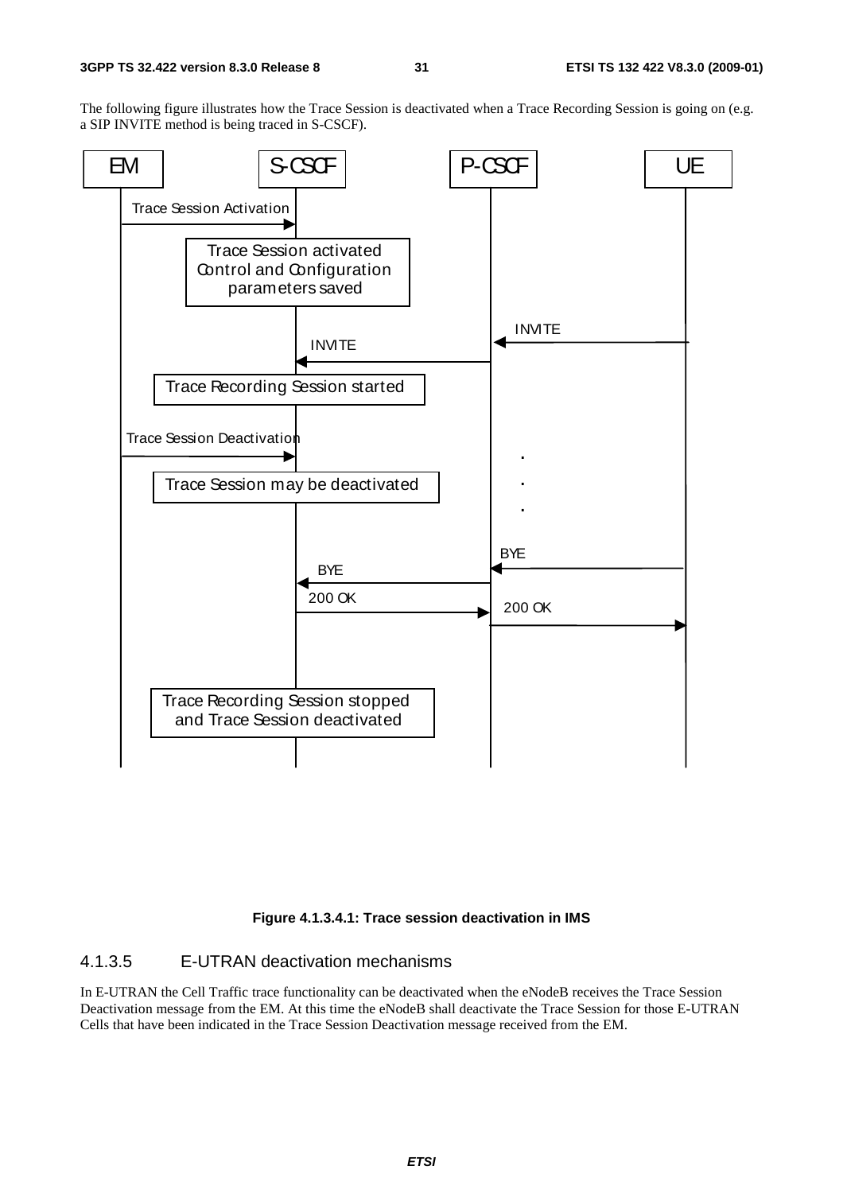The following figure illustrates how the Trace Session is deactivated when a Trace Recording Session is going on (e.g. a SIP INVITE method is being traced in S-CSCF).

**Figure 4.1.3.4.1: Trace session deactivation in IMS**

### 4.1.3.5 E-UTRAN deactivation mechanisms

In E-UTRAN the Cell Traffic trace functionality can be deactivated when the eNodeB receives the Trace Session Deactivation message from the EM. At this time the eNodeB shall deactivate the Trace Session for those E-UTRAN Cells that have been indicated in the Trace Session Deactivation message received from the EM.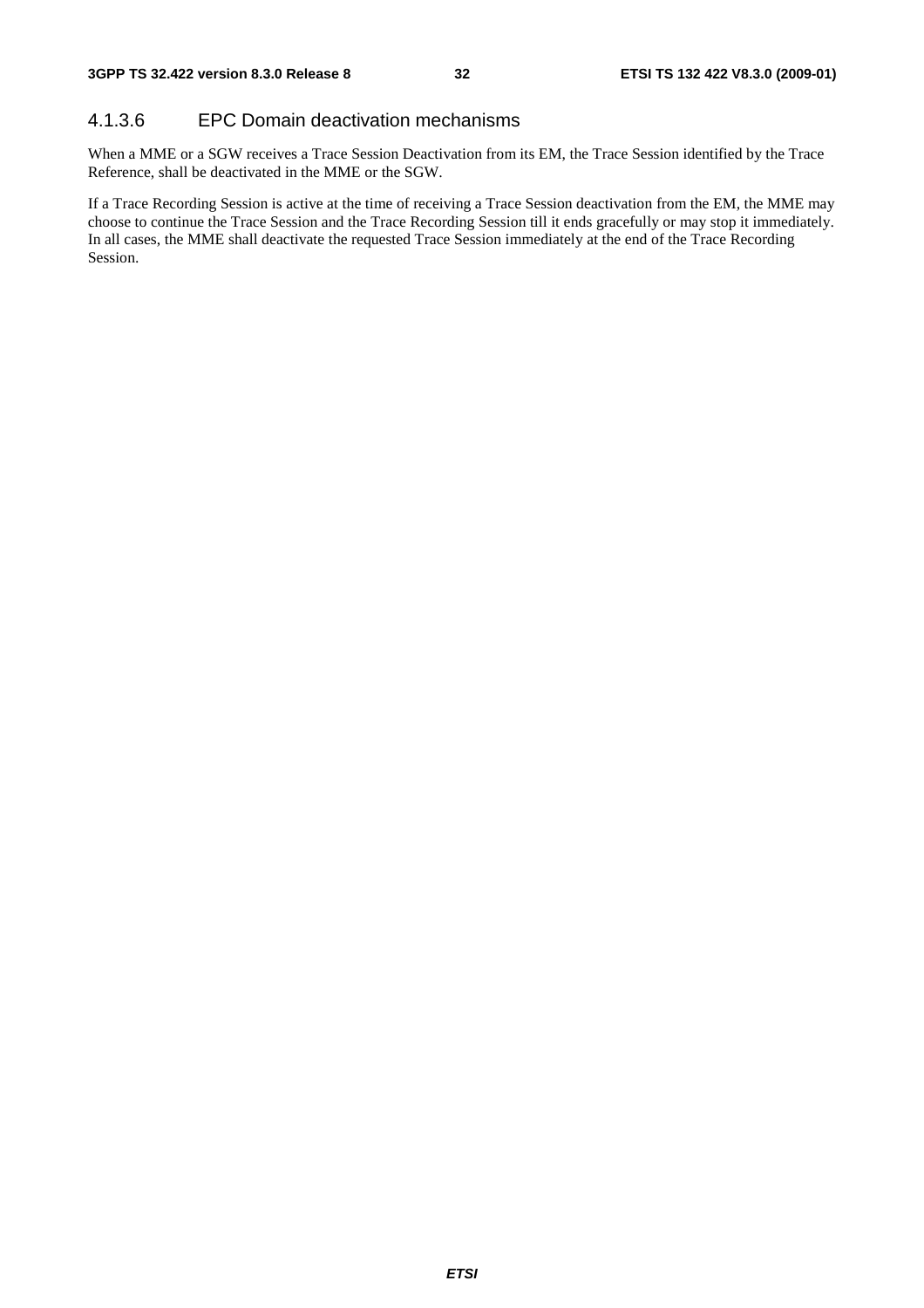#### 4.1.3.6 EPC Domain deactivation mechanisms

When a MME or a SGW receives a Trace Session Deactivation from its EM, the Trace Session identified by the Trace Reference, shall be deactivated in the MME or the SGW.

If a Trace Recording Session is active at the time of receiving a Trace Session deactivation from the EM, the MME may choose to continue the Trace Session and the Trace Recording Session till it ends gracefully or may stop it immediately. In all cases, the MME shall deactivate the requested Trace Session immediately at the end of the Trace Recording Session.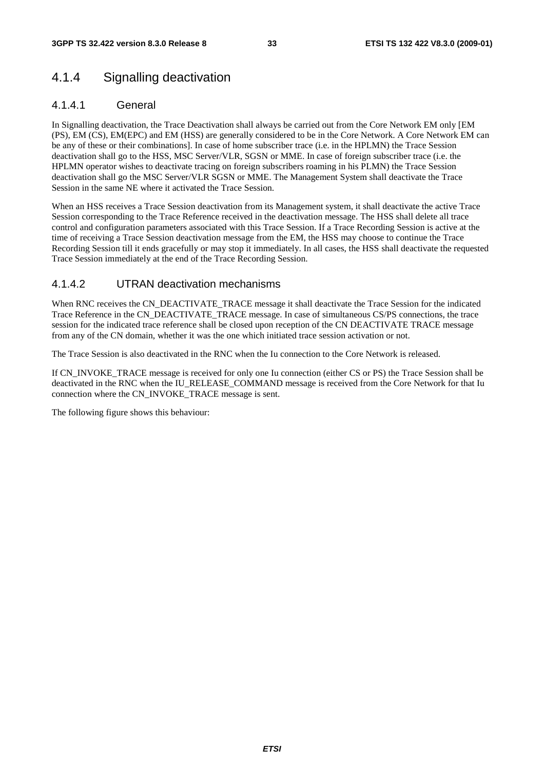### 4.1.4 Signalling deactivation

#### 4.1.4.1 General

In Signalling deactivation, the Trace Deactivation shall always be carried out from the Core Network EM only [EM (PS), EM (CS), EM(EPC) and EM (HSS) are generally considered to be in the Core Network. A Core Network EM can be any of these or their combinations]. In case of home subscriber trace (i.e. in the HPLMN) the Trace Session deactivation shall go to the HSS, MSC Server/VLR, SGSN or MME. In case of foreign subscriber trace (i.e. the HPLMN operator wishes to deactivate tracing on foreign subscribers roaming in his PLMN) the Trace Session deactivation shall go the MSC Server/VLR SGSN or MME. The Management System shall deactivate the Trace Session in the same NE where it activated the Trace Session.

When an HSS receives a Trace Session deactivation from its Management system, it shall deactivate the active Trace Session corresponding to the Trace Reference received in the deactivation message. The HSS shall delete all trace control and configuration parameters associated with this Trace Session. If a Trace Recording Session is active at the time of receiving a Trace Session deactivation message from the EM, the HSS may choose to continue the Trace Recording Session till it ends gracefully or may stop it immediately. In all cases, the HSS shall deactivate the requested Trace Session immediately at the end of the Trace Recording Session.

#### 4.1.4.2 UTRAN deactivation mechanisms

When RNC receives the CN_DEACTIVATE_TRACE message it shall deactivate the Trace Session for the indicated Trace Reference in the CN_DEACTIVATE_TRACE message. In case of simultaneous CS/PS connections, the trace session for the indicated trace reference shall be closed upon reception of the CN DEACTIVATE TRACE message from any of the CN domain, whether it was the one which initiated trace session activation or not.

The Trace Session is also deactivated in the RNC when the Iu connection to the Core Network is released.

If CN_INVOKE_TRACE message is received for only one Iu connection (either CS or PS) the Trace Session shall be deactivated in the RNC when the IU_RELEASE_COMMAND message is received from the Core Network for that Iu connection where the CN_INVOKE_TRACE message is sent.

The following figure shows this behaviour: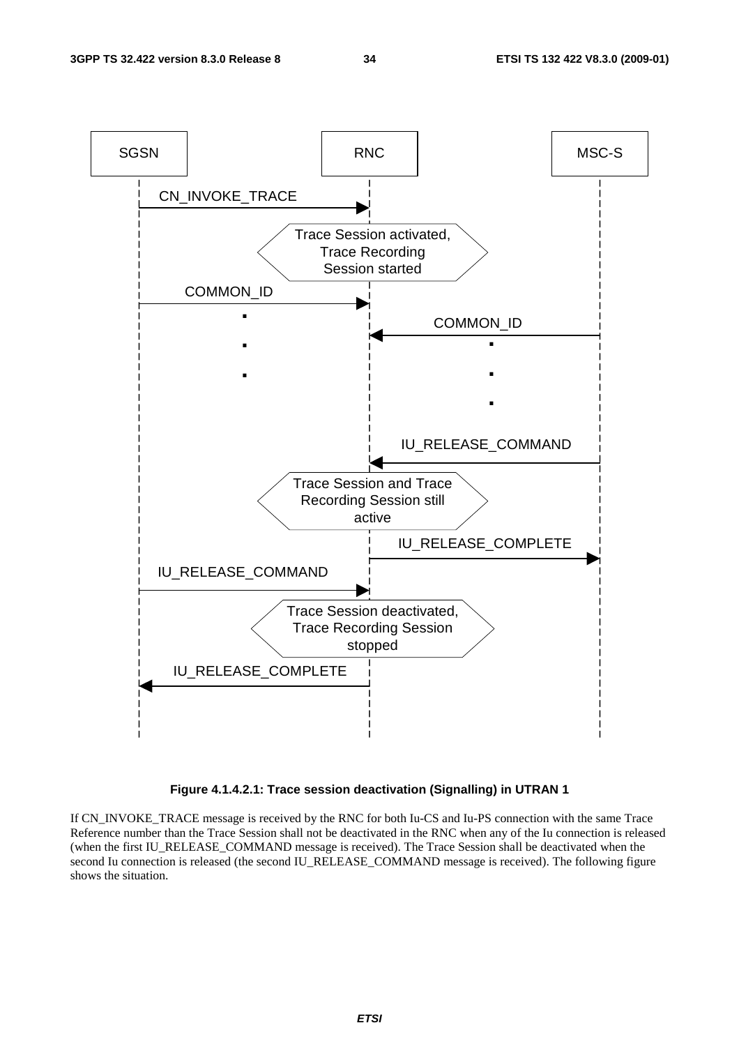SGSN RNC MSC-S

CN_INVOKE_TRACE

Trace Session activated, Trace Recording Session started

COMMON_ID

COMMON_ID

IU_RELEASE_COMMAND

Trace Session and Trace Recording Session still active

IU_RELEASE_COMPLETE

IU_RELEASE_COMMAND

Trace Session deactivated, Trace Recording Session stopped

IU_RELEASE_COMPLETE

**Figure 4.1.4.2.1: Trace session deactivation (Signalling) in UTRAN 1**

If CN_INVOKE_TRACE message is received by the RNC for both Iu-CS and Iu-PS connection with the same Trace Reference number than the Trace Session shall not be deactivated in the RNC when any of the Iu connection is released (when the first IU_RELEASE_COMMAND message is received). The Trace Session shall be deactivated when the second Iu connection is released (the second IU_RELEASE_COMMAND message is received). The following figure shows the situation.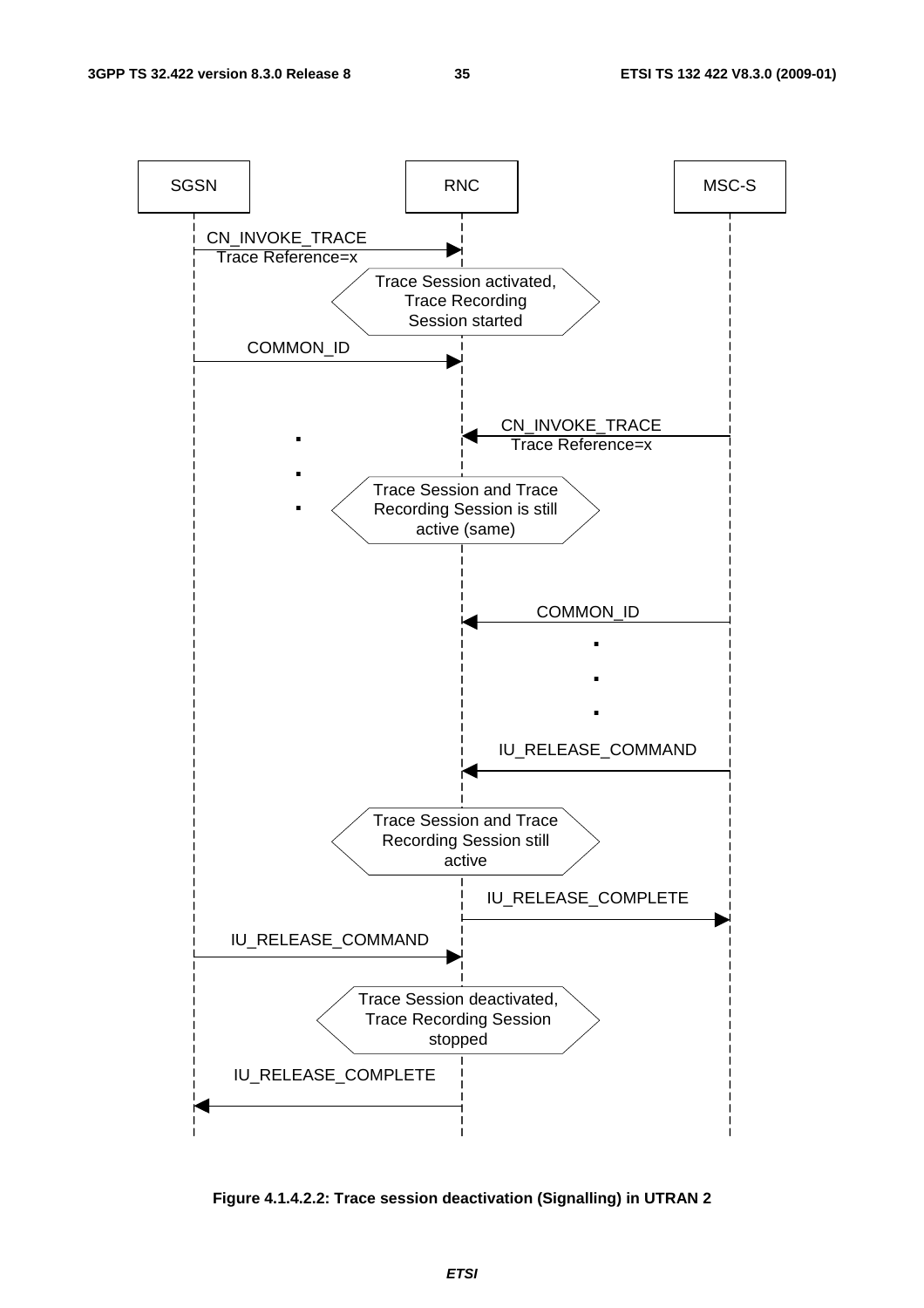SGSN | RNC | MSC-S

CN_INVOKE_TRACE
Trace Reference=x

Trace Session activated, Trace Recording Session started

COMMON_ID

CN_INVOKE_TRACE
Trace Reference=x

Trace Session and Trace Recording Session is still active (same)

COMMON_ID

IU_RELEASE_COMMAND

Trace Session and Trace Recording Session still active

IU_RELEASE_COMPLETE

IU_RELEASE_COMMAND

Trace Session deactivated, Trace Recording Session stopped

IU_RELEASE_COMPLETE

**Figure 4.1.4.2.2: Trace session deactivation (Signalling) in UTRAN 2**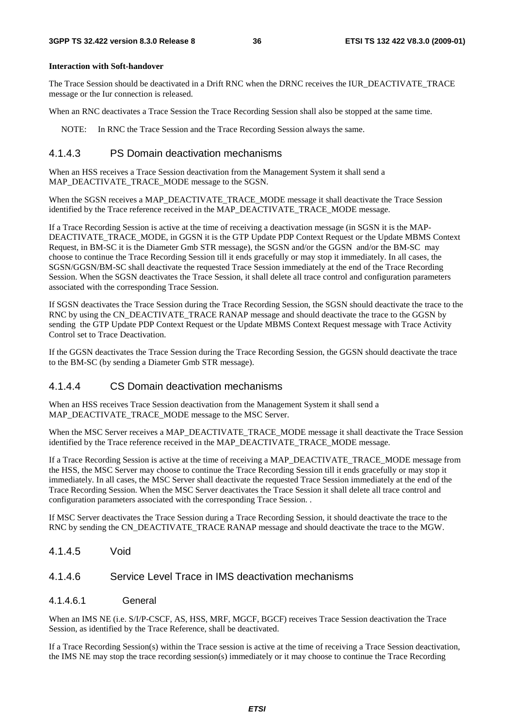**Interaction with Soft-handover**

The Trace Session should be deactivated in a Drift RNC when the DRNC receives the IUR_DEACTIVATE_TRACE message or the Iur connection is released.

When an RNC deactivates a Trace Session the Trace Recording Session shall also be stopped at the same time.

NOTE: In RNC the Trace Session and the Trace Recording Session always the same.

### 4.1.4.3 PS Domain deactivation mechanisms

When an HSS receives a Trace Session deactivation from the Management System it shall send a MAP_DEACTIVATE_TRACE_MODE message to the SGSN.

When the SGSN receives a MAP_DEACTIVATE_TRACE_MODE message it shall deactivate the Trace Session identified by the Trace reference received in the MAP_DEACTIVATE_TRACE_MODE message.

If a Trace Recording Session is active at the time of receiving a deactivation message (in SGSN it is the MAP-DEACTIVATE_TRACE_MODE, in GGSN it is the GTP Update PDP Context Request or the Update MBMS Context Request, in BM-SC it is the Diameter Gmb STR message), the SGSN and/or the GGSN and/or the BM-SC may choose to continue the Trace Recording Session till it ends gracefully or may stop it immediately. In all cases, the SGSN/GGSN/BM-SC shall deactivate the requested Trace Session immediately at the end of the Trace Recording Session. When the SGSN deactivates the Trace Session, it shall delete all trace control and configuration parameters associated with the corresponding Trace Session.

If SGSN deactivates the Trace Session during the Trace Recording Session, the SGSN should deactivate the trace to the RNC by using the CN_DEACTIVATE_TRACE RANAP message and should deactivate the trace to the GGSN by sending the GTP Update PDP Context Request or the Update MBMS Context Request message with Trace Activity Control set to Trace Deactivation.

If the GGSN deactivates the Trace Session during the Trace Recording Session, the GGSN should deactivate the trace to the BM-SC (by sending a Diameter Gmb STR message).

### 4.1.4.4 CS Domain deactivation mechanisms

When an HSS receives Trace Session deactivation from the Management System it shall send a MAP_DEACTIVATE_TRACE_MODE message to the MSC Server.

When the MSC Server receives a MAP_DEACTIVATE_TRACE_MODE message it shall deactivate the Trace Session identified by the Trace reference received in the MAP_DEACTIVATE_TRACE_MODE message.

If a Trace Recording Session is active at the time of receiving a MAP_DEACTIVATE_TRACE_MODE message from the HSS, the MSC Server may choose to continue the Trace Recording Session till it ends gracefully or may stop it immediately. In all cases, the MSC Server shall deactivate the requested Trace Session immediately at the end of the Trace Recording Session. When the MSC Server deactivates the Trace Session it shall delete all trace control and configuration parameters associated with the corresponding Trace Session. .

If MSC Server deactivates the Trace Session during a Trace Recording Session, it should deactivate the trace to the RNC by sending the CN_DEACTIVATE_TRACE RANAP message and should deactivate the trace to the MGW.

### 4.1.4.5 Void

### 4.1.4.6 Service Level Trace in IMS deactivation mechanisms

#### 4.1.4.6.1 General

When an IMS NE (i.e. S/I/P-CSCF, AS, HSS, MRF, MGCF, BGCF) receives Trace Session deactivation the Trace Session, as identified by the Trace Reference, shall be deactivated.

If a Trace Recording Session(s) within the Trace session is active at the time of receiving a Trace Session deactivation, the IMS NE may stop the trace recording session(s) immediately or it may choose to continue the Trace Recording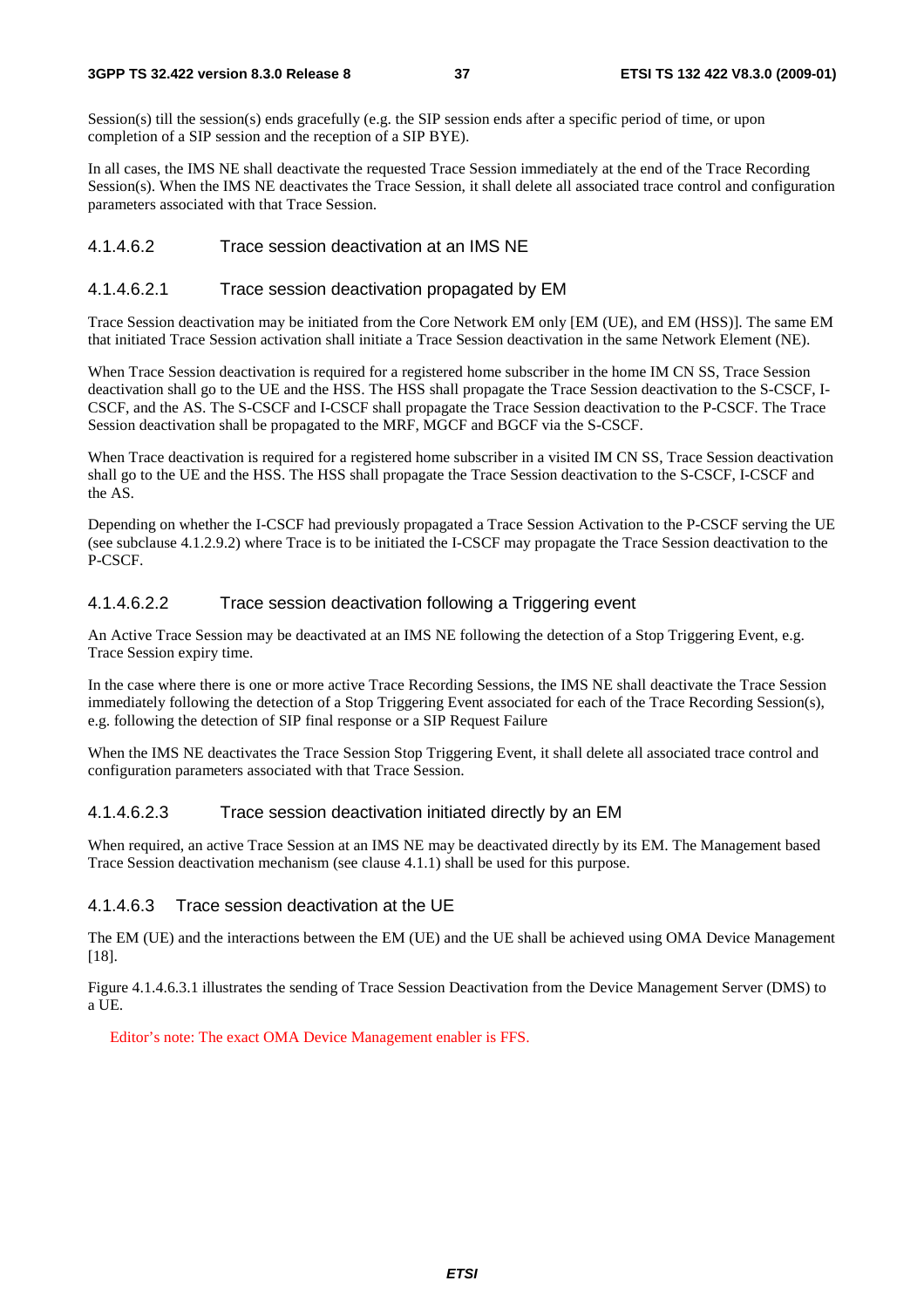Session(s) till the session(s) ends gracefully (e.g. the SIP session ends after a specific period of time, or upon completion of a SIP session and the reception of a SIP BYE).

In all cases, the IMS NE shall deactivate the requested Trace Session immediately at the end of the Trace Recording Session(s). When the IMS NE deactivates the Trace Session, it shall delete all associated trace control and configuration parameters associated with that Trace Session.

#### 4.1.4.6.2 Trace session deactivation at an IMS NE

##### 4.1.4.6.2.1 Trace session deactivation propagated by EM

Trace Session deactivation may be initiated from the Core Network EM only [EM (UE), and EM (HSS)]. The same EM that initiated Trace Session activation shall initiate a Trace Session deactivation in the same Network Element (NE).

When Trace Session deactivation is required for a registered home subscriber in the home IM CN SS, Trace Session deactivation shall go to the UE and the HSS. The HSS shall propagate the Trace Session deactivation to the S-CSCF, I-CSCF, and the AS. The S-CSCF and I-CSCF shall propagate the Trace Session deactivation to the P-CSCF. The Trace Session deactivation shall be propagated to the MRF, MGCF and BGCF via the S-CSCF.

When Trace deactivation is required for a registered home subscriber in a visited IM CN SS, Trace Session deactivation shall go to the UE and the HSS. The HSS shall propagate the Trace Session deactivation to the S-CSCF, I-CSCF and the AS.

Depending on whether the I-CSCF had previously propagated a Trace Session Activation to the P-CSCF serving the UE (see subclause 4.1.2.9.2) where Trace is to be initiated the I-CSCF may propagate the Trace Session deactivation to the P-CSCF.

##### 4.1.4.6.2.2 Trace session deactivation following a Triggering event

An Active Trace Session may be deactivated at an IMS NE following the detection of a Stop Triggering Event, e.g. Trace Session expiry time.

In the case where there is one or more active Trace Recording Sessions, the IMS NE shall deactivate the Trace Session immediately following the detection of a Stop Triggering Event associated for each of the Trace Recording Session(s), e.g. following the detection of SIP final response or a SIP Request Failure

When the IMS NE deactivates the Trace Session Stop Triggering Event, it shall delete all associated trace control and configuration parameters associated with that Trace Session.

##### 4.1.4.6.2.3 Trace session deactivation initiated directly by an EM

When required, an active Trace Session at an IMS NE may be deactivated directly by its EM. The Management based Trace Session deactivation mechanism (see clause 4.1.1) shall be used for this purpose.

#### 4.1.4.6.3 Trace session deactivation at the UE

The EM (UE) and the interactions between the EM (UE) and the UE shall be achieved using OMA Device Management [18].

Figure 4.1.4.6.3.1 illustrates the sending of Trace Session Deactivation from the Device Management Server (DMS) to a UE.

Editor's note: The exact OMA Device Management enabler is FFS.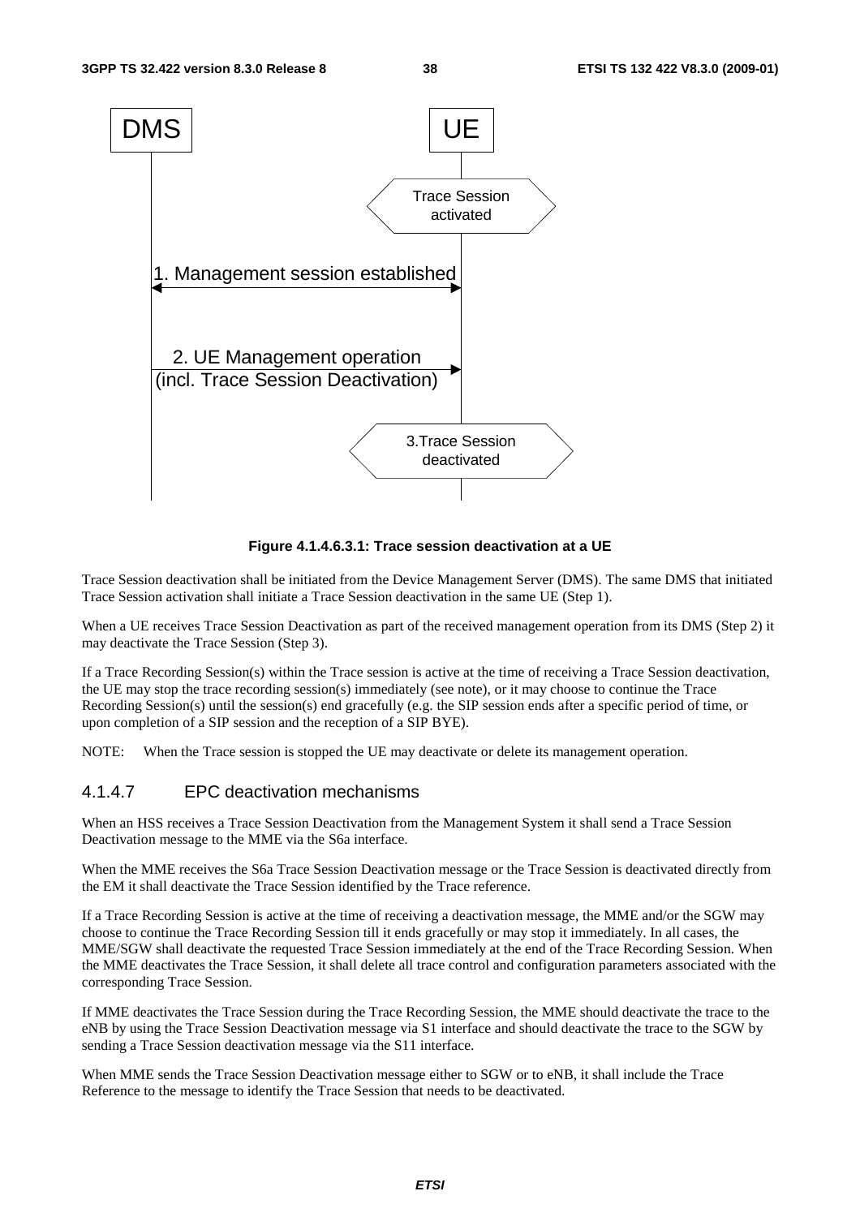**Figure 4.1.4.6.3.1: Trace session deactivation at a UE**

Trace Session deactivation shall be initiated from the Device Management Server (DMS). The same DMS that initiated Trace Session activation shall initiate a Trace Session deactivation in the same UE (Step 1).

When a UE receives Trace Session Deactivation as part of the received management operation from its DMS (Step 2) it may deactivate the Trace Session (Step 3).

If a Trace Recording Session(s) within the Trace session is active at the time of receiving a Trace Session deactivation, the UE may stop the trace recording session(s) immediately (see note), or it may choose to continue the Trace Recording Session(s) until the session(s) end gracefully (e.g. the SIP session ends after a specific period of time, or upon completion of a SIP session and the reception of a SIP BYE).

NOTE: When the Trace session is stopped the UE may deactivate or delete its management operation.

#### 4.1.4.7 EPC deactivation mechanisms

When an HSS receives a Trace Session Deactivation from the Management System it shall send a Trace Session Deactivation message to the MME via the S6a interface.

When the MME receives the S6a Trace Session Deactivation message or the Trace Session is deactivated directly from the EM it shall deactivate the Trace Session identified by the Trace reference.

If a Trace Recording Session is active at the time of receiving a deactivation message, the MME and/or the SGW may choose to continue the Trace Recording Session till it ends gracefully or may stop it immediately. In all cases, the MME/SGW shall deactivate the requested Trace Session immediately at the end of the Trace Recording Session. When the MME deactivates the Trace Session, it shall delete all trace control and configuration parameters associated with the corresponding Trace Session.

If MME deactivates the Trace Session during the Trace Recording Session, the MME should deactivate the trace to the eNB by using the Trace Session Deactivation message via S1 interface and should deactivate the trace to the SGW by sending a Trace Session deactivation message via the S11 interface.

When MME sends the Trace Session Deactivation message either to SGW or to eNB, it shall include the Trace Reference to the message to identify the Trace Session that needs to be deactivated.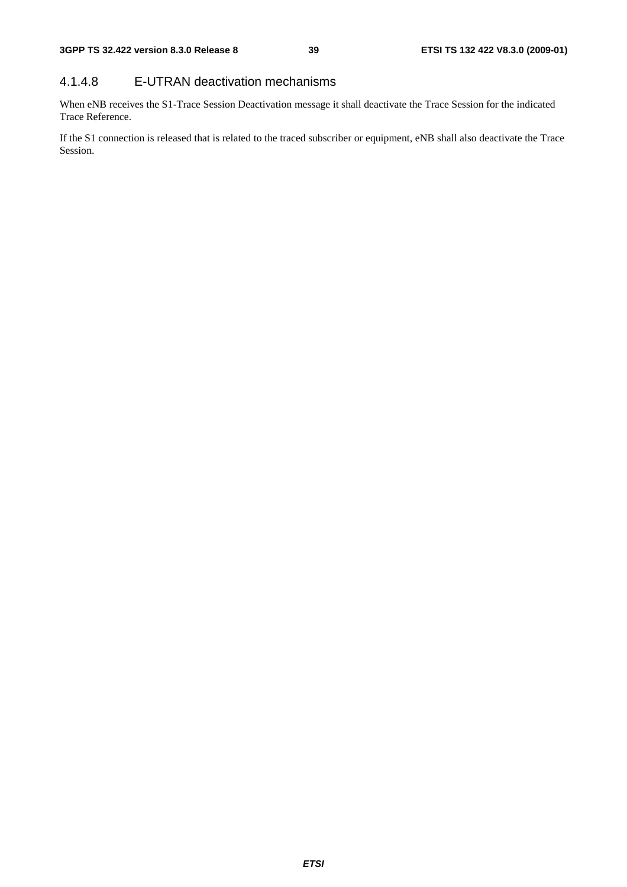#### 4.1.4.8 E-UTRAN deactivation mechanisms

When eNB receives the S1-Trace Session Deactivation message it shall deactivate the Trace Session for the indicated Trace Reference.

If the S1 connection is released that is related to the traced subscriber or equipment, eNB shall also deactivate the Trace Session.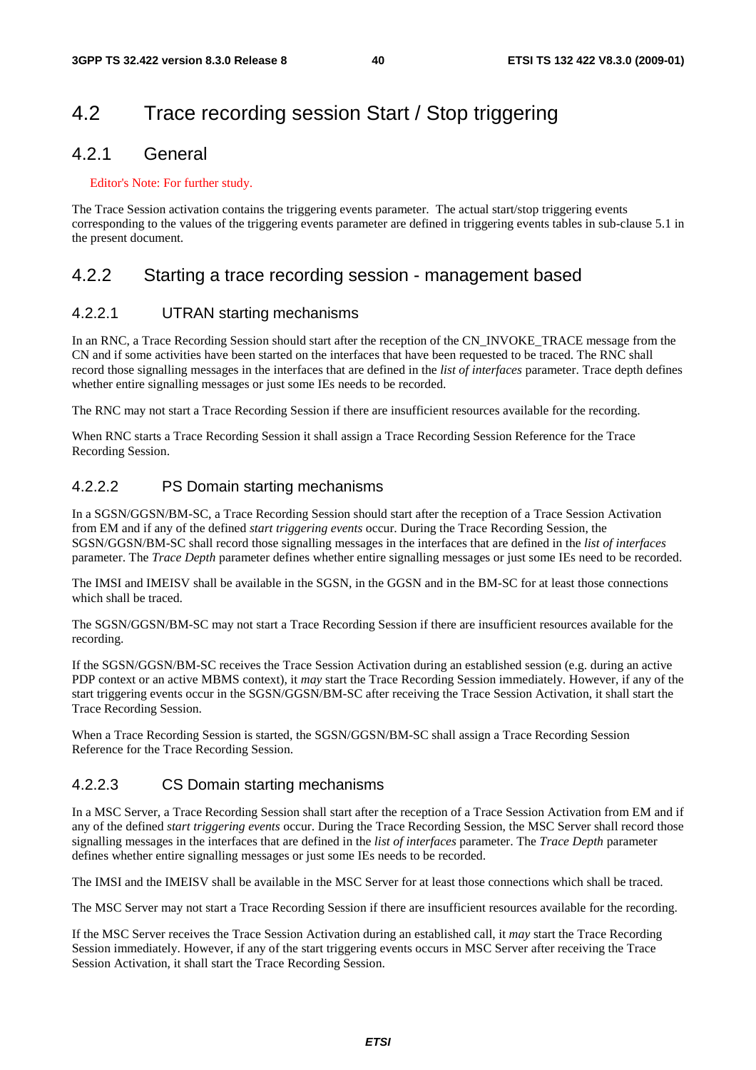# 4.2 Trace recording session Start / Stop triggering

## 4.2.1 General

Editor's Note: For further study.

The Trace Session activation contains the triggering events parameter. The actual start/stop triggering events corresponding to the values of the triggering events parameter are defined in triggering events tables in sub-clause 5.1 in the present document.

## 4.2.2 Starting a trace recording session - management based

### 4.2.2.1 UTRAN starting mechanisms

In an RNC, a Trace Recording Session should start after the reception of the CN_INVOKE_TRACE message from the CN and if some activities have been started on the interfaces that have been requested to be traced. The RNC shall record those signalling messages in the interfaces that are defined in the *list of interfaces* parameter. Trace depth defines whether entire signalling messages or just some IEs needs to be recorded.

The RNC may not start a Trace Recording Session if there are insufficient resources available for the recording.

When RNC starts a Trace Recording Session it shall assign a Trace Recording Session Reference for the Trace Recording Session.

### 4.2.2.2 PS Domain starting mechanisms

In a SGSN/GGSN/BM-SC, a Trace Recording Session should start after the reception of a Trace Session Activation from EM and if any of the defined *start triggering events* occur. During the Trace Recording Session, the SGSN/GGSN/BM-SC shall record those signalling messages in the interfaces that are defined in the *list of interfaces* parameter. The *Trace Depth* parameter defines whether entire signalling messages or just some IEs need to be recorded.

The IMSI and IMEISV shall be available in the SGSN, in the GGSN and in the BM-SC for at least those connections which shall be traced.

The SGSN/GGSN/BM-SC may not start a Trace Recording Session if there are insufficient resources available for the recording.

If the SGSN/GGSN/BM-SC receives the Trace Session Activation during an established session (e.g. during an active PDP context or an active MBMS context), it *may* start the Trace Recording Session immediately. However, if any of the start triggering events occur in the SGSN/GGSN/BM-SC after receiving the Trace Session Activation, it shall start the Trace Recording Session.

When a Trace Recording Session is started, the SGSN/GGSN/BM-SC shall assign a Trace Recording Session Reference for the Trace Recording Session.

### 4.2.2.3 CS Domain starting mechanisms

In a MSC Server, a Trace Recording Session shall start after the reception of a Trace Session Activation from EM and if any of the defined *start triggering events* occur. During the Trace Recording Session, the MSC Server shall record those signalling messages in the interfaces that are defined in the *list of interfaces* parameter. The *Trace Depth* parameter defines whether entire signalling messages or just some IEs needs to be recorded.

The IMSI and the IMEISV shall be available in the MSC Server for at least those connections which shall be traced.

The MSC Server may not start a Trace Recording Session if there are insufficient resources available for the recording.

If the MSC Server receives the Trace Session Activation during an established call, it *may* start the Trace Recording Session immediately. However, if any of the start triggering events occurs in MSC Server after receiving the Trace Session Activation, it shall start the Trace Recording Session.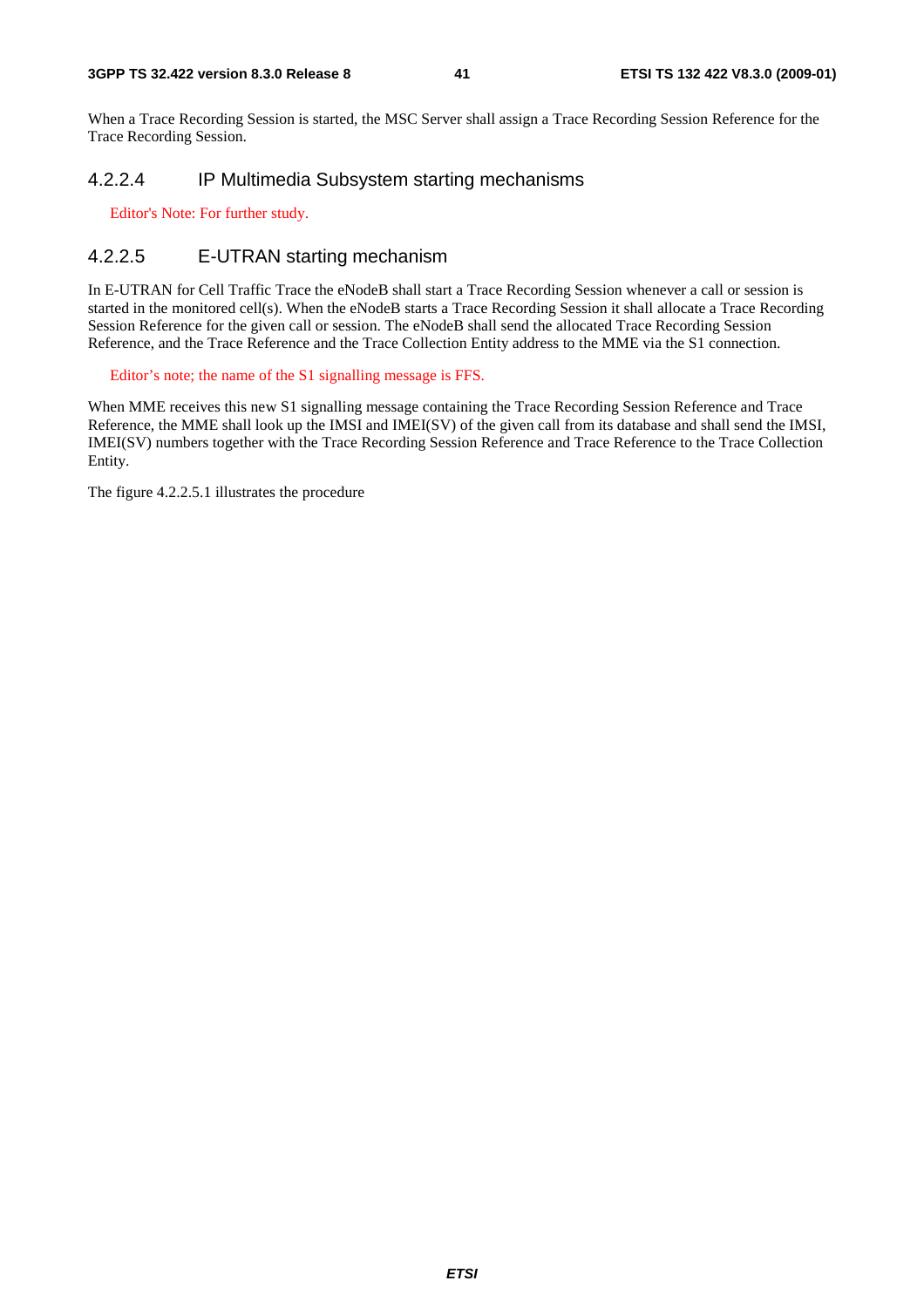When a Trace Recording Session is started, the MSC Server shall assign a Trace Recording Session Reference for the Trace Recording Session.

#### 4.2.2.4 IP Multimedia Subsystem starting mechanisms

Editor's Note: For further study.

#### 4.2.2.5 E-UTRAN starting mechanism

In E-UTRAN for Cell Traffic Trace the eNodeB shall start a Trace Recording Session whenever a call or session is started in the monitored cell(s). When the eNodeB starts a Trace Recording Session it shall allocate a Trace Recording Session Reference for the given call or session. The eNodeB shall send the allocated Trace Recording Session Reference, and the Trace Reference and the Trace Collection Entity address to the MME via the S1 connection.

Editor's note; the name of the S1 signalling message is FFS.

When MME receives this new S1 signalling message containing the Trace Recording Session Reference and Trace Reference, the MME shall look up the IMSI and IMEI(SV) of the given call from its database and shall send the IMSI, IMEI(SV) numbers together with the Trace Recording Session Reference and Trace Reference to the Trace Collection Entity.

The figure 4.2.2.5.1 illustrates the procedure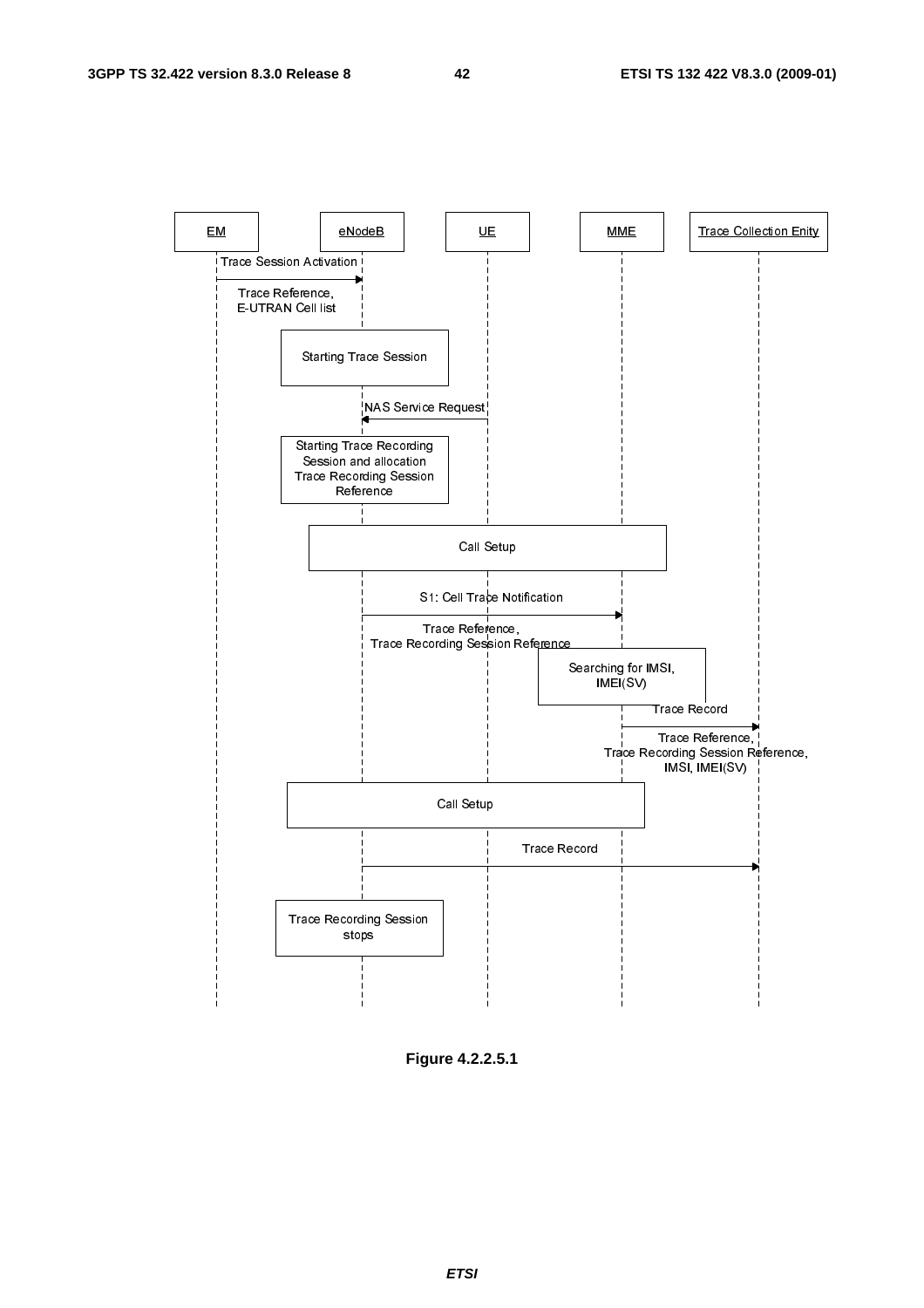| EM | eNodeB | UE | MME | Trace Collection Enity |
|---|---|---|---|---|

Trace Session Activation

Trace Reference,
E-UTRAN Cell list

Starting Trace Session

NAS Service Request

Starting Trace Recording Session and allocation Trace Recording Session Reference

Call Setup

S1: Cell Trace Notification

Trace Reference,
Trace Recording Session Reference

Searching for IMSI, IMEI(SV)

Trace Record

Trace Reference,
Trace Recording Session Reference,
IMSI, IMEI(SV)

Call Setup

Trace Record

Trace Recording Session stops

**Figure 4.2.2.5.1**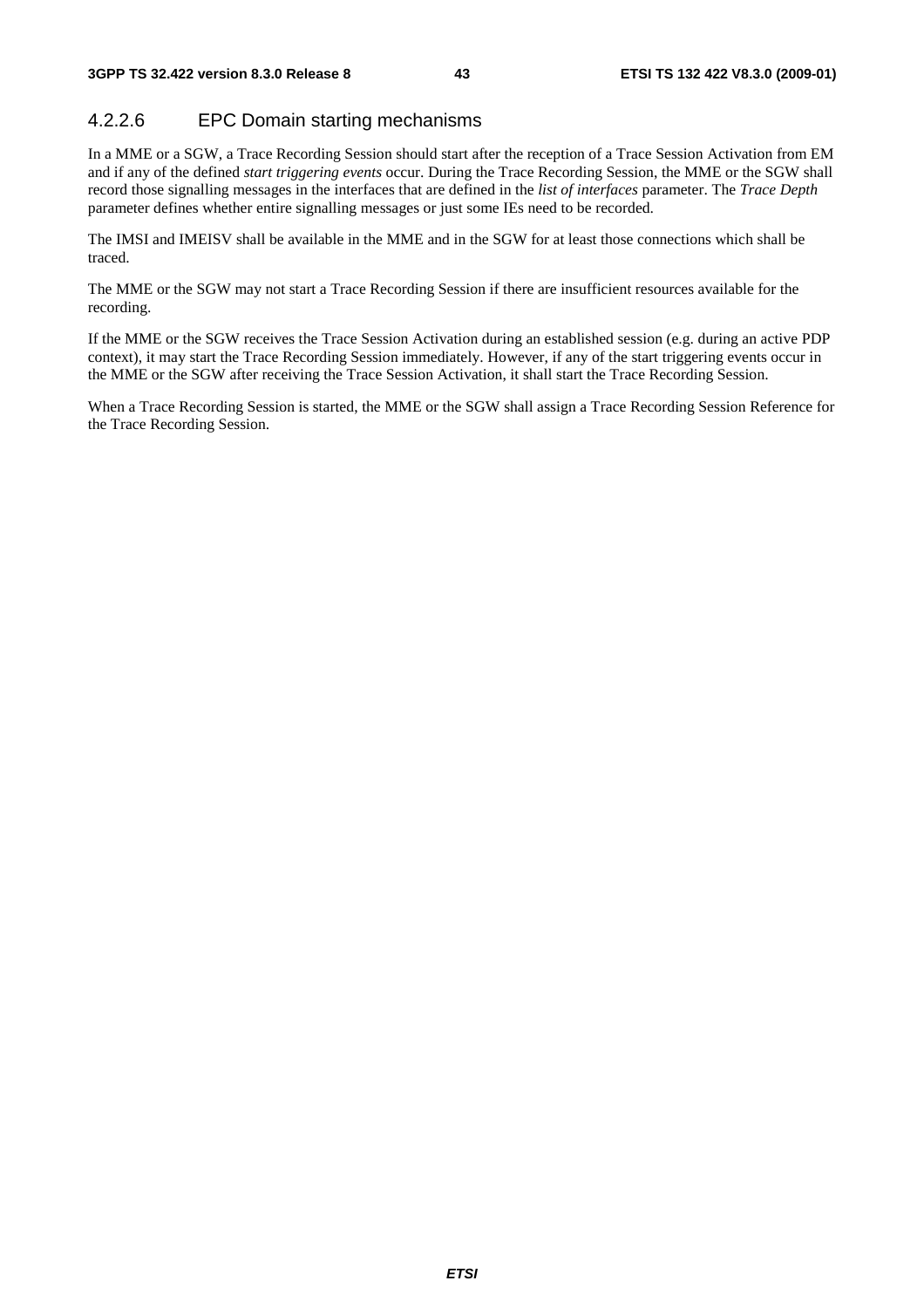### 4.2.2.6 EPC Domain starting mechanisms

In a MME or a SGW, a Trace Recording Session should start after the reception of a Trace Session Activation from EM and if any of the defined *start triggering events* occur. During the Trace Recording Session, the MME or the SGW shall record those signalling messages in the interfaces that are defined in the *list of interfaces* parameter. The *Trace Depth* parameter defines whether entire signalling messages or just some IEs need to be recorded.

The IMSI and IMEISV shall be available in the MME and in the SGW for at least those connections which shall be traced.

The MME or the SGW may not start a Trace Recording Session if there are insufficient resources available for the recording.

If the MME or the SGW receives the Trace Session Activation during an established session (e.g. during an active PDP context), it may start the Trace Recording Session immediately. However, if any of the start triggering events occur in the MME or the SGW after receiving the Trace Session Activation, it shall start the Trace Recording Session.

When a Trace Recording Session is started, the MME or the SGW shall assign a Trace Recording Session Reference for the Trace Recording Session.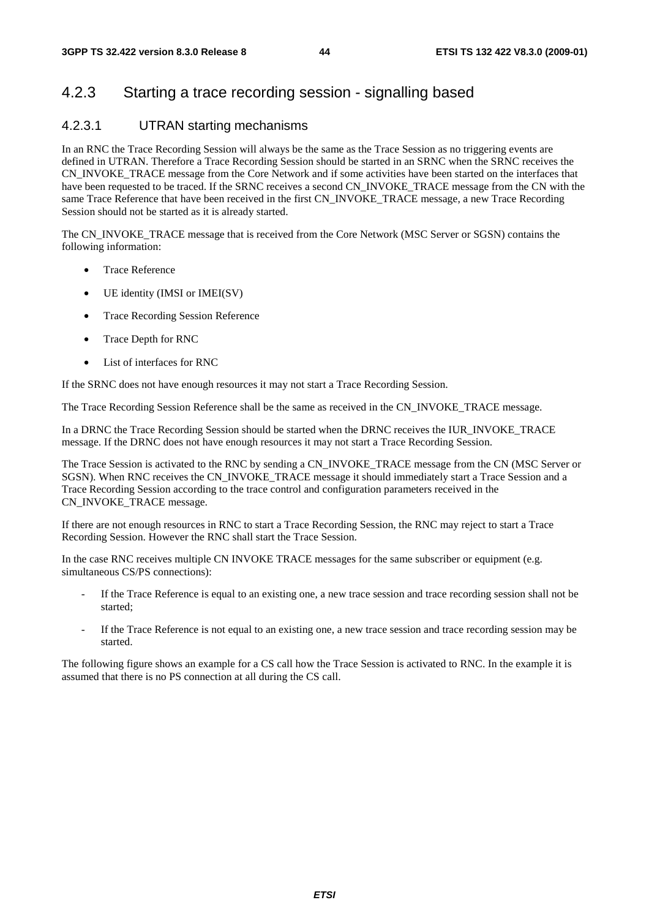### 4.2.3 Starting a trace recording session - signalling based

#### 4.2.3.1 UTRAN starting mechanisms

In an RNC the Trace Recording Session will always be the same as the Trace Session as no triggering events are defined in UTRAN. Therefore a Trace Recording Session should be started in an SRNC when the SRNC receives the CN_INVOKE_TRACE message from the Core Network and if some activities have been started on the interfaces that have been requested to be traced. If the SRNC receives a second CN_INVOKE_TRACE message from the CN with the same Trace Reference that have been received in the first CN_INVOKE_TRACE message, a new Trace Recording Session should not be started as it is already started.

The CN_INVOKE_TRACE message that is received from the Core Network (MSC Server or SGSN) contains the following information:

- Trace Reference
- UE identity (IMSI or IMEI(SV)
- Trace Recording Session Reference
- Trace Depth for RNC
- List of interfaces for RNC

If the SRNC does not have enough resources it may not start a Trace Recording Session.

The Trace Recording Session Reference shall be the same as received in the CN_INVOKE_TRACE message.

In a DRNC the Trace Recording Session should be started when the DRNC receives the IUR_INVOKE_TRACE message. If the DRNC does not have enough resources it may not start a Trace Recording Session.

The Trace Session is activated to the RNC by sending a CN_INVOKE_TRACE message from the CN (MSC Server or SGSN). When RNC receives the CN_INVOKE_TRACE message it should immediately start a Trace Session and a Trace Recording Session according to the trace control and configuration parameters received in the CN_INVOKE_TRACE message.

If there are not enough resources in RNC to start a Trace Recording Session, the RNC may reject to start a Trace Recording Session. However the RNC shall start the Trace Session.

In the case RNC receives multiple CN INVOKE TRACE messages for the same subscriber or equipment (e.g. simultaneous CS/PS connections):

- If the Trace Reference is equal to an existing one, a new trace session and trace recording session shall not be started;
- If the Trace Reference is not equal to an existing one, a new trace session and trace recording session may be started.

The following figure shows an example for a CS call how the Trace Session is activated to RNC. In the example it is assumed that there is no PS connection at all during the CS call.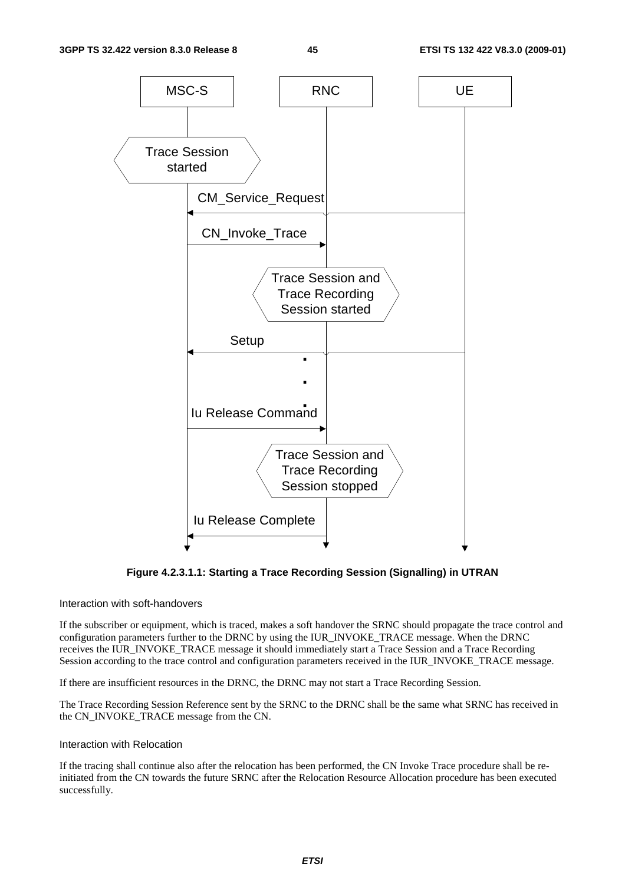**Figure 4.2.3.1.1: Starting a Trace Recording Session (Signalling) in UTRAN**

Interaction with soft-handovers

If the subscriber or equipment, which is traced, makes a soft handover the SRNC should propagate the trace control and configuration parameters further to the DRNC by using the IUR_INVOKE_TRACE message. When the DRNC receives the IUR_INVOKE_TRACE message it should immediately start a Trace Session and a Trace Recording Session according to the trace control and configuration parameters received in the IUR_INVOKE_TRACE message.

If there are insufficient resources in the DRNC, the DRNC may not start a Trace Recording Session.

The Trace Recording Session Reference sent by the SRNC to the DRNC shall be the same what SRNC has received in the CN_INVOKE_TRACE message from the CN.

Interaction with Relocation

If the tracing shall continue also after the relocation has been performed, the CN Invoke Trace procedure shall be re-initiated from the CN towards the future SRNC after the Relocation Resource Allocation procedure has been executed successfully.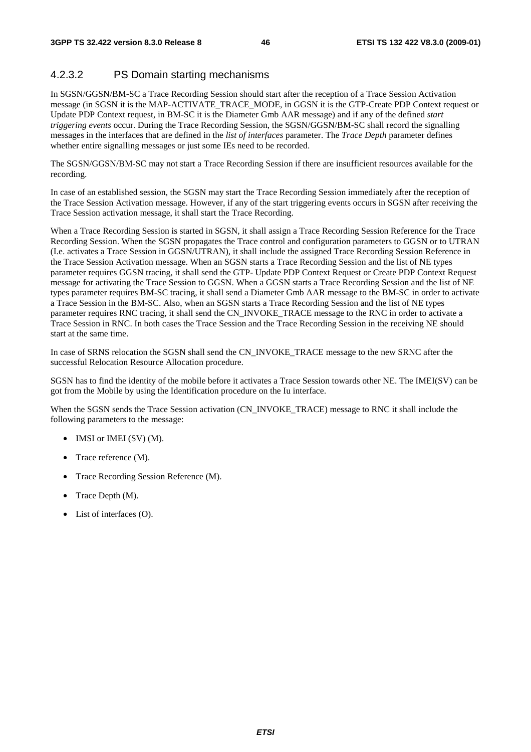### 4.2.3.2 PS Domain starting mechanisms

In SGSN/GGSN/BM-SC a Trace Recording Session should start after the reception of a Trace Session Activation message (in SGSN it is the MAP-ACTIVATE_TRACE_MODE, in GGSN it is the GTP-Create PDP Context request or Update PDP Context request, in BM-SC it is the Diameter Gmb AAR message) and if any of the defined *start triggering events* occur. During the Trace Recording Session, the SGSN/GGSN/BM-SC shall record the signalling messages in the interfaces that are defined in the *list of interfaces* parameter. The *Trace Depth* parameter defines whether entire signalling messages or just some IEs need to be recorded.

The SGSN/GGSN/BM-SC may not start a Trace Recording Session if there are insufficient resources available for the recording.

In case of an established session, the SGSN may start the Trace Recording Session immediately after the reception of the Trace Session Activation message. However, if any of the start triggering events occurs in SGSN after receiving the Trace Session activation message, it shall start the Trace Recording.

When a Trace Recording Session is started in SGSN, it shall assign a Trace Recording Session Reference for the Trace Recording Session. When the SGSN propagates the Trace control and configuration parameters to GGSN or to UTRAN (I.e. activates a Trace Session in GGSN/UTRAN), it shall include the assigned Trace Recording Session Reference in the Trace Session Activation message. When an SGSN starts a Trace Recording Session and the list of NE types parameter requires GGSN tracing, it shall send the GTP- Update PDP Context Request or Create PDP Context Request message for activating the Trace Session to GGSN. When a GGSN starts a Trace Recording Session and the list of NE types parameter requires BM-SC tracing, it shall send a Diameter Gmb AAR message to the BM-SC in order to activate a Trace Session in the BM-SC. Also, when an SGSN starts a Trace Recording Session and the list of NE types parameter requires RNC tracing, it shall send the CN_INVOKE_TRACE message to the RNC in order to activate a Trace Session in RNC. In both cases the Trace Session and the Trace Recording Session in the receiving NE should start at the same time.

In case of SRNS relocation the SGSN shall send the CN_INVOKE_TRACE message to the new SRNC after the successful Relocation Resource Allocation procedure.

SGSN has to find the identity of the mobile before it activates a Trace Session towards other NE. The IMEI(SV) can be got from the Mobile by using the Identification procedure on the Iu interface.

When the SGSN sends the Trace Session activation (CN_INVOKE_TRACE) message to RNC it shall include the following parameters to the message:

- IMSI or IMEI (SV) (M).
- Trace reference (M).
- Trace Recording Session Reference (M).
- Trace Depth (M).
- List of interfaces (O).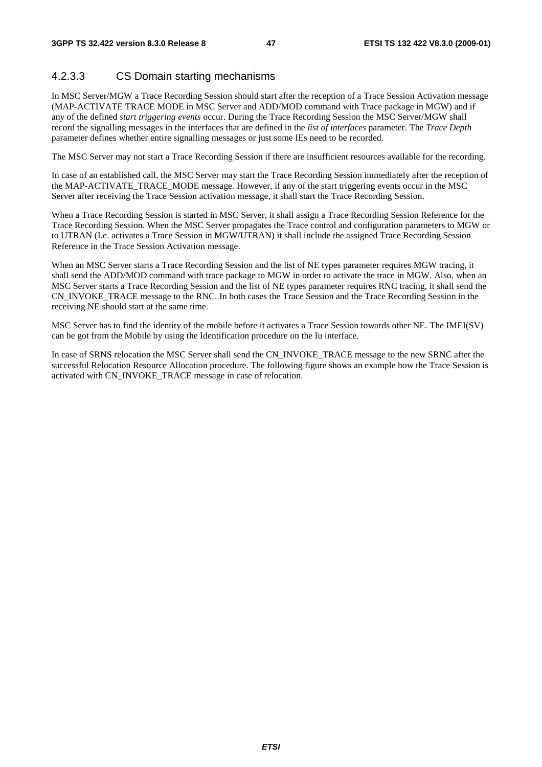### 4.2.3.3 CS Domain starting mechanisms

In MSC Server/MGW a Trace Recording Session should start after the reception of a Trace Session Activation message (MAP-ACTIVATE TRACE MODE in MSC Server and ADD/MOD command with Trace package in MGW) and if any of the defined *start triggering events* occur. During the Trace Recording Session the MSC Server/MGW shall record the signalling messages in the interfaces that are defined in the *list of interfaces* parameter. The *Trace Depth* parameter defines whether entire signalling messages or just some IEs need to be recorded.

The MSC Server may not start a Trace Recording Session if there are insufficient resources available for the recording.

In case of an established call, the MSC Server may start the Trace Recording Session immediately after the reception of the MAP-ACTIVATE_TRACE_MODE message. However, if any of the start triggering events occur in the MSC Server after receiving the Trace Session activation message, it shall start the Trace Recording Session.

When a Trace Recording Session is started in MSC Server, it shall assign a Trace Recording Session Reference for the Trace Recording Session. When the MSC Server propagates the Trace control and configuration parameters to MGW or to UTRAN (I.e. activates a Trace Session in MGW/UTRAN) it shall include the assigned Trace Recording Session Reference in the Trace Session Activation message.

When an MSC Server starts a Trace Recording Session and the list of NE types parameter requires MGW tracing, it shall send the ADD/MOD command with trace package to MGW in order to activate the trace in MGW. Also, when an MSC Server starts a Trace Recording Session and the list of NE types parameter requires RNC tracing, it shall send the CN_INVOKE_TRACE message to the RNC. In both cases the Trace Session and the Trace Recording Session in the receiving NE should start at the same time.

MSC Server has to find the identity of the mobile before it activates a Trace Session towards other NE. The IMEI(SV) can be got from the Mobile by using the Identification procedure on the Iu interface.

In case of SRNS relocation the MSC Server shall send the CN_INVOKE_TRACE message to the new SRNC after the successful Relocation Resource Allocation procedure. The following figure shows an example how the Trace Session is activated with CN_INVOKE_TRACE message in case of relocation.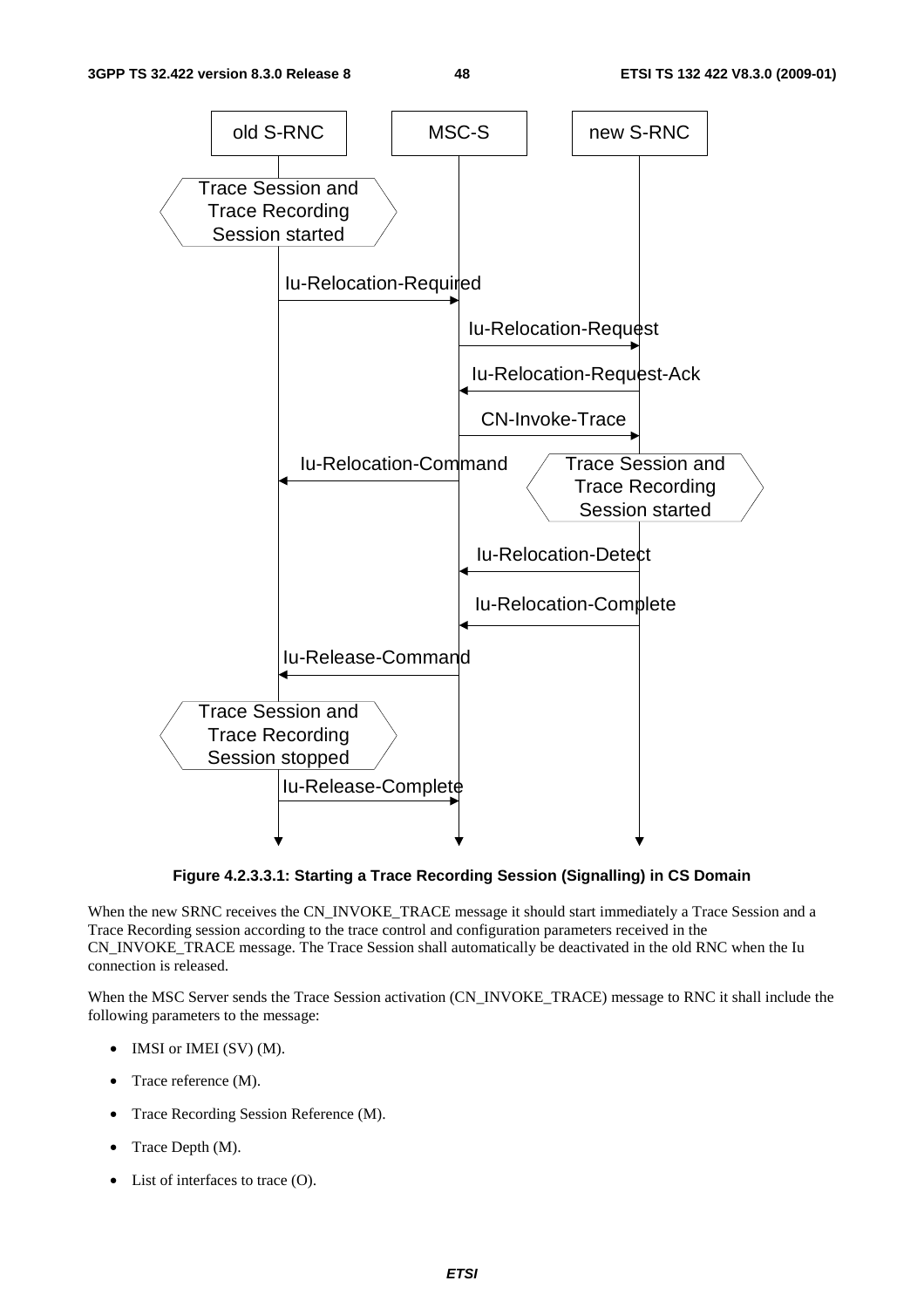**Figure 4.2.3.3.1: Starting a Trace Recording Session (Signalling) in CS Domain**

When the new SRNC receives the CN_INVOKE_TRACE message it should start immediately a Trace Session and a Trace Recording session according to the trace control and configuration parameters received in the CN_INVOKE_TRACE message. The Trace Session shall automatically be deactivated in the old RNC when the Iu connection is released.

When the MSC Server sends the Trace Session activation (CN_INVOKE_TRACE) message to RNC it shall include the following parameters to the message:

- IMSI or IMEI (SV) (M).
- Trace reference (M).
- Trace Recording Session Reference (M).
- Trace Depth (M).
- List of interfaces to trace (O).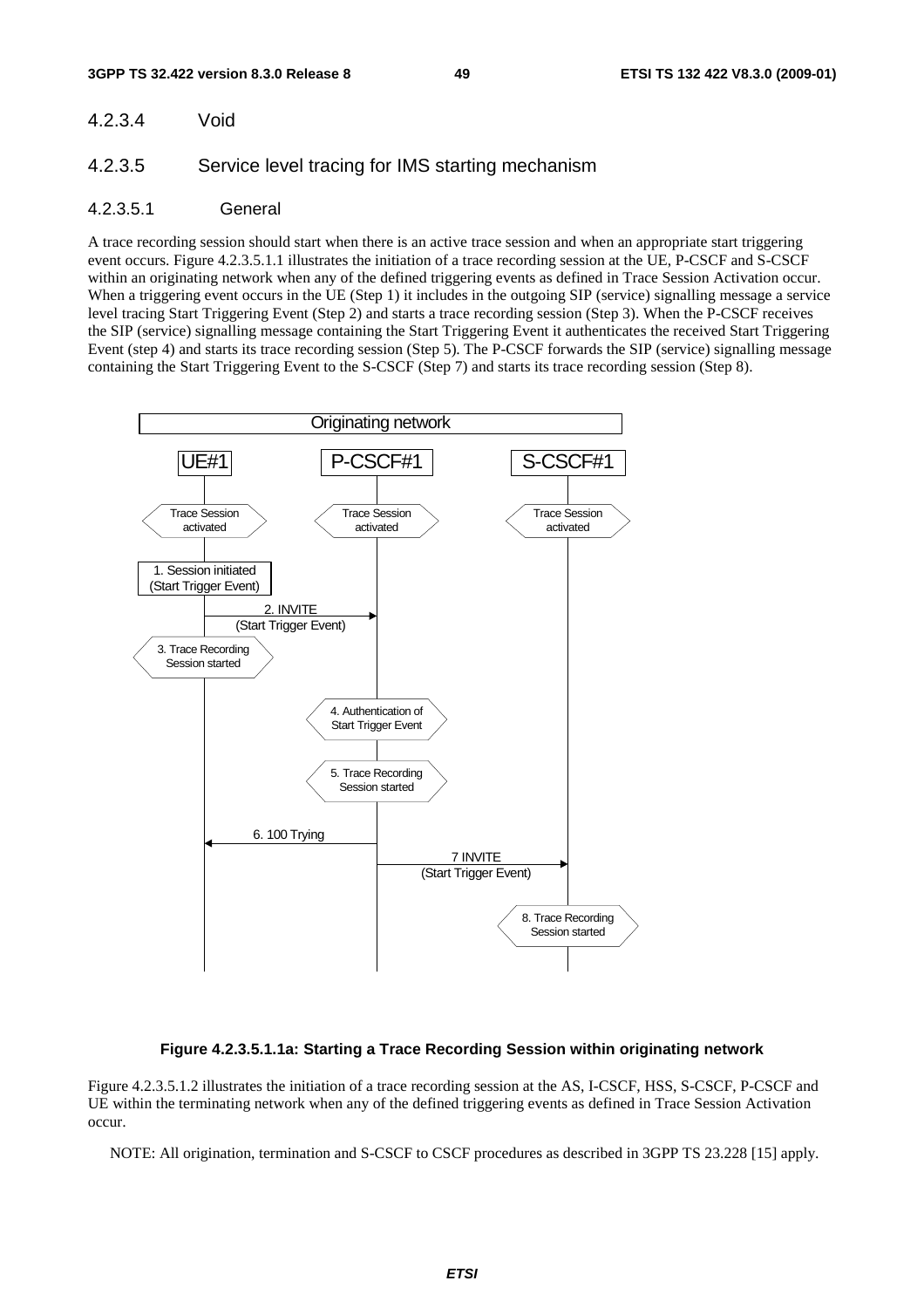#### 4.2.3.4 Void

#### 4.2.3.5 Service level tracing for IMS starting mechanism

##### 4.2.3.5.1 General

A trace recording session should start when there is an active trace session and when an appropriate start triggering event occurs. Figure 4.2.3.5.1.1 illustrates the initiation of a trace recording session at the UE, P-CSCF and S-CSCF within an originating network when any of the defined triggering events as defined in Trace Session Activation occur. When a triggering event occurs in the UE (Step 1) it includes in the outgoing SIP (service) signalling message a service level tracing Start Triggering Event (Step 2) and starts a trace recording session (Step 3). When the P-CSCF receives the SIP (service) signalling message containing the Start Triggering Event it authenticates the received Start Triggering Event (step 4) and starts its trace recording session (Step 5). The P-CSCF forwards the SIP (service) signalling message containing the Start Triggering Event to the S-CSCF (Step 7) and starts its trace recording session (Step 8).

**Figure 4.2.3.5.1.1a: Starting a Trace Recording Session within originating network**

Figure 4.2.3.5.1.2 illustrates the initiation of a trace recording session at the AS, I-CSCF, HSS, S-CSCF, P-CSCF and UE within the terminating network when any of the defined triggering events as defined in Trace Session Activation occur.

NOTE: All origination, termination and S-CSCF to CSCF procedures as described in 3GPP TS 23.228 [15] apply.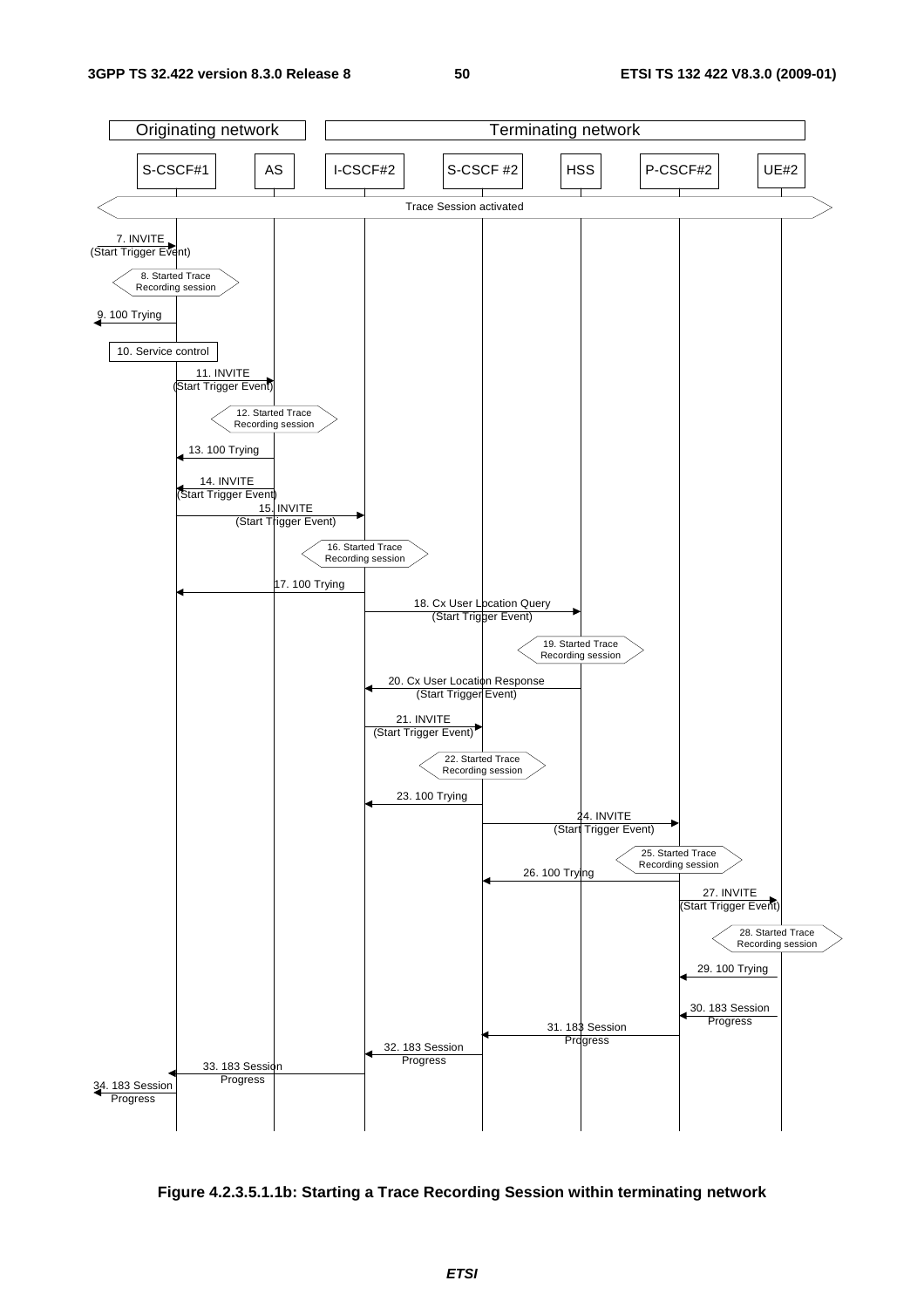| Originating network | | Terminating network | | | | |
|---|---|---|---|---|---|---|
| S-CSCF#1 | AS | I-CSCF#2 | S-CSCF #2 | HSS | P-CSCF#2 | UE#2 |

Trace Session activated

7. INVITE (Start Trigger Event)

8. Started Trace Recording session

9. 100 Trying

10. Service control

11. INVITE (Start Trigger Event)

12. Started Trace Recording session

13. 100 Trying

14. INVITE (Start Trigger Event)

15. INVITE (Start Trigger Event)

16. Started Trace Recording session

17. 100 Trying

18. Cx User Location Query (Start Trigger Event)

19. Started Trace Recording session

20. Cx User Location Response (Start Trigger Event)

21. INVITE (Start Trigger Event)

22. Started Trace Recording session

23. 100 Trying

24. INVITE (Start Trigger Event)

25. Started Trace Recording session

26. 100 Trying

27. INVITE (Start Trigger Event)

28. Started Trace Recording session

29. 100 Trying

30. 183 Session Progress

31. 183 Session Progress

32. 183 Session Progress

33. 183 Session Progress

34. 183 Session Progress

**Figure 4.2.3.5.1.1b: Starting a Trace Recording Session within terminating network**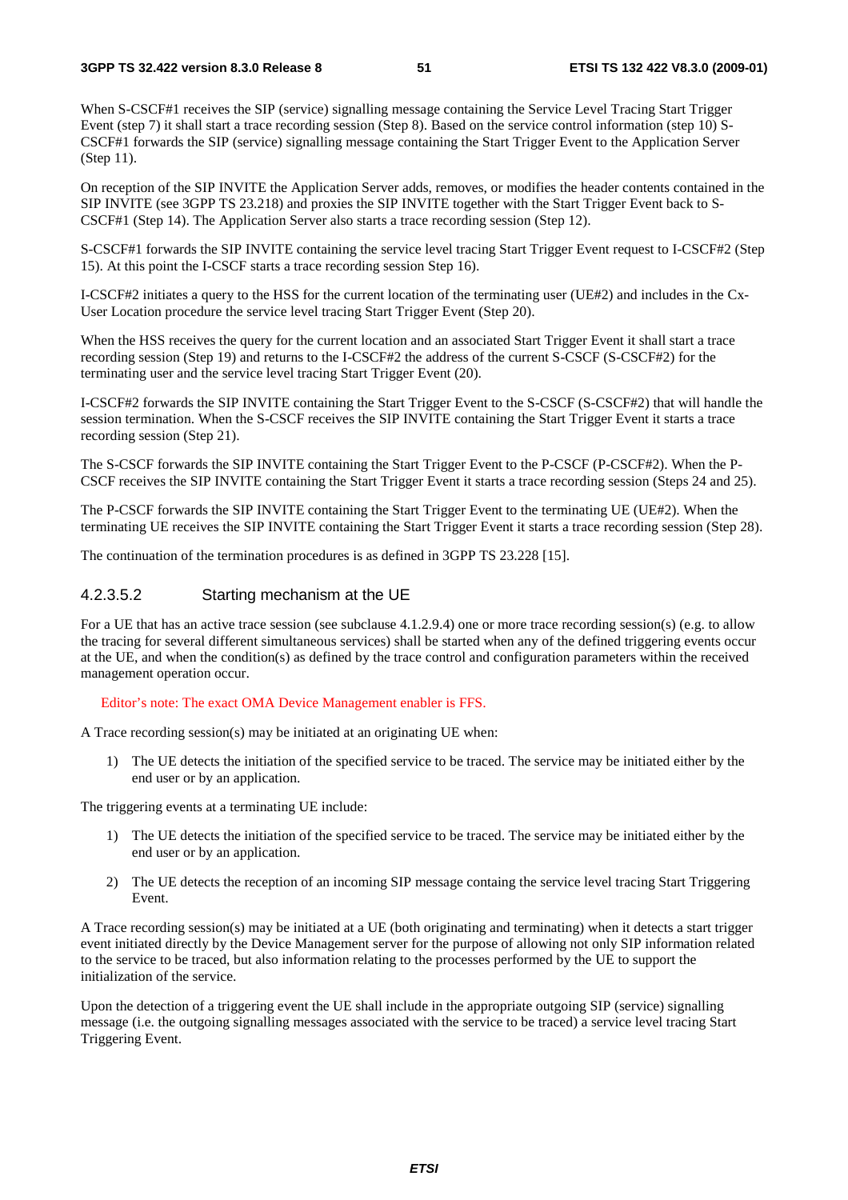When S-CSCF#1 receives the SIP (service) signalling message containing the Service Level Tracing Start Trigger Event (step 7) it shall start a trace recording session (Step 8). Based on the service control information (step 10) S-CSCF#1 forwards the SIP (service) signalling message containing the Start Trigger Event to the Application Server (Step 11).

On reception of the SIP INVITE the Application Server adds, removes, or modifies the header contents contained in the SIP INVITE (see 3GPP TS 23.218) and proxies the SIP INVITE together with the Start Trigger Event back to S-CSCF#1 (Step 14). The Application Server also starts a trace recording session (Step 12).

S-CSCF#1 forwards the SIP INVITE containing the service level tracing Start Trigger Event request to I-CSCF#2 (Step 15). At this point the I-CSCF starts a trace recording session Step 16).

I-CSCF#2 initiates a query to the HSS for the current location of the terminating user (UE#2) and includes in the Cx-User Location procedure the service level tracing Start Trigger Event (Step 20).

When the HSS receives the query for the current location and an associated Start Trigger Event it shall start a trace recording session (Step 19) and returns to the I-CSCF#2 the address of the current S-CSCF (S-CSCF#2) for the terminating user and the service level tracing Start Trigger Event (20).

I-CSCF#2 forwards the SIP INVITE containing the Start Trigger Event to the S-CSCF (S-CSCF#2) that will handle the session termination. When the S-CSCF receives the SIP INVITE containing the Start Trigger Event it starts a trace recording session (Step 21).

The S-CSCF forwards the SIP INVITE containing the Start Trigger Event to the P-CSCF (P-CSCF#2). When the P-CSCF receives the SIP INVITE containing the Start Trigger Event it starts a trace recording session (Steps 24 and 25).

The P-CSCF forwards the SIP INVITE containing the Start Trigger Event to the terminating UE (UE#2). When the terminating UE receives the SIP INVITE containing the Start Trigger Event it starts a trace recording session (Step 28).

The continuation of the termination procedures is as defined in 3GPP TS 23.228 [15].

#### 4.2.3.5.2 Starting mechanism at the UE

For a UE that has an active trace session (see subclause 4.1.2.9.4) one or more trace recording session(s) (e.g. to allow the tracing for several different simultaneous services) shall be started when any of the defined triggering events occur at the UE, and when the condition(s) as defined by the trace control and configuration parameters within the received management operation occur.

Editor's note: The exact OMA Device Management enabler is FFS.

A Trace recording session(s) may be initiated at an originating UE when:

1) The UE detects the initiation of the specified service to be traced. The service may be initiated either by the end user or by an application.

The triggering events at a terminating UE include:

1) The UE detects the initiation of the specified service to be traced. The service may be initiated either by the end user or by an application.
2) The UE detects the reception of an incoming SIP message containg the service level tracing Start Triggering Event.

A Trace recording session(s) may be initiated at a UE (both originating and terminating) when it detects a start trigger event initiated directly by the Device Management server for the purpose of allowing not only SIP information related to the service to be traced, but also information relating to the processes performed by the UE to support the initialization of the service.

Upon the detection of a triggering event the UE shall include in the appropriate outgoing SIP (service) signalling message (i.e. the outgoing signalling messages associated with the service to be traced) a service level tracing Start Triggering Event.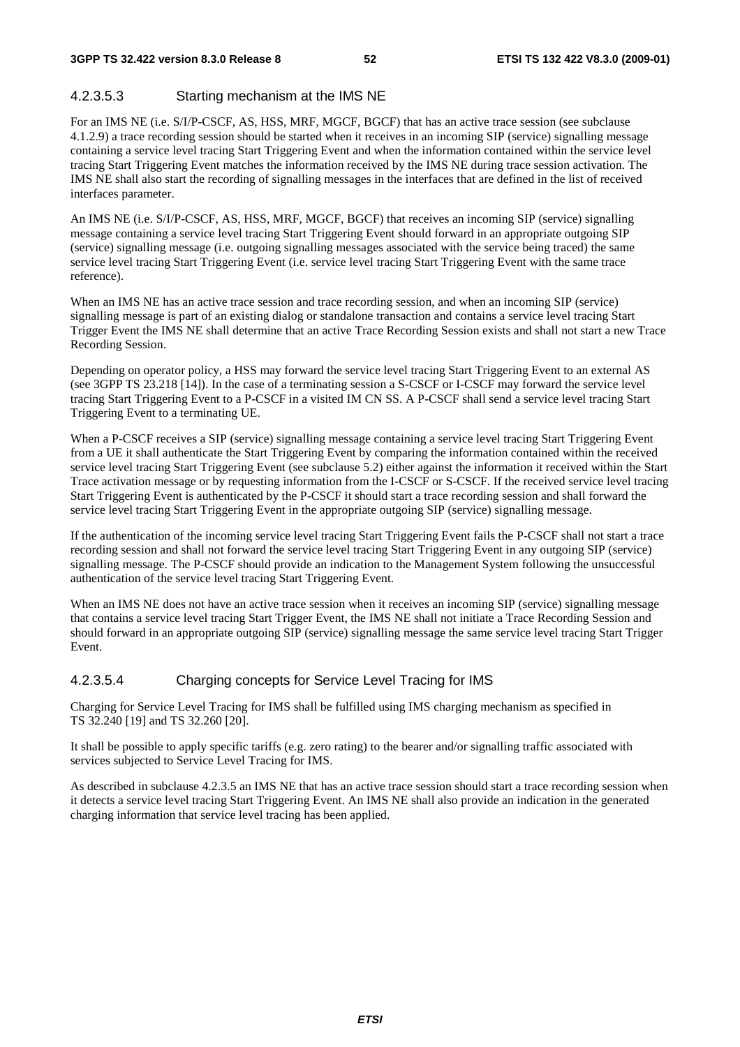#### 4.2.3.5.3 Starting mechanism at the IMS NE

For an IMS NE (i.e. S/I/P-CSCF, AS, HSS, MRF, MGCF, BGCF) that has an active trace session (see subclause 4.1.2.9) a trace recording session should be started when it receives in an incoming SIP (service) signalling message containing a service level tracing Start Triggering Event and when the information contained within the service level tracing Start Triggering Event matches the information received by the IMS NE during trace session activation. The IMS NE shall also start the recording of signalling messages in the interfaces that are defined in the list of received interfaces parameter.

An IMS NE (i.e. S/I/P-CSCF, AS, HSS, MRF, MGCF, BGCF) that receives an incoming SIP (service) signalling message containing a service level tracing Start Triggering Event should forward in an appropriate outgoing SIP (service) signalling message (i.e. outgoing signalling messages associated with the service being traced) the same service level tracing Start Triggering Event (i.e. service level tracing Start Triggering Event with the same trace reference).

When an IMS NE has an active trace session and trace recording session, and when an incoming SIP (service) signalling message is part of an existing dialog or standalone transaction and contains a service level tracing Start Trigger Event the IMS NE shall determine that an active Trace Recording Session exists and shall not start a new Trace Recording Session.

Depending on operator policy, a HSS may forward the service level tracing Start Triggering Event to an external AS (see 3GPP TS 23.218 [14]). In the case of a terminating session a S-CSCF or I-CSCF may forward the service level tracing Start Triggering Event to a P-CSCF in a visited IM CN SS. A P-CSCF shall send a service level tracing Start Triggering Event to a terminating UE.

When a P-CSCF receives a SIP (service) signalling message containing a service level tracing Start Triggering Event from a UE it shall authenticate the Start Triggering Event by comparing the information contained within the received service level tracing Start Triggering Event (see subclause 5.2) either against the information it received within the Start Trace activation message or by requesting information from the I-CSCF or S-CSCF. If the received service level tracing Start Triggering Event is authenticated by the P-CSCF it should start a trace recording session and shall forward the service level tracing Start Triggering Event in the appropriate outgoing SIP (service) signalling message.

If the authentication of the incoming service level tracing Start Triggering Event fails the P-CSCF shall not start a trace recording session and shall not forward the service level tracing Start Triggering Event in any outgoing SIP (service) signalling message. The P-CSCF should provide an indication to the Management System following the unsuccessful authentication of the service level tracing Start Triggering Event.

When an IMS NE does not have an active trace session when it receives an incoming SIP (service) signalling message that contains a service level tracing Start Trigger Event, the IMS NE shall not initiate a Trace Recording Session and should forward in an appropriate outgoing SIP (service) signalling message the same service level tracing Start Trigger Event.

#### 4.2.3.5.4 Charging concepts for Service Level Tracing for IMS

Charging for Service Level Tracing for IMS shall be fulfilled using IMS charging mechanism as specified in TS 32.240 [19] and TS 32.260 [20].

It shall be possible to apply specific tariffs (e.g. zero rating) to the bearer and/or signalling traffic associated with services subjected to Service Level Tracing for IMS.

As described in subclause 4.2.3.5 an IMS NE that has an active trace session should start a trace recording session when it detects a service level tracing Start Triggering Event. An IMS NE shall also provide an indication in the generated charging information that service level tracing has been applied.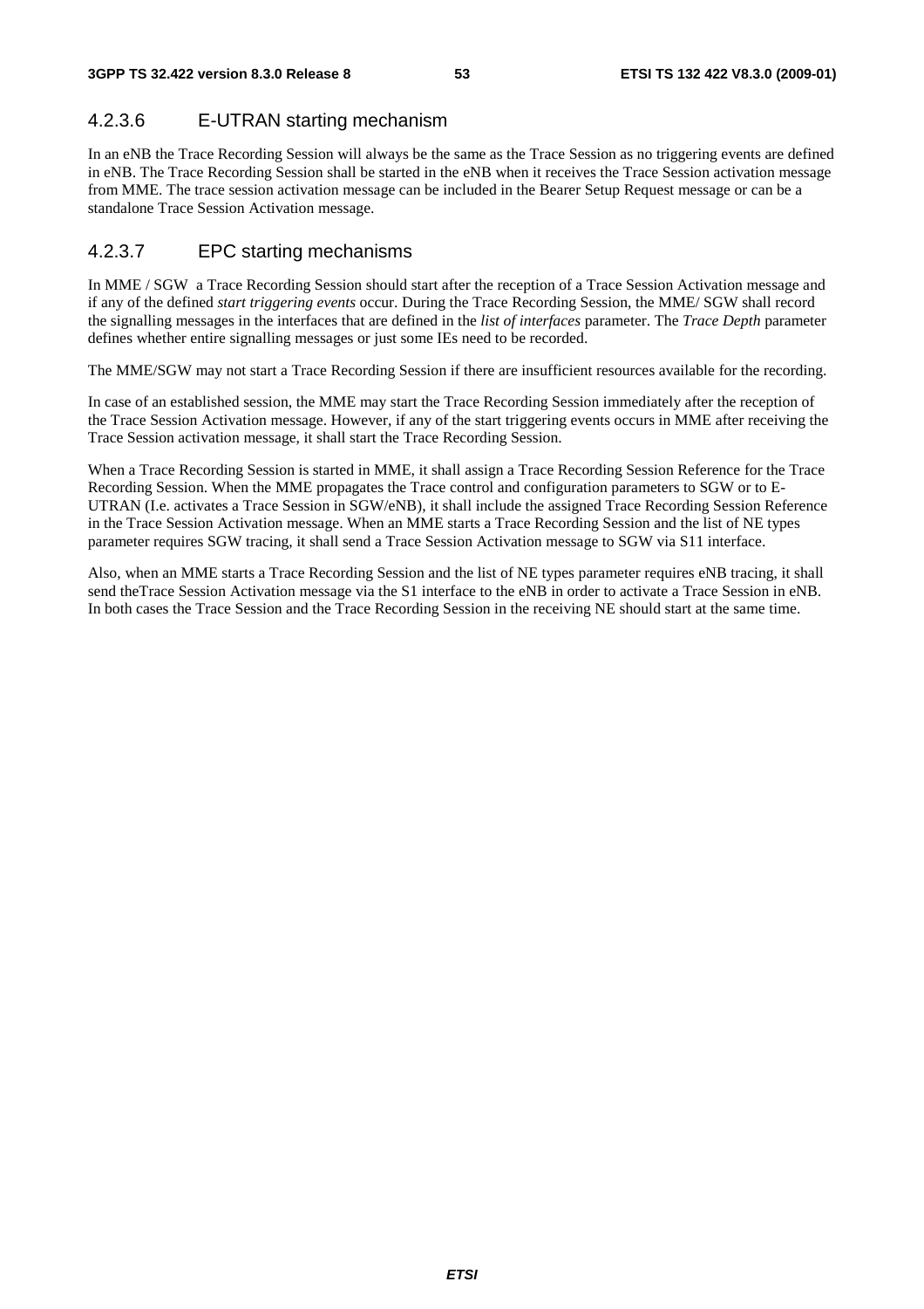### 4.2.3.6 E-UTRAN starting mechanism

In an eNB the Trace Recording Session will always be the same as the Trace Session as no triggering events are defined in eNB. The Trace Recording Session shall be started in the eNB when it receives the Trace Session activation message from MME. The trace session activation message can be included in the Bearer Setup Request message or can be a standalone Trace Session Activation message.

### 4.2.3.7 EPC starting mechanisms

In MME / SGW a Trace Recording Session should start after the reception of a Trace Session Activation message and if any of the defined *start triggering events* occur. During the Trace Recording Session, the MME/ SGW shall record the signalling messages in the interfaces that are defined in the *list of interfaces* parameter. The *Trace Depth* parameter defines whether entire signalling messages or just some IEs need to be recorded.

The MME/SGW may not start a Trace Recording Session if there are insufficient resources available for the recording.

In case of an established session, the MME may start the Trace Recording Session immediately after the reception of the Trace Session Activation message. However, if any of the start triggering events occurs in MME after receiving the Trace Session activation message, it shall start the Trace Recording Session.

When a Trace Recording Session is started in MME, it shall assign a Trace Recording Session Reference for the Trace Recording Session. When the MME propagates the Trace control and configuration parameters to SGW or to E-UTRAN (I.e. activates a Trace Session in SGW/eNB), it shall include the assigned Trace Recording Session Reference in the Trace Session Activation message. When an MME starts a Trace Recording Session and the list of NE types parameter requires SGW tracing, it shall send a Trace Session Activation message to SGW via S11 interface.

Also, when an MME starts a Trace Recording Session and the list of NE types parameter requires eNB tracing, it shall send theTrace Session Activation message via the S1 interface to the eNB in order to activate a Trace Session in eNB. In both cases the Trace Session and the Trace Recording Session in the receiving NE should start at the same time.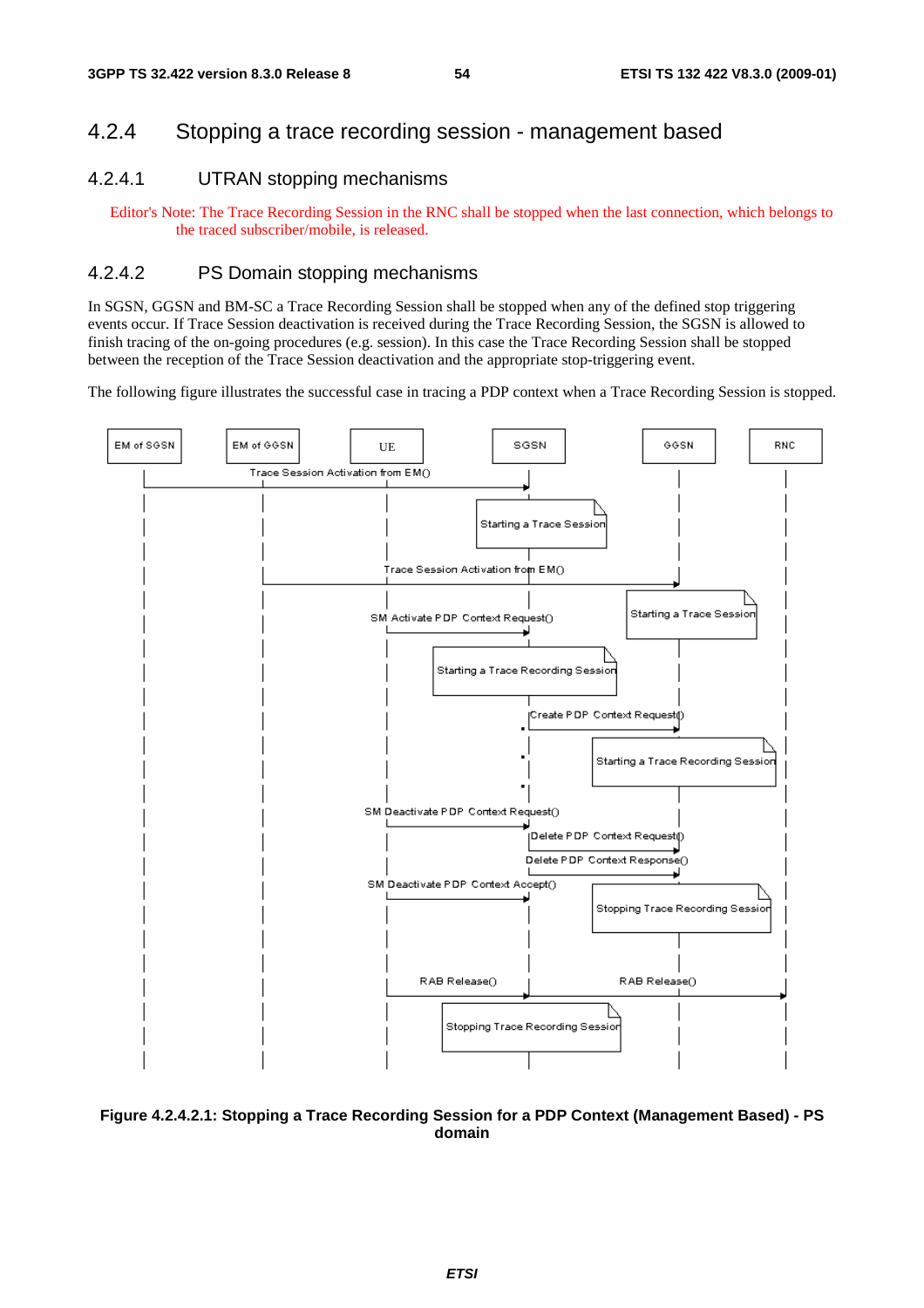### 4.2.4 Stopping a trace recording session - management based

#### 4.2.4.1 UTRAN stopping mechanisms

Editor's Note: The Trace Recording Session in the RNC shall be stopped when the last connection, which belongs to the traced subscriber/mobile, is released.

#### 4.2.4.2 PS Domain stopping mechanisms

In SGSN, GGSN and BM-SC a Trace Recording Session shall be stopped when any of the defined stop triggering events occur. If Trace Session deactivation is received during the Trace Recording Session, the SGSN is allowed to finish tracing of the on-going procedures (e.g. session). In this case the Trace Recording Session shall be stopped between the reception of the Trace Session deactivation and the appropriate stop-triggering event.

The following figure illustrates the successful case in tracing a PDP context when a Trace Recording Session is stopped.

**Figure 4.2.4.2.1: Stopping a Trace Recording Session for a PDP Context (Management Based) - PS domain**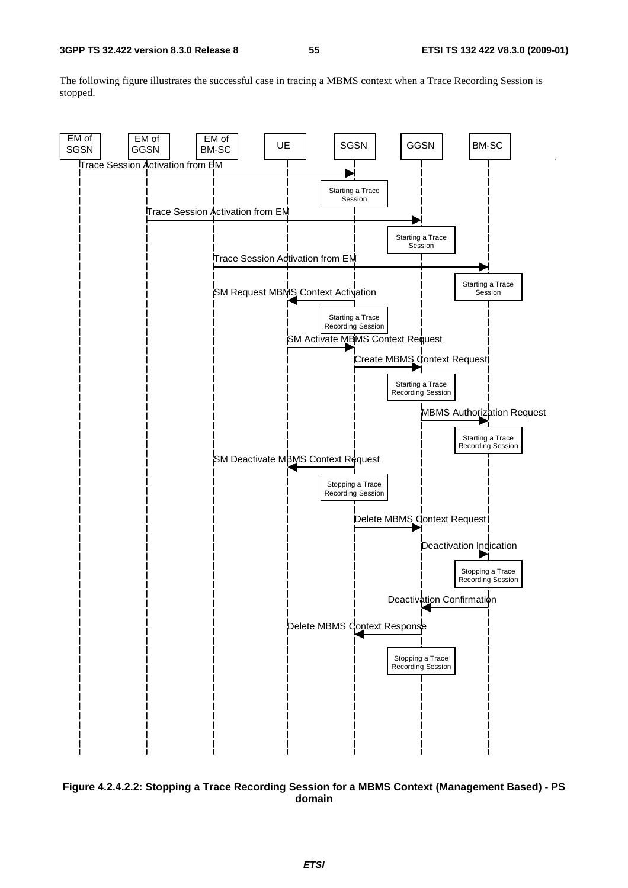The following figure illustrates the successful case in tracing a MBMS context when a Trace Recording Session is stopped.

EM of SGSN | EM of GGSN | EM of BM-SC | UE | SGSN | GGSN | BM-SC

Trace Session Activation from EM

Starting a Trace Session

Trace Session Activation from EM

Starting a Trace Session

Trace Session Activation from EM

Starting a Trace Session

SM Request MBMS Context Activation

Starting a Trace Recording Session

SM Activate MBMS Context Request

Create MBMS Context Request

Starting a Trace Recording Session

MBMS Authorization Request

Starting a Trace Recording Session

SM Deactivate MBMS Context Request

Stopping a Trace Recording Session

Delete MBMS Context Request

Deactivation Indication

Stopping a Trace Recording Session

Deactivation Confirmation

Delete MBMS Context Response

Stopping a Trace Recording Session

**Figure 4.2.4.2.2: Stopping a Trace Recording Session for a MBMS Context (Management Based) - PS domain**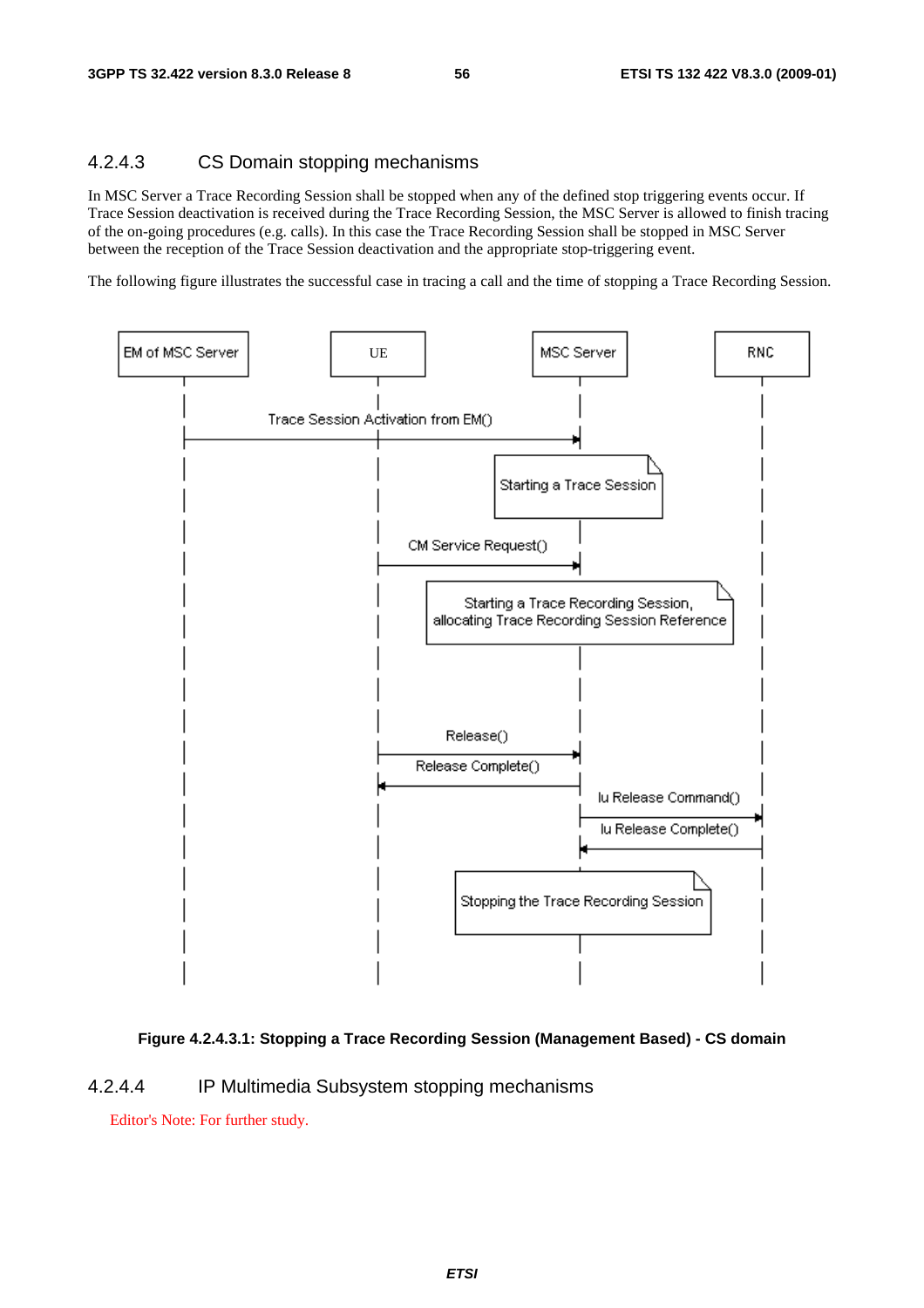### 4.2.4.3 CS Domain stopping mechanisms

In MSC Server a Trace Recording Session shall be stopped when any of the defined stop triggering events occur. If Trace Session deactivation is received during the Trace Recording Session, the MSC Server is allowed to finish tracing of the on-going procedures (e.g. calls). In this case the Trace Recording Session shall be stopped in MSC Server between the reception of the Trace Session deactivation and the appropriate stop-triggering event.

The following figure illustrates the successful case in tracing a call and the time of stopping a Trace Recording Session.

**Figure 4.2.4.3.1: Stopping a Trace Recording Session (Management Based) - CS domain**

### 4.2.4.4 IP Multimedia Subsystem stopping mechanisms

Editor's Note: For further study.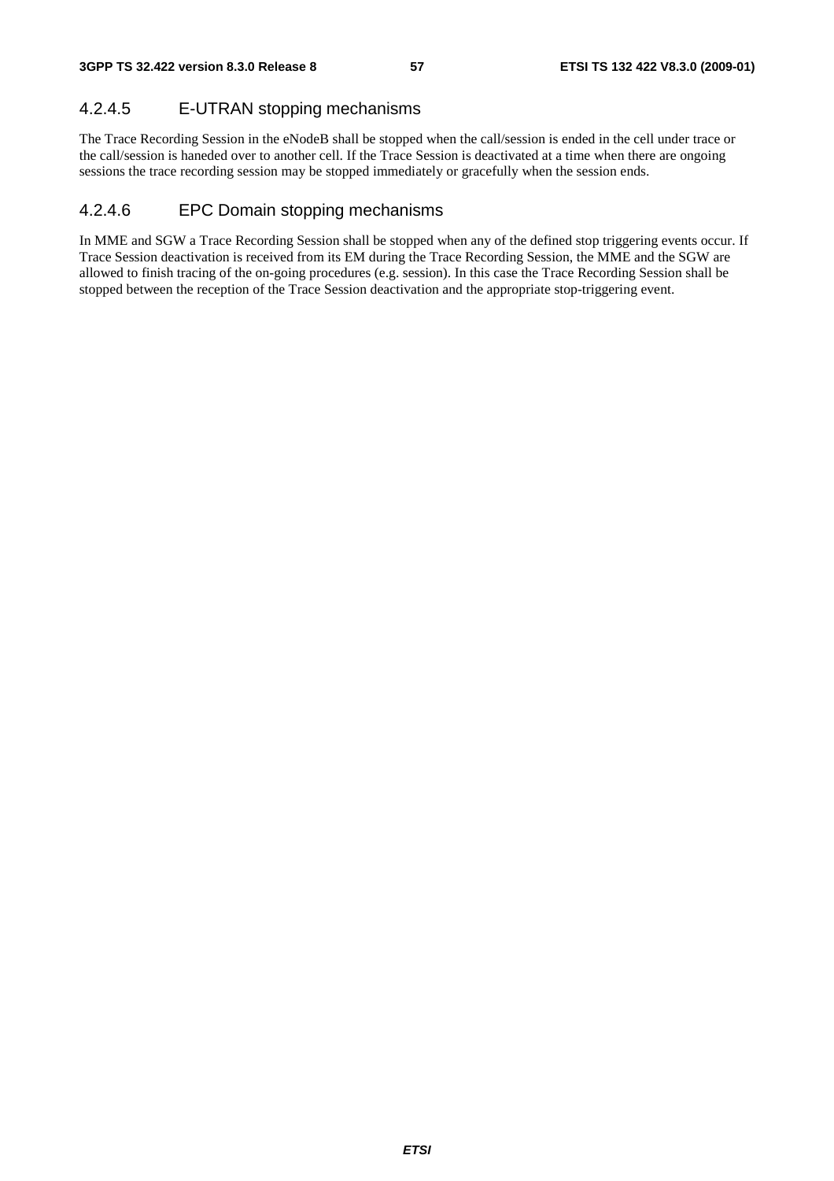#### 4.2.4.5 E-UTRAN stopping mechanisms

The Trace Recording Session in the eNodeB shall be stopped when the call/session is ended in the cell under trace or the call/session is haneded over to another cell. If the Trace Session is deactivated at a time when there are ongoing sessions the trace recording session may be stopped immediately or gracefully when the session ends.

#### 4.2.4.6 EPC Domain stopping mechanisms

In MME and SGW a Trace Recording Session shall be stopped when any of the defined stop triggering events occur. If Trace Session deactivation is received from its EM during the Trace Recording Session, the MME and the SGW are allowed to finish tracing of the on-going procedures (e.g. session). In this case the Trace Recording Session shall be stopped between the reception of the Trace Session deactivation and the appropriate stop-triggering event.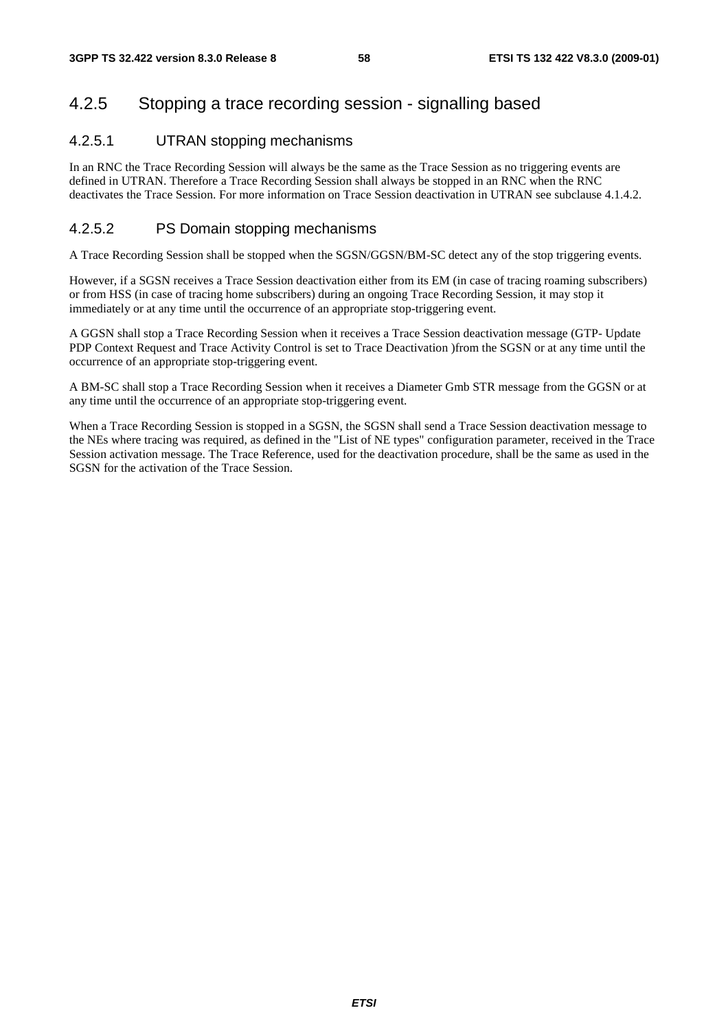### 4.2.5 Stopping a trace recording session - signalling based

#### 4.2.5.1 UTRAN stopping mechanisms

In an RNC the Trace Recording Session will always be the same as the Trace Session as no triggering events are defined in UTRAN. Therefore a Trace Recording Session shall always be stopped in an RNC when the RNC deactivates the Trace Session. For more information on Trace Session deactivation in UTRAN see subclause 4.1.4.2.

#### 4.2.5.2 PS Domain stopping mechanisms

A Trace Recording Session shall be stopped when the SGSN/GGSN/BM-SC detect any of the stop triggering events.

However, if a SGSN receives a Trace Session deactivation either from its EM (in case of tracing roaming subscribers) or from HSS (in case of tracing home subscribers) during an ongoing Trace Recording Session, it may stop it immediately or at any time until the occurrence of an appropriate stop-triggering event.

A GGSN shall stop a Trace Recording Session when it receives a Trace Session deactivation message (GTP- Update PDP Context Request and Trace Activity Control is set to Trace Deactivation )from the SGSN or at any time until the occurrence of an appropriate stop-triggering event.

A BM-SC shall stop a Trace Recording Session when it receives a Diameter Gmb STR message from the GGSN or at any time until the occurrence of an appropriate stop-triggering event.

When a Trace Recording Session is stopped in a SGSN, the SGSN shall send a Trace Session deactivation message to the NEs where tracing was required, as defined in the "List of NE types" configuration parameter, received in the Trace Session activation message. The Trace Reference, used for the deactivation procedure, shall be the same as used in the SGSN for the activation of the Trace Session.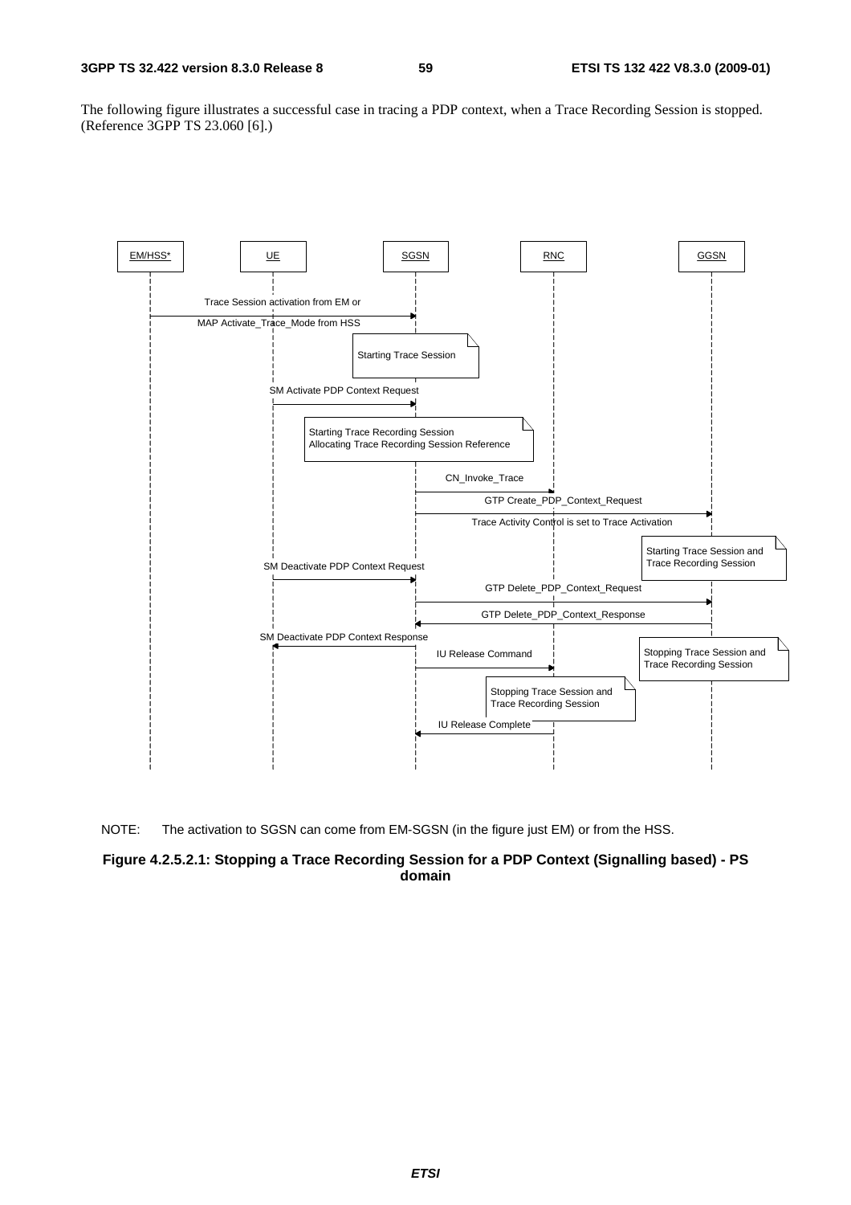The following figure illustrates a successful case in tracing a PDP context, when a Trace Recording Session is stopped. (Reference 3GPP TS 23.060 [6].)

EM/HSS* | UE | SGSN | RNC | GGSN

Trace Session activation from EM or

MAP Activate_Trace_Mode from HSS

Starting Trace Session

SM Activate PDP Context Request

Starting Trace Recording Session
Allocating Trace Recording Session Reference

CN_Invoke_Trace

GTP Create_PDP_Context_Request

Trace Activity Control is set to Trace Activation

Starting Trace Session and Trace Recording Session

SM Deactivate PDP Context Request

GTP Delete_PDP_Context_Request

GTP Delete_PDP_Context_Response

SM Deactivate PDP Context Response

IU Release Command

Stopping Trace Session and Trace Recording Session

Stopping Trace Session and Trace Recording Session

IU Release Complete

NOTE: The activation to SGSN can come from EM-SGSN (in the figure just EM) or from the HSS.

**Figure 4.2.5.2.1: Stopping a Trace Recording Session for a PDP Context (Signalling based) - PS domain**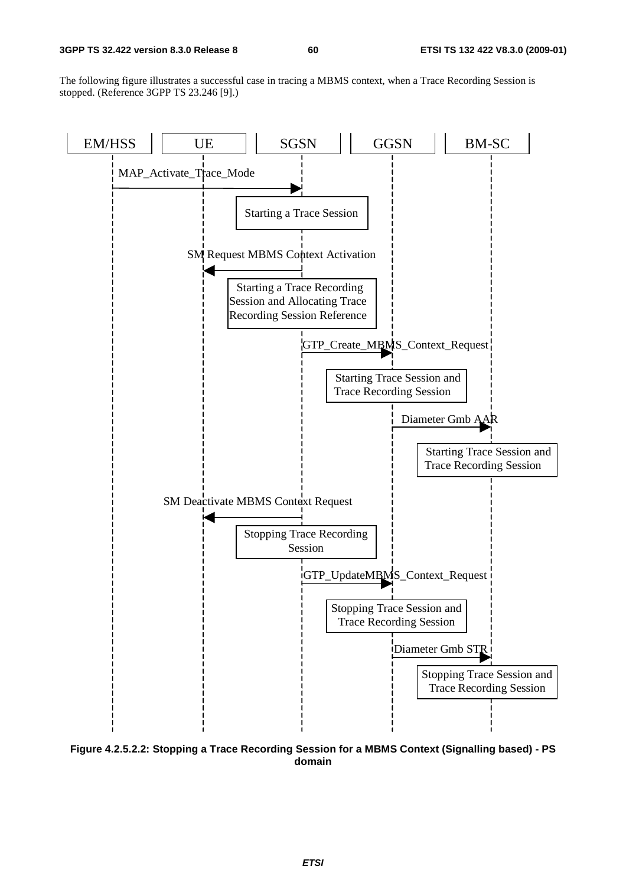The following figure illustrates a successful case in tracing a MBMS context, when a Trace Recording Session is stopped. (Reference 3GPP TS 23.246 [9].)

EM/HSS | UE | SGSN | GGSN | BM-SC

MAP_Activate_Trace_Mode

Starting a Trace Session

SM Request MBMS Context Activation

Starting a Trace Recording Session and Allocating Trace Recording Session Reference

GTP_Create_MBMS_Context_Request

Starting Trace Session and Trace Recording Session

Diameter Gmb AAR

Starting Trace Session and Trace Recording Session

SM Deactivate MBMS Context Request

Stopping Trace Recording Session

GTP_UpdateMBMS_Context_Request

Stopping Trace Session and Trace Recording Session

Diameter Gmb STR

Stopping Trace Session and Trace Recording Session

**Figure 4.2.5.2.2: Stopping a Trace Recording Session for a MBMS Context (Signalling based) - PS domain**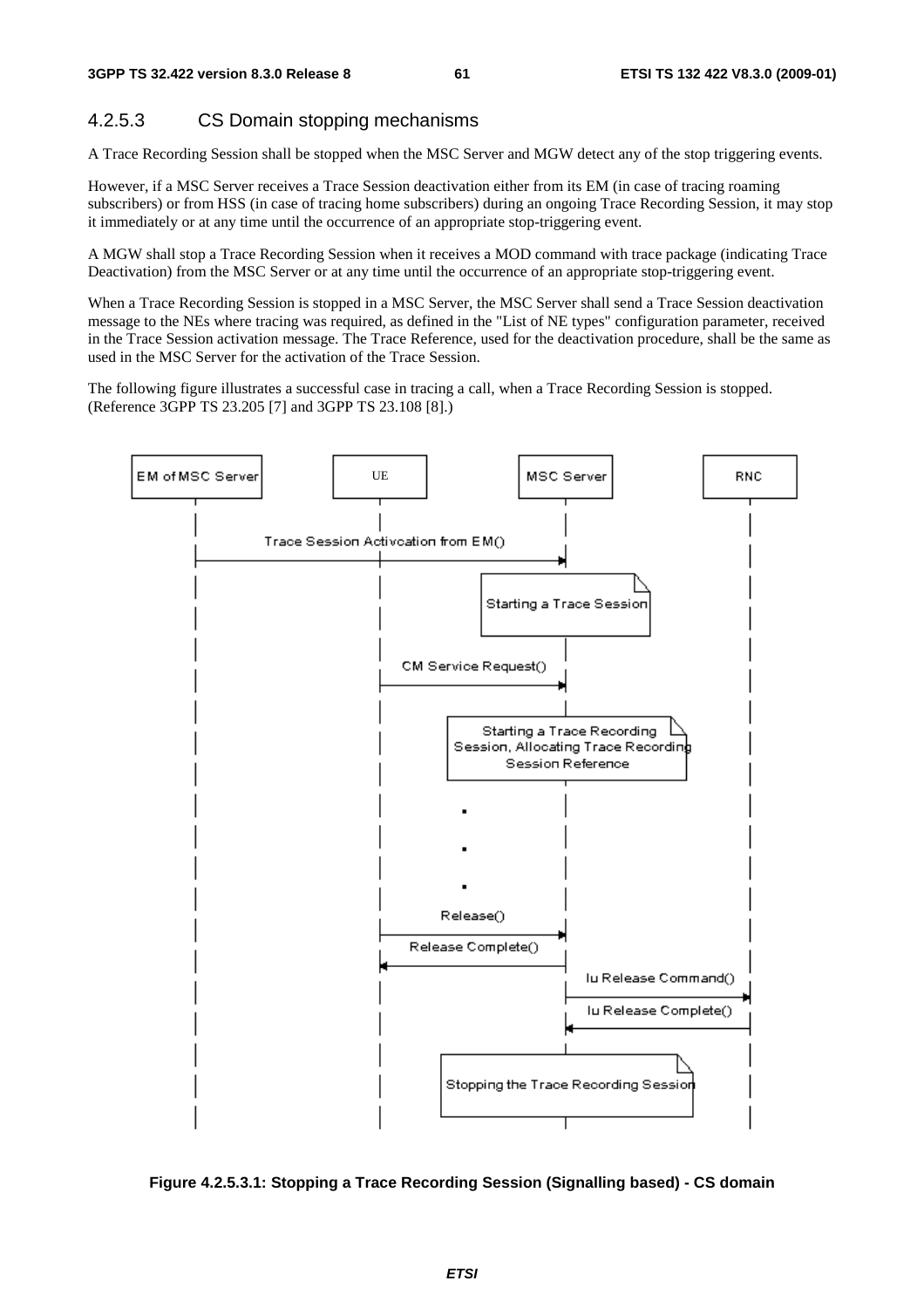### 4.2.5.3 CS Domain stopping mechanisms

A Trace Recording Session shall be stopped when the MSC Server and MGW detect any of the stop triggering events.

However, if a MSC Server receives a Trace Session deactivation either from its EM (in case of tracing roaming subscribers) or from HSS (in case of tracing home subscribers) during an ongoing Trace Recording Session, it may stop it immediately or at any time until the occurrence of an appropriate stop-triggering event.

A MGW shall stop a Trace Recording Session when it receives a MOD command with trace package (indicating Trace Deactivation) from the MSC Server or at any time until the occurrence of an appropriate stop-triggering event.

When a Trace Recording Session is stopped in a MSC Server, the MSC Server shall send a Trace Session deactivation message to the NEs where tracing was required, as defined in the "List of NE types" configuration parameter, received in the Trace Session activation message. The Trace Reference, used for the deactivation procedure, shall be the same as used in the MSC Server for the activation of the Trace Session.

The following figure illustrates a successful case in tracing a call, when a Trace Recording Session is stopped. (Reference 3GPP TS 23.205 [7] and 3GPP TS 23.108 [8].)

**Figure 4.2.5.3.1: Stopping a Trace Recording Session (Signalling based) - CS domain**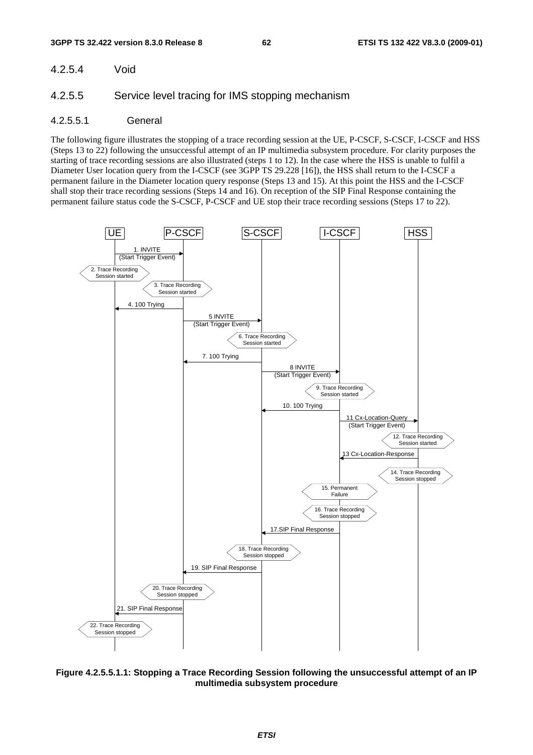### 4.2.5.4 Void

### 4.2.5.5 Service level tracing for IMS stopping mechanism

#### 4.2.5.5.1 General

The following figure illustrates the stopping of a trace recording session at the UE, P-CSCF, S-CSCF, I-CSCF and HSS (Steps 13 to 22) following the unsuccessful attempt of an IP multimedia subsystem procedure. For clarity purposes the starting of trace recording sessions are also illustrated (steps 1 to 12). In the case where the HSS is unable to fulfil a Diameter User location query from the I-CSCF (see 3GPP TS 29.228 [16]), the HSS shall return to the I-CSCF a permanent failure in the Diameter location query response (Steps 13 and 15). At this point the HSS and the I-CSCF shall stop their trace recording sessions (Steps 14 and 16). On reception of the SIP Final Response containing the permanent failure status code the S-CSCF, P-CSCF and UE stop their trace recording sessions (Steps 17 to 22).

UE | P-CSCF | S-CSCF | I-CSCF | HSS

1. INVITE (Start Trigger Event)
2. Trace Recording Session started
3. Trace Recording Session started
4. 100 Trying
5 INVITE (Start Trigger Event)
6. Trace Recording Session started
7. 100 Trying
8 INVITE (Start Trigger Event)
9. Trace Recording Session started
10. 100 Trying
11 Cx-Location-Query (Start Trigger Event)
12. Trace Recording Session started
13 Cx-Location-Response
14. Trace Recording Session stopped
15. Permanent Failure
16. Trace Recording Session stopped
17.SIP Final Response
18. Trace Recording Session stopped
19. SIP Final Response
20. Trace Recording Session stopped
21. SIP Final Response
22. Trace Recording Session stopped

**Figure 4.2.5.5.1.1: Stopping a Trace Recording Session following the unsuccessful attempt of an IP multimedia subsystem procedure**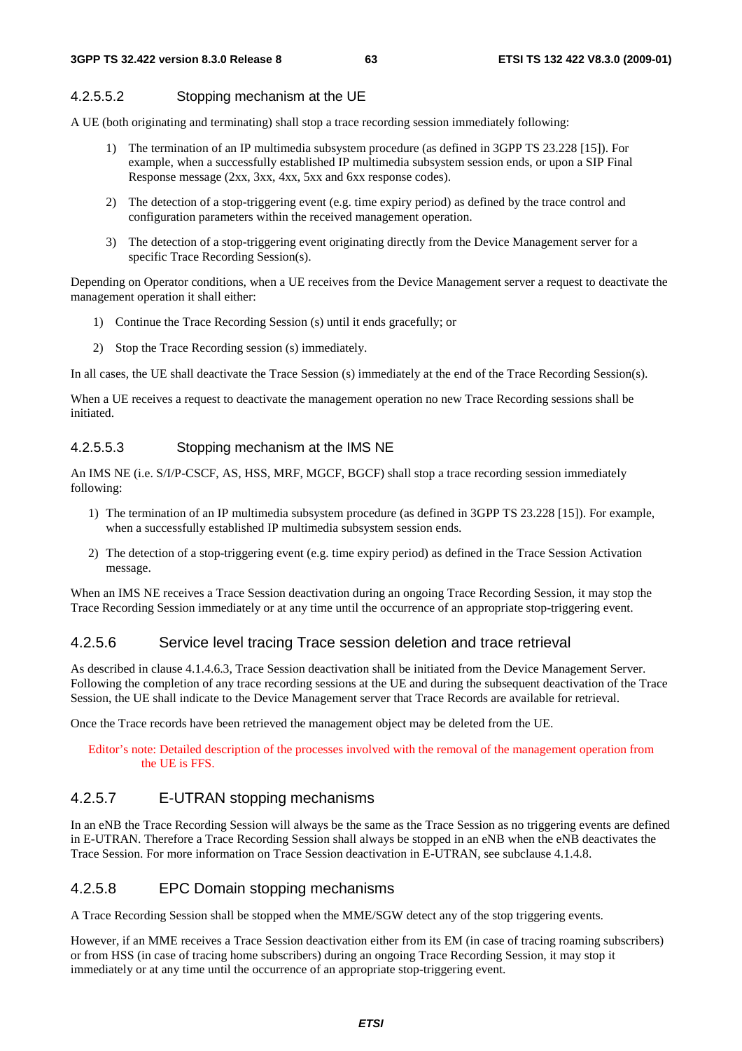#### 4.2.5.5.2 Stopping mechanism at the UE

A UE (both originating and terminating) shall stop a trace recording session immediately following:

1) The termination of an IP multimedia subsystem procedure (as defined in 3GPP TS 23.228 [15]). For example, when a successfully established IP multimedia subsystem session ends, or upon a SIP Final Response message (2xx, 3xx, 4xx, 5xx and 6xx response codes).

2) The detection of a stop-triggering event (e.g. time expiry period) as defined by the trace control and configuration parameters within the received management operation.

3) The detection of a stop-triggering event originating directly from the Device Management server for a specific Trace Recording Session(s).

Depending on Operator conditions, when a UE receives from the Device Management server a request to deactivate the management operation it shall either:

1) Continue the Trace Recording Session (s) until it ends gracefully; or

2) Stop the Trace Recording session (s) immediately.

In all cases, the UE shall deactivate the Trace Session (s) immediately at the end of the Trace Recording Session(s).

When a UE receives a request to deactivate the management operation no new Trace Recording sessions shall be initiated.

#### 4.2.5.5.3 Stopping mechanism at the IMS NE

An IMS NE (i.e. S/I/P-CSCF, AS, HSS, MRF, MGCF, BGCF) shall stop a trace recording session immediately following:

1) The termination of an IP multimedia subsystem procedure (as defined in 3GPP TS 23.228 [15]). For example, when a successfully established IP multimedia subsystem session ends.

2) The detection of a stop-triggering event (e.g. time expiry period) as defined in the Trace Session Activation message.

When an IMS NE receives a Trace Session deactivation during an ongoing Trace Recording Session, it may stop the Trace Recording Session immediately or at any time until the occurrence of an appropriate stop-triggering event.

### 4.2.5.6 Service level tracing Trace session deletion and trace retrieval

As described in clause 4.1.4.6.3, Trace Session deactivation shall be initiated from the Device Management Server. Following the completion of any trace recording sessions at the UE and during the subsequent deactivation of the Trace Session, the UE shall indicate to the Device Management server that Trace Records are available for retrieval.

Once the Trace records have been retrieved the management object may be deleted from the UE.

Editor's note: Detailed description of the processes involved with the removal of the management operation from the UE is FFS.

### 4.2.5.7 E-UTRAN stopping mechanisms

In an eNB the Trace Recording Session will always be the same as the Trace Session as no triggering events are defined in E-UTRAN. Therefore a Trace Recording Session shall always be stopped in an eNB when the eNB deactivates the Trace Session. For more information on Trace Session deactivation in E-UTRAN, see subclause 4.1.4.8.

### 4.2.5.8 EPC Domain stopping mechanisms

A Trace Recording Session shall be stopped when the MME/SGW detect any of the stop triggering events.

However, if an MME receives a Trace Session deactivation either from its EM (in case of tracing roaming subscribers) or from HSS (in case of tracing home subscribers) during an ongoing Trace Recording Session, it may stop it immediately or at any time until the occurrence of an appropriate stop-triggering event.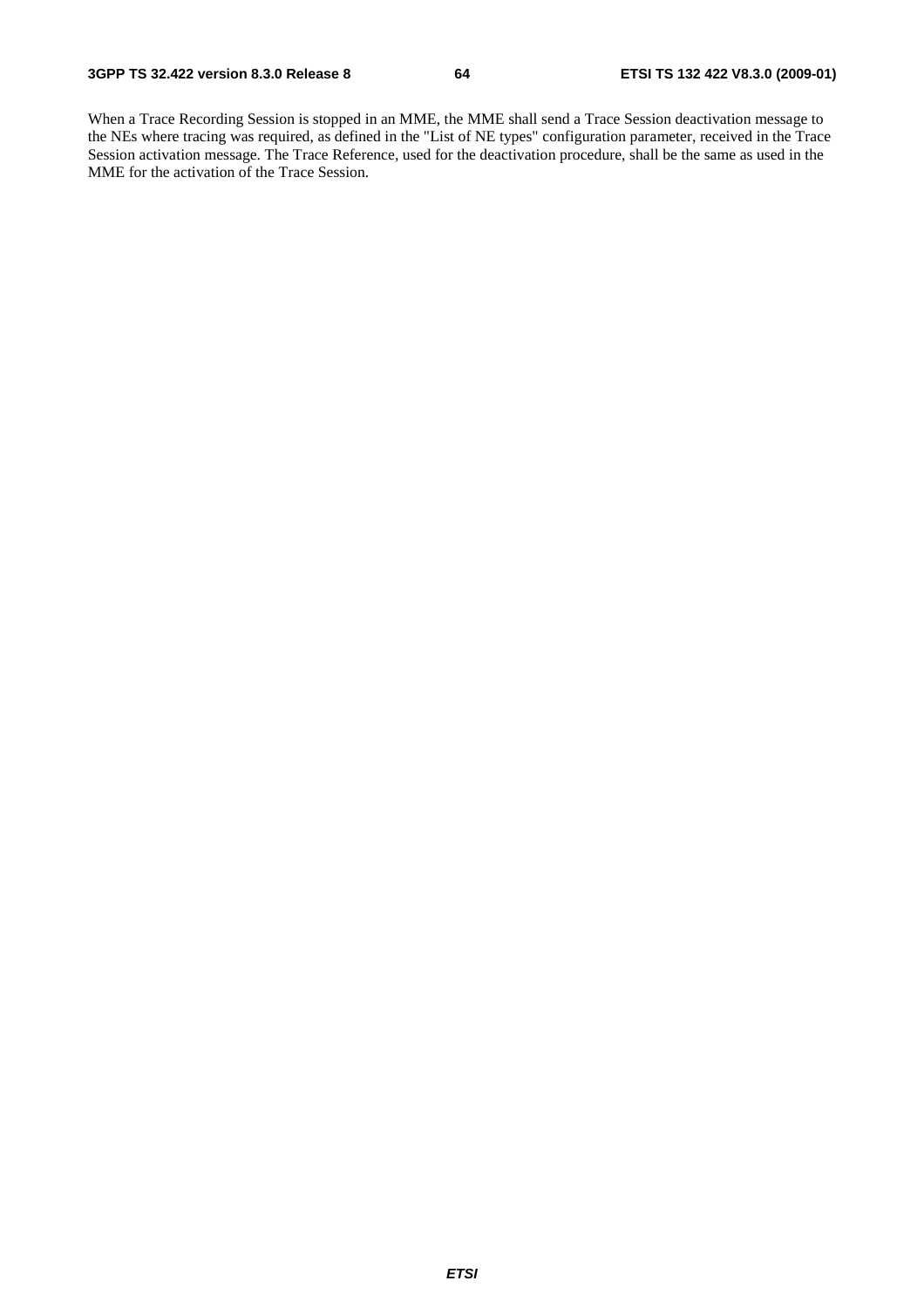When a Trace Recording Session is stopped in an MME, the MME shall send a Trace Session deactivation message to the NEs where tracing was required, as defined in the "List of NE types" configuration parameter, received in the Trace Session activation message. The Trace Reference, used for the deactivation procedure, shall be the same as used in the MME for the activation of the Trace Session.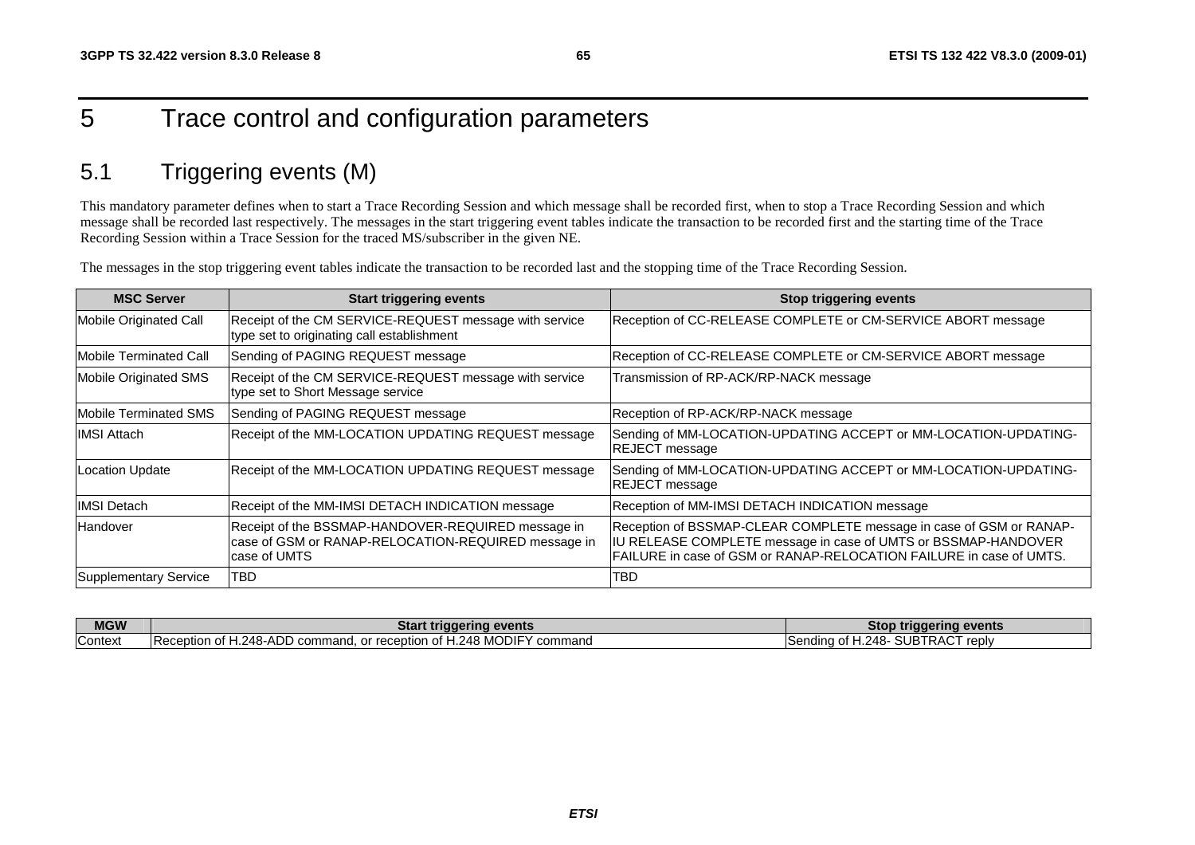# 5 Trace control and configuration parameters

## 5.1 Triggering events (M)

This mandatory parameter defines when to start a Trace Recording Session and which message shall be recorded first, when to stop a Trace Recording Session and which message shall be recorded last respectively. The messages in the start triggering event tables indicate the transaction to be recorded first and the starting time of the Trace Recording Session within a Trace Session for the traced MS/subscriber in the given NE.

The messages in the stop triggering event tables indicate the transaction to be recorded last and the stopping time of the Trace Recording Session.

| MSC Server | Start triggering events | Stop triggering events |
|---|---|---|
| Mobile Originated Call | Receipt of the CM SERVICE-REQUEST message with service type set to originating call establishment | Reception of CC-RELEASE COMPLETE or CM-SERVICE ABORT message |
| Mobile Terminated Call | Sending of PAGING REQUEST message | Reception of CC-RELEASE COMPLETE or CM-SERVICE ABORT message |
| Mobile Originated SMS | Receipt of the CM SERVICE-REQUEST message with service type set to Short Message service | Transmission of RP-ACK/RP-NACK message |
| Mobile Terminated SMS | Sending of PAGING REQUEST message | Reception of RP-ACK/RP-NACK message |
| IMSI Attach | Receipt of the MM-LOCATION UPDATING REQUEST message | Sending of MM-LOCATION-UPDATING ACCEPT or MM-LOCATION-UPDATING-REJECT message |
| Location Update | Receipt of the MM-LOCATION UPDATING REQUEST message | Sending of MM-LOCATION-UPDATING ACCEPT or MM-LOCATION-UPDATING-REJECT message |
| IMSI Detach | Receipt of the MM-IMSI DETACH INDICATION message | Reception of MM-IMSI DETACH INDICATION message |
| Handover | Receipt of the BSSMAP-HANDOVER-REQUIRED message in case of GSM or RANAP-RELOCATION-REQUIRED message in case of UMTS | Reception of BSSMAP-CLEAR COMPLETE message in case of GSM or RANAP-IU RELEASE COMPLETE message in case of UMTS or BSSMAP-HANDOVER FAILURE in case of GSM or RANAP-RELOCATION FAILURE in case of UMTS. |
| Supplementary Service | TBD | TBD |

| MGW | Start triggering events | Stop triggering events |
|---|---|---|
| Context | Reception of H.248-ADD command, or reception of H.248 MODIFY command | Sending of H.248- SUBTRACT reply |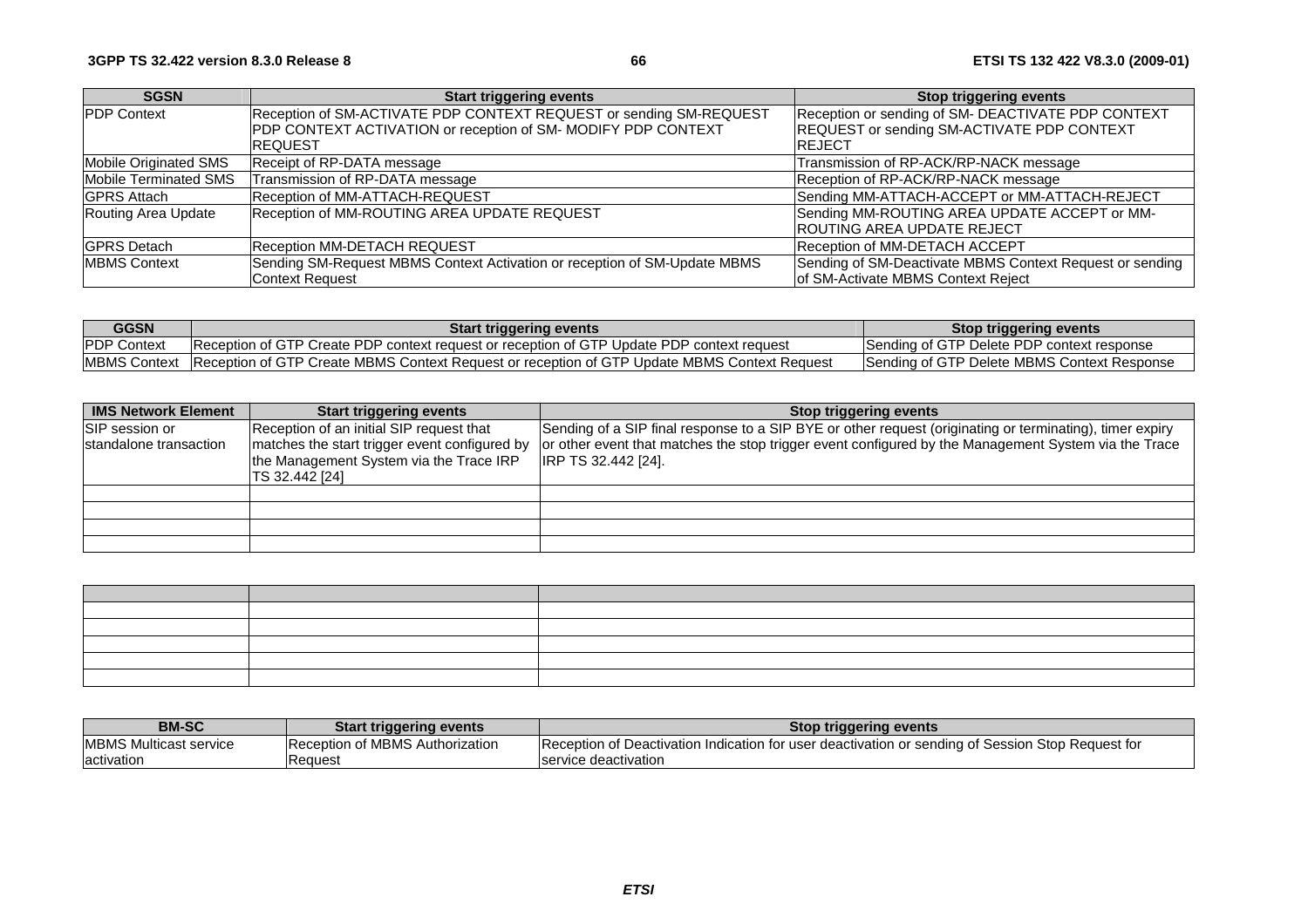| SGSN | Start triggering events | Stop triggering events |
|---|---|---|
| PDP Context | Reception of SM-ACTIVATE PDP CONTEXT REQUEST or sending SM-REQUEST PDP CONTEXT ACTIVATION or reception of SM- MODIFY PDP CONTEXT REQUEST | Reception or sending of SM- DEACTIVATE PDP CONTEXT REQUEST or sending SM-ACTIVATE PDP CONTEXT REJECT |
| Mobile Originated SMS | Receipt of RP-DATA message | Transmission of RP-ACK/RP-NACK message |
| Mobile Terminated SMS | Transmission of RP-DATA message | Reception of RP-ACK/RP-NACK message |
| GPRS Attach | Reception of MM-ATTACH-REQUEST | Sending MM-ATTACH-ACCEPT or MM-ATTACH-REJECT |
| Routing Area Update | Reception of MM-ROUTING AREA UPDATE REQUEST | Sending MM-ROUTING AREA UPDATE ACCEPT or MM-ROUTING AREA UPDATE REJECT |
| GPRS Detach | Reception MM-DETACH REQUEST | Reception of MM-DETACH ACCEPT |
| MBMS Context | Sending SM-Request MBMS Context Activation or reception of SM-Update MBMS Context Request | Sending of SM-Deactivate MBMS Context Request or sending of SM-Activate MBMS Context Reject |

| GGSN | Start triggering events | Stop triggering events |
|---|---|---|
| PDP Context | Reception of GTP Create PDP context request or reception of GTP Update PDP context request | Sending of GTP Delete PDP context response |
| MBMS Context | Reception of GTP Create MBMS Context Request or reception of GTP Update MBMS Context Request | Sending of GTP Delete MBMS Context Response |

| IMS Network Element | Start triggering events | Stop triggering events |
|---|---|---|
| SIP session or standalone transaction | Reception of an initial SIP request that matches the start trigger event configured by the Management System via the Trace IRP TS 32.442 [24] | Sending of a SIP final response to a SIP BYE or other request (originating or terminating), timer expiry or other event that matches the stop trigger event configured by the Management System via the Trace IRP TS 32.442 [24]. |
| | | |
| | | |
| | | |
| | | |

| | | |
|---|---|---|
| | | |
| | | |
| | | |
| | | |
| | | |

| BM-SC | Start triggering events | Stop triggering events |
|---|---|---|
| MBMS Multicast service activation | Reception of MBMS Authorization Request | Reception of Deactivation Indication for user deactivation or sending of Session Stop Request for service deactivation |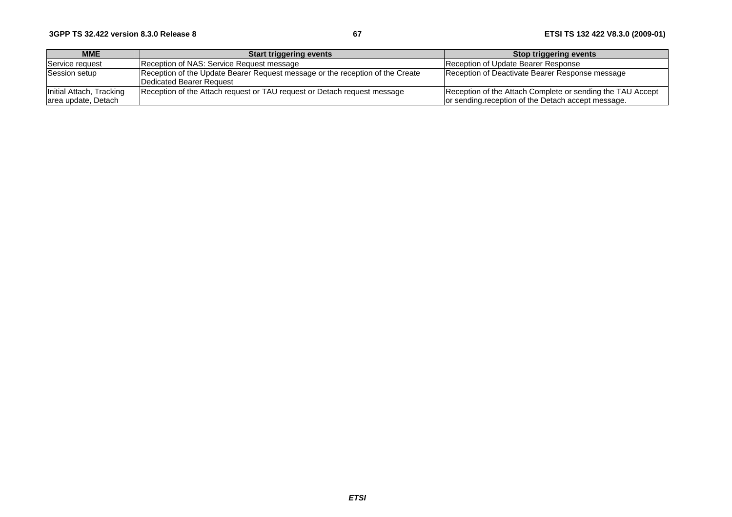| MME | Start triggering events | Stop triggering events |
|---|---|---|
| Service request | Reception of NAS: Service Request message | Reception of Update Bearer Response |
| Session setup | Reception of the Update Bearer Request message or the reception of the Create Dedicated Bearer Request | Reception of Deactivate Bearer Response message |
| Initial Attach, Tracking area update, Detach | Reception of the Attach request or TAU request or Detach request message | Reception of the Attach Complete or sending the TAU Accept or sending.reception of the Detach accept message. |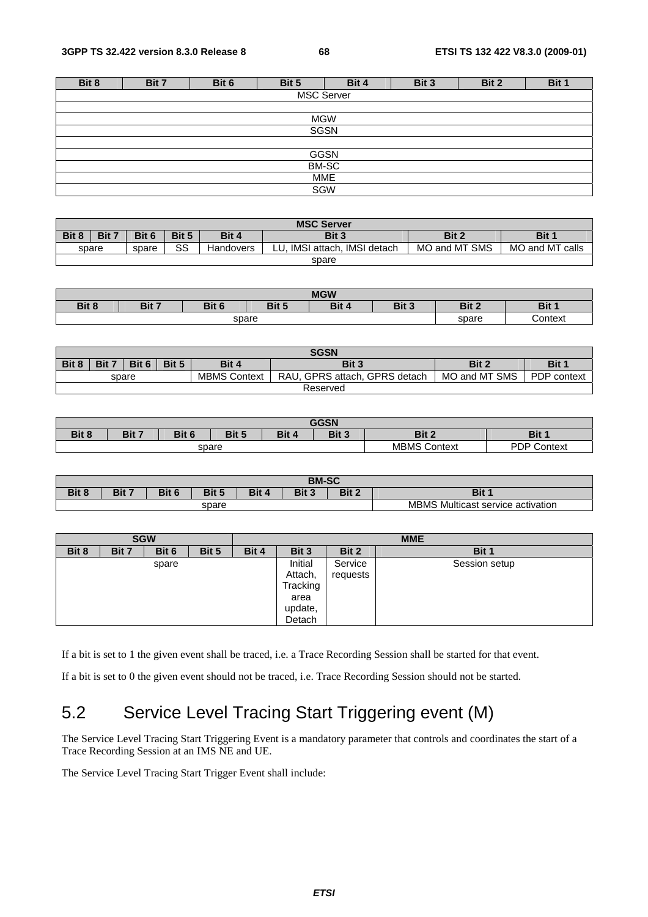| Bit 8 | Bit 7 | Bit 6 | Bit 5 | Bit 4 | Bit 3 | Bit 2 | Bit 1 |
|---|---|---|---|---|---|---|---|
| MSC Server | | | | | | | |
| | | | | | | | |
| MGW | | | | | | | |
| SGSN | | | | | | | |
| | | | | | | | |
| GGSN | | | | | | | |
| BM-SC | | | | | | | |
| MME | | | | | | | |
| SGW | | | | | | | |

| MSC Server | | | | | | | |
|---|---|---|---|---|---|---|---|
| Bit 8 | Bit 7 | Bit 6 | Bit 5 | Bit 4 | Bit 3 | Bit 2 | Bit 1 |
| spare | | spare | SS | Handovers | LU, IMSI attach, IMSI detach | MO and MT SMS | MO and MT calls |
| spare | | | | | | | |

| MGW | | | | | | | |
|---|---|---|---|---|---|---|---|
| Bit 8 | Bit 7 | Bit 6 | Bit 5 | Bit 4 | Bit 3 | Bit 2 | Bit 1 |
| spare | | | | | | spare | Context |

| SGSN | | | | | | | |
|---|---|---|---|---|---|---|---|
| Bit 8 | Bit 7 | Bit 6 | Bit 5 | Bit 4 | Bit 3 | Bit 2 | Bit 1 |
| spare | | | | MBMS Context | RAU, GPRS attach, GPRS detach | MO and MT SMS | PDP context |
| Reserved | | | | | | | |

| GGSN | | | | | | | |
|---|---|---|---|---|---|---|---|
| Bit 8 | Bit 7 | Bit 6 | Bit 5 | Bit 4 | Bit 3 | Bit 2 | Bit 1 |
| spare | | | | | | MBMS Context | PDP Context |

| BM-SC | | | | | | | |
|---|---|---|---|---|---|---|---|
| Bit 8 | Bit 7 | Bit 6 | Bit 5 | Bit 4 | Bit 3 | Bit 2 | Bit 1 |
| spare | | | | | | | MBMS Multicast service activation |

| SGW | | | | MME | | | |
|---|---|---|---|---|---|---|---|
| Bit 8 | Bit 7 | Bit 6 | Bit 5 | Bit 4 | Bit 3 | Bit 2 | Bit 1 |
| spare | | | | | Initial Attach, Tracking area update, Detach | Service requests | Session setup |

If a bit is set to 1 the given event shall be traced, i.e. a Trace Recording Session shall be started for that event.

If a bit is set to 0 the given event should not be traced, i.e. Trace Recording Session should not be started.

## 5.2 Service Level Tracing Start Triggering event (M)

The Service Level Tracing Start Triggering Event is a mandatory parameter that controls and coordinates the start of a Trace Recording Session at an IMS NE and UE.

The Service Level Tracing Start Trigger Event shall include: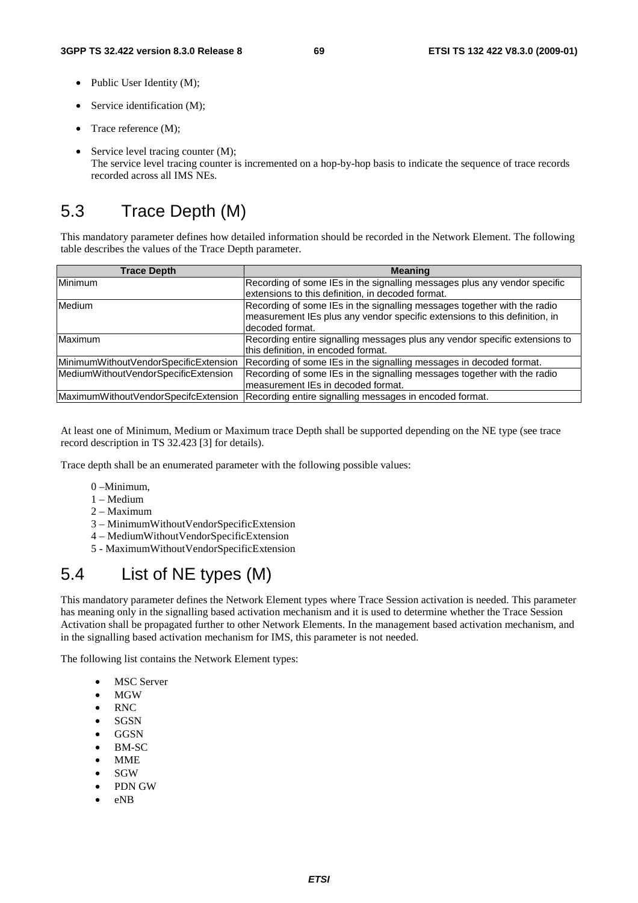- Public User Identity (M);
- Service identification (M);
- Trace reference (M);
- Service level tracing counter (M);
  The service level tracing counter is incremented on a hop-by-hop basis to indicate the sequence of trace records recorded across all IMS NEs.

# 5.3 Trace Depth (M)

This mandatory parameter defines how detailed information should be recorded in the Network Element. The following table describes the values of the Trace Depth parameter.

| Trace Depth | Meaning |
|---|---|
| Minimum | Recording of some IEs in the signalling messages plus any vendor specific extensions to this definition, in decoded format. |
| Medium | Recording of some IEs in the signalling messages together with the radio measurement IEs plus any vendor specific extensions to this definition, in decoded format. |
| Maximum | Recording entire signalling messages plus any vendor specific extensions to this definition, in encoded format. |
| MinimumWithoutVendorSpecificExtension | Recording of some IEs in the signalling messages in decoded format. |
| MediumWithoutVendorSpecificExtension | Recording of some IEs in the signalling messages together with the radio measurement IEs in decoded format. |
| MaximumWithoutVendorSpecifcExtension | Recording entire signalling messages in encoded format. |

At least one of Minimum, Medium or Maximum trace Depth shall be supported depending on the NE type (see trace record description in TS 32.423 [3] for details).

Trace depth shall be an enumerated parameter with the following possible values:

0 –Minimum,
1 – Medium
2 – Maximum
3 – MinimumWithoutVendorSpecificExtension
4 – MediumWithoutVendorSpecificExtension
5 - MaximumWithoutVendorSpecificExtension

# 5.4 List of NE types (M)

This mandatory parameter defines the Network Element types where Trace Session activation is needed. This parameter has meaning only in the signalling based activation mechanism and it is used to determine whether the Trace Session Activation shall be propagated further to other Network Elements. In the management based activation mechanism, and in the signalling based activation mechanism for IMS, this parameter is not needed.

The following list contains the Network Element types:

- MSC Server
- MGW
- RNC
- SGSN
- GGSN
- BM-SC
- MME
- SGW
- PDN GW
- eNB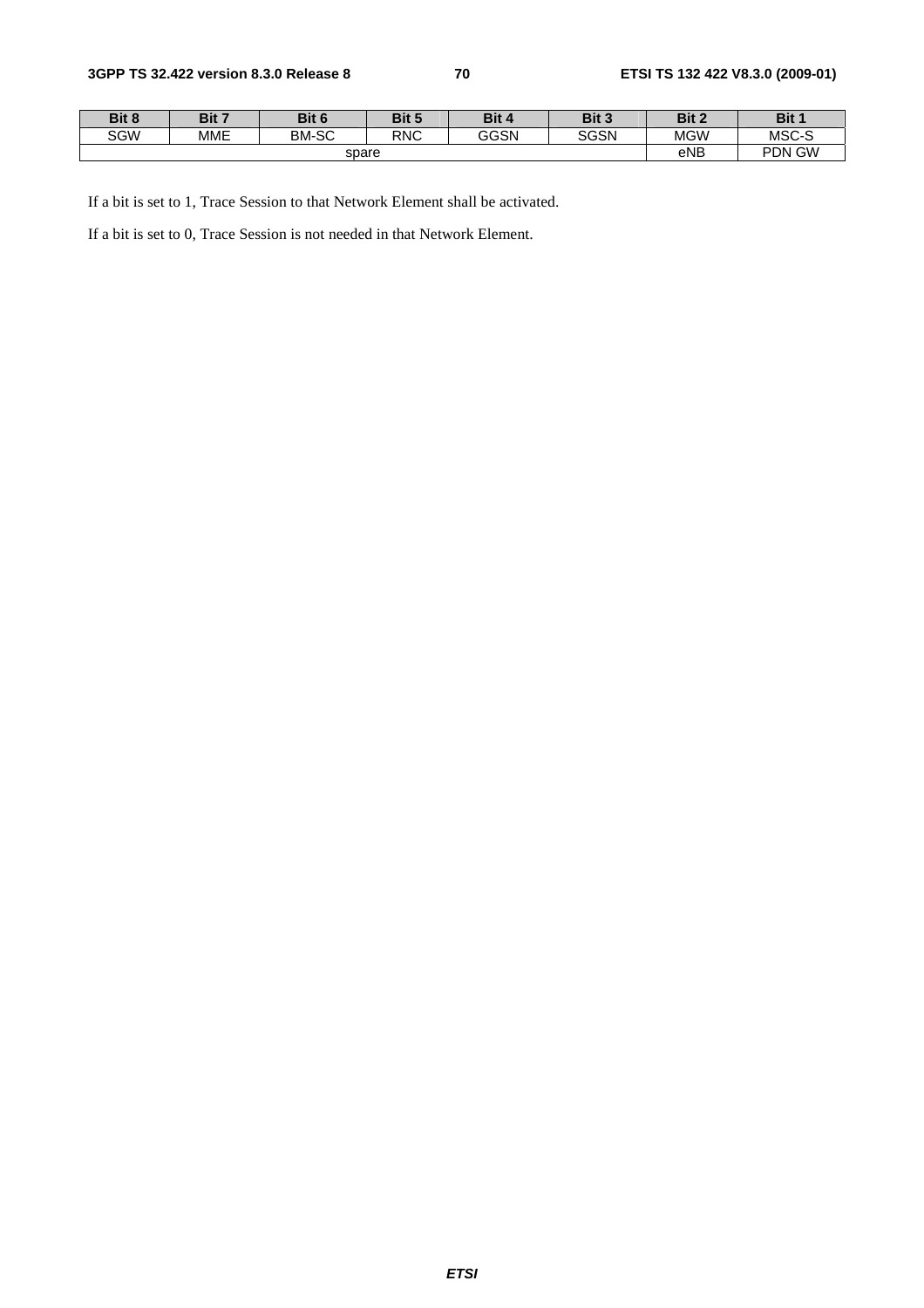| Bit 8 | Bit 7 | Bit 6 | Bit 5 | Bit 4 | Bit 3 | Bit 2 | Bit 1 |
|---|---|---|---|---|---|---|---|
| SGW | MME | BM-SC | RNC | GGSN | SGSN | MGW | MSC-S |
| spare | | | | | | eNB | PDN GW |

If a bit is set to 1, Trace Session to that Network Element shall be activated.

If a bit is set to 0, Trace Session is not needed in that Network Element.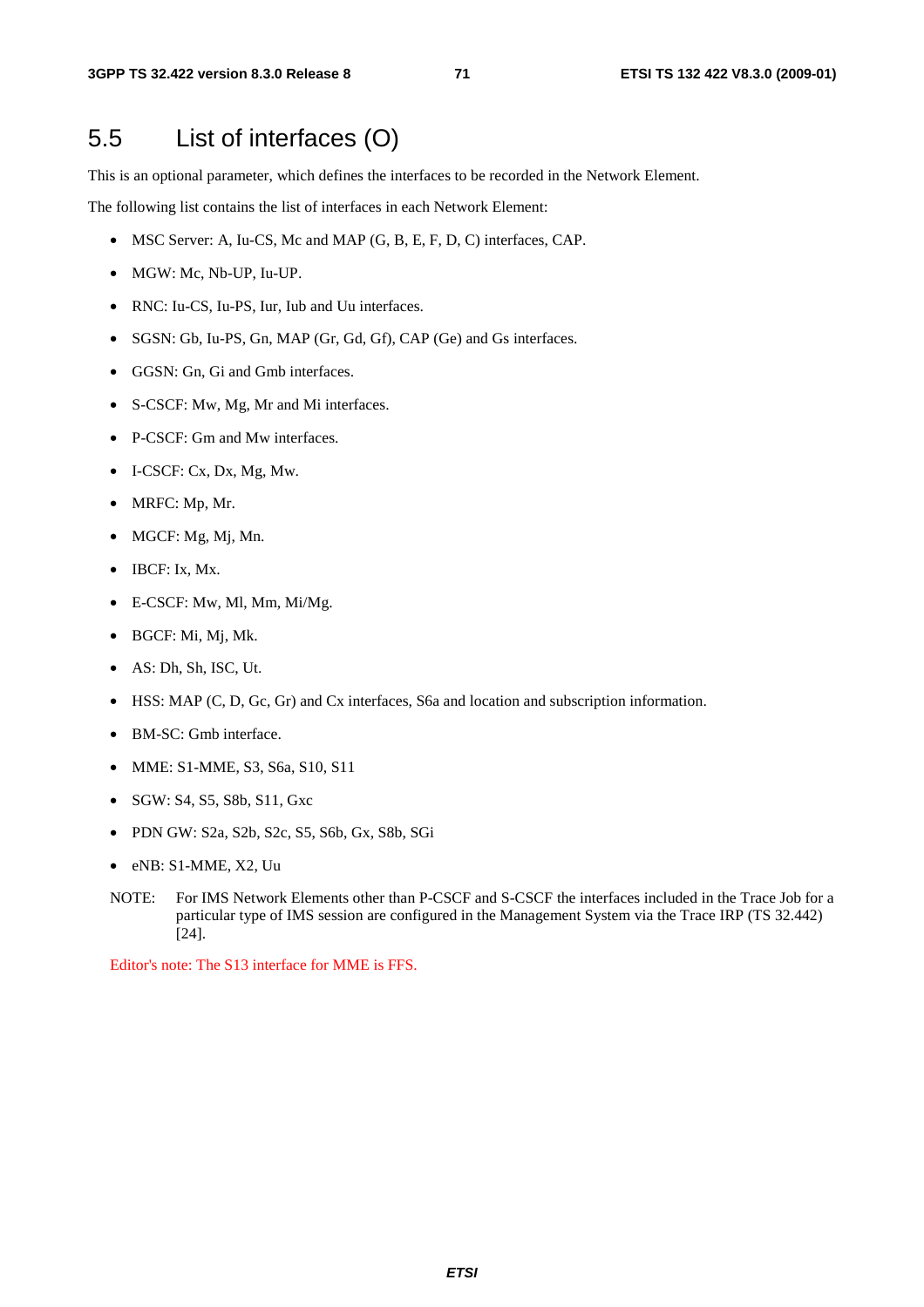## 5.5 List of interfaces (O)

This is an optional parameter, which defines the interfaces to be recorded in the Network Element.

The following list contains the list of interfaces in each Network Element:

- MSC Server: A, Iu-CS, Mc and MAP (G, B, E, F, D, C) interfaces, CAP.
- MGW: Mc, Nb-UP, Iu-UP.
- RNC: Iu-CS, Iu-PS, Iur, Iub and Uu interfaces.
- SGSN: Gb, Iu-PS, Gn, MAP (Gr, Gd, Gf), CAP (Ge) and Gs interfaces.
- GGSN: Gn, Gi and Gmb interfaces.
- S-CSCF: Mw, Mg, Mr and Mi interfaces.
- P-CSCF: Gm and Mw interfaces.
- I-CSCF: Cx, Dx, Mg, Mw.
- MRFC: Mp, Mr.
- MGCF: Mg, Mj, Mn.
- IBCF: Ix, Mx.
- E-CSCF: Mw, Ml, Mm, Mi/Mg.
- BGCF: Mi, Mj, Mk.
- AS: Dh, Sh, ISC, Ut.
- HSS: MAP (C, D, Gc, Gr) and Cx interfaces, S6a and location and subscription information.
- BM-SC: Gmb interface.
- MME: S1-MME, S3, S6a, S10, S11
- SGW: S4, S5, S8b, S11, Gxc
- PDN GW: S2a, S2b, S2c, S5, S6b, Gx, S8b, SGi
- eNB: S1-MME, X2, Uu

NOTE: For IMS Network Elements other than P-CSCF and S-CSCF the interfaces included in the Trace Job for a particular type of IMS session are configured in the Management System via the Trace IRP (TS 32.442) [24].

Editor's note: The S13 interface for MME is FFS.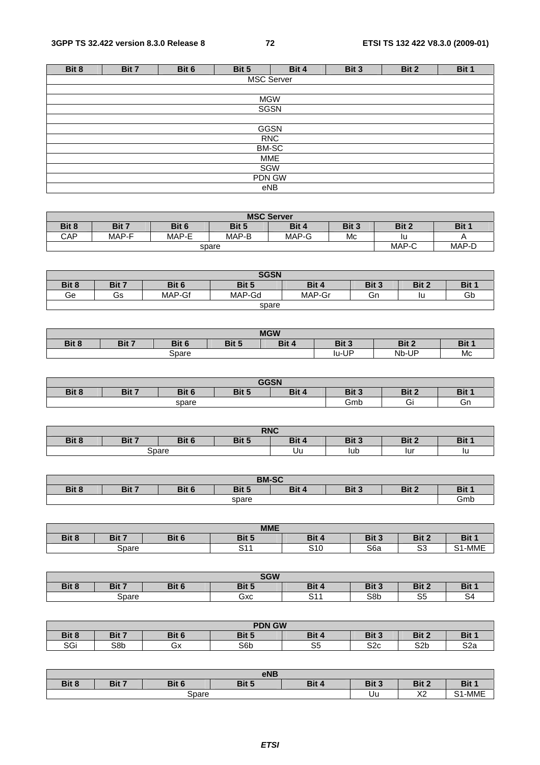| Bit 8 | Bit 7 | Bit 6 | Bit 5 | Bit 4 | Bit 3 | Bit 2 | Bit 1 |
|---|---|---|---|---|---|---|---|
| MSC Server | | | | | | | |
| | | | | | | | |
| MGW | | | | | | | |
| SGSN | | | | | | | |
| | | | | | | | |
| GGSN | | | | | | | |
| RNC | | | | | | | |
| BM-SC | | | | | | | |
| MME | | | | | | | |
| SGW | | | | | | | |
| PDN GW | | | | | | | |
| eNB | | | | | | | |

| MSC Server | | | | | | | |
|---|---|---|---|---|---|---|---|
| Bit 8 | Bit 7 | Bit 6 | Bit 5 | Bit 4 | Bit 3 | Bit 2 | Bit 1 |
| CAP | MAP-F | MAP-E | MAP-B | MAP-G | Mc | Iu | A |
| spare | | | | | | MAP-C | MAP-D |

| SGSN | | | | | | | |
|---|---|---|---|---|---|---|---|
| Bit 8 | Bit 7 | Bit 6 | Bit 5 | Bit 4 | Bit 3 | Bit 2 | Bit 1 |
| Ge | Gs | MAP-Gf | MAP-Gd | MAP-Gr | Gn | Iu | Gb |
| spare | | | | | | | |

| MGW | | | | | | | |
|---|---|---|---|---|---|---|---|
| Bit 8 | Bit 7 | Bit 6 | Bit 5 | Bit 4 | Bit 3 | Bit 2 | Bit 1 |
| Spare | | | | | Iu-UP | Nb-UP | Mc |

| GGSN | | | | | | | |
|---|---|---|---|---|---|---|---|
| Bit 8 | Bit 7 | Bit 6 | Bit 5 | Bit 4 | Bit 3 | Bit 2 | Bit 1 |
| spare | | | | | Gmb | Gi | Gn |

| RNC | | | | | | | |
|---|---|---|---|---|---|---|---|
| Bit 8 | Bit 7 | Bit 6 | Bit 5 | Bit 4 | Bit 3 | Bit 2 | Bit 1 |
| Spare | | | | Uu | Iub | Iur | Iu |

| BM-SC | | | | | | | |
|---|---|---|---|---|---|---|---|
| Bit 8 | Bit 7 | Bit 6 | Bit 5 | Bit 4 | Bit 3 | Bit 2 | Bit 1 |
| spare | | | | | | | Gmb |

| MME | | | | | | | |
|---|---|---|---|---|---|---|---|
| Bit 8 | Bit 7 | Bit 6 | Bit 5 | Bit 4 | Bit 3 | Bit 2 | Bit 1 |
| Spare | | | S11 | S10 | S6a | S3 | S1-MME |

| SGW | | | | | | | |
|---|---|---|---|---|---|---|---|
| Bit 8 | Bit 7 | Bit 6 | Bit 5 | Bit 4 | Bit 3 | Bit 2 | Bit 1 |
| Spare | | | Gxc | S11 | S8b | S5 | S4 |

| PDN GW | | | | | | | |
|---|---|---|---|---|---|---|---|
| Bit 8 | Bit 7 | Bit 6 | Bit 5 | Bit 4 | Bit 3 | Bit 2 | Bit 1 |
| SGi | S8b | Gx | S6b | S5 | S2c | S2b | S2a |

| eNB | | | | | | | |
|---|---|---|---|---|---|---|---|
| Bit 8 | Bit 7 | Bit 6 | Bit 5 | Bit 4 | Bit 3 | Bit 2 | Bit 1 |
| Spare | | | | | Uu | X2 | S1-MME |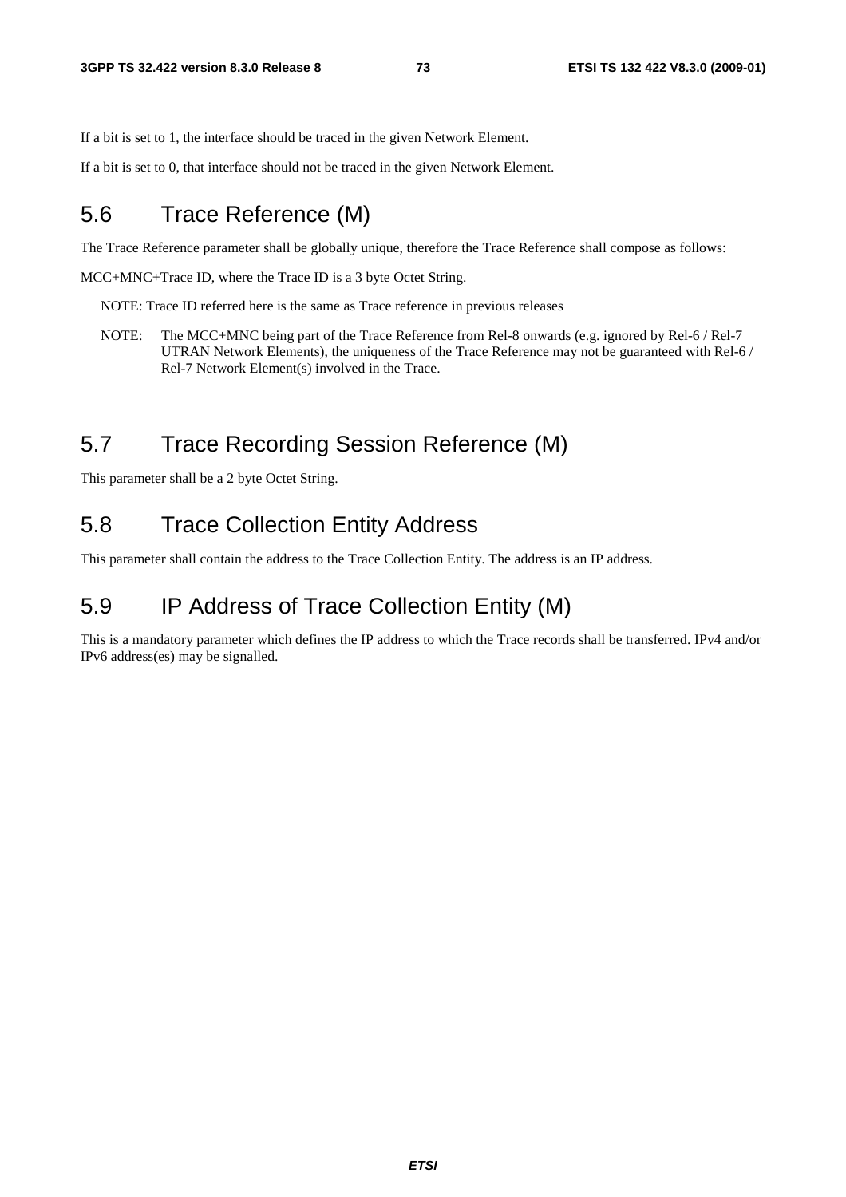If a bit is set to 1, the interface should be traced in the given Network Element.

If a bit is set to 0, that interface should not be traced in the given Network Element.

## 5.6 Trace Reference (M)

The Trace Reference parameter shall be globally unique, therefore the Trace Reference shall compose as follows:

MCC+MNC+Trace ID, where the Trace ID is a 3 byte Octet String.

NOTE: Trace ID referred here is the same as Trace reference in previous releases

NOTE: The MCC+MNC being part of the Trace Reference from Rel-8 onwards (e.g. ignored by Rel-6 / Rel-7 UTRAN Network Elements), the uniqueness of the Trace Reference may not be guaranteed with Rel-6 / Rel-7 Network Element(s) involved in the Trace.

## 5.7 Trace Recording Session Reference (M)

This parameter shall be a 2 byte Octet String.

## 5.8 Trace Collection Entity Address

This parameter shall contain the address to the Trace Collection Entity. The address is an IP address.

## 5.9 IP Address of Trace Collection Entity (M)

This is a mandatory parameter which defines the IP address to which the Trace records shall be transferred. IPv4 and/or IPv6 address(es) may be signalled.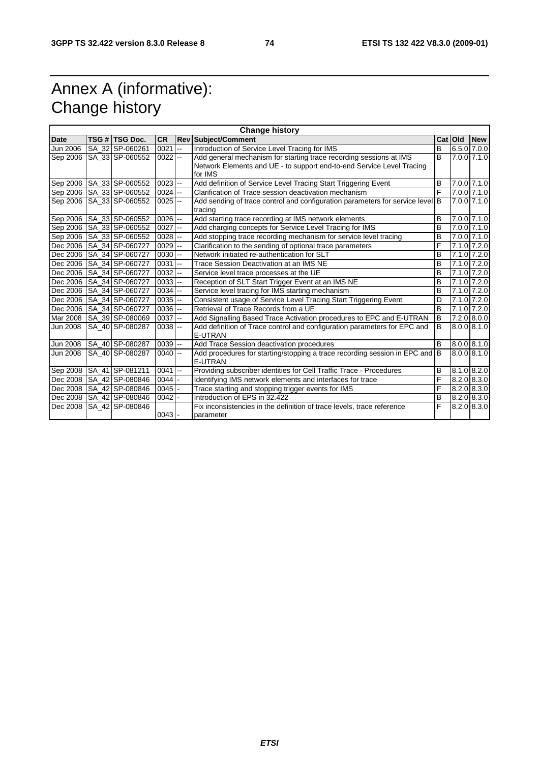# Annex A (informative): Change history

| Change history | | | | | | | | |
|---|---|---|---|---|---|---|---|---|
| **Date** | **TSG #** | **TSG Doc.** | **CR** | **Rev** | **Subject/Comment** | **Cat** | **Old** | **New** |
| Jun 2006 | SA_32 | SP-060261 | 0021 | -- | Introduction of Service Level Tracing for IMS | B | 6.5.0 | 7.0.0 |
| Sep 2006 | SA_33 | SP-060552 | 0022 | -- | Add general mechanism for starting trace recording sessions at IMS Network Elements and UE - to support end-to-end Service Level Tracing for IMS | B | 7.0.0 | 7.1.0 |
| Sep 2006 | SA_33 | SP-060552 | 0023 | -- | Add definition of Service Level Tracing Start Triggering Event | B | 7.0.0 | 7.1.0 |
| Sep 2006 | SA_33 | SP-060552 | 0024 | -- | Clarification of Trace session deactivation mechanism | F | 7.0.0 | 7.1.0 |
| Sep 2006 | SA_33 | SP-060552 | 0025 | -- | Add sending of trace control and configuration parameters for service level tracing | B | 7.0.0 | 7.1.0 |
| Sep 2006 | SA_33 | SP-060552 | 0026 | -- | Add starting trace recording at IMS network elements | B | 7.0.0 | 7.1.0 |
| Sep 2006 | SA_33 | SP-060552 | 0027 | -- | Add charging concepts for Service Level Tracing for IMS | B | 7.0.0 | 7.1.0 |
| Sep 2006 | SA_33 | SP-060552 | 0028 | -- | Add stopping trace recording mechanism for service level tracing | B | 7.0.0 | 7.1.0 |
| Dec 2006 | SA_34 | SP-060727 | 0029 | -- | Clarification to the sending of optional trace parameters | F | 7.1.0 | 7.2.0 |
| Dec 2006 | SA_34 | SP-060727 | 0030 | -- | Network initiated re-authentication for SLT | B | 7.1.0 | 7.2.0 |
| Dec 2006 | SA_34 | SP-060727 | 0031 | -- | Trace Session Deactivation at an IMS NE | B | 7.1.0 | 7.2.0 |
| Dec 2006 | SA_34 | SP-060727 | 0032 | -- | Service level trace processes at the UE | B | 7.1.0 | 7.2.0 |
| Dec 2006 | SA_34 | SP-060727 | 0033 | -- | Reception of SLT Start Trigger Event at an IMS NE | B | 7.1.0 | 7.2.0 |
| Dec 2006 | SA_34 | SP-060727 | 0034 | -- | Service level tracing for IMS starting mechanism | B | 7.1.0 | 7.2.0 |
| Dec 2006 | SA_34 | SP-060727 | 0035 | -- | Consistent usage of Service Level Tracing Start Triggering Event | D | 7.1.0 | 7.2.0 |
| Dec 2006 | SA_34 | SP-060727 | 0036 | -- | Retrieval of Trace Records from a UE | B | 7.1.0 | 7.2.0 |
| Mar 2008 | SA_39 | SP-080069 | 0037 | -- | Add Signalling Based Trace Activation procedures to EPC and E-UTRAN | B | 7.2.0 | 8.0.0 |
| Jun 2008 | SA_40 | SP-080287 | 0038 | -- | Add definition of Trace control and configuration parameters for EPC and E-UTRAN | B | 8.0.0 | 8.1.0 |
| Jun 2008 | SA_40 | SP-080287 | 0039 | -- | Add Trace Session deactivation procedures | B | 8.0.0 | 8.1.0 |
| Jun 2008 | SA_40 | SP-080287 | 0040 | -- | Add procedures for starting/stopping a trace recording session in EPC and E-UTRAN | B | 8.0.0 | 8.1.0 |
| Sep 2008 | SA_41 | SP-081211 | 0041 | -- | Providing subscriber identities for Cell Traffic Trace - Procedures | B | 8.1.0 | 8.2.0 |
| Dec 2008 | SA_42 | SP-080846 | 0044 | - | Identifying IMS network elements and interfaces for trace | F | 8.2.0 | 8.3.0 |
| Dec 2008 | SA_42 | SP-080846 | 0045 | - | Trace starting and stopping trigger events for IMS | F | 8.2.0 | 8.3.0 |
| Dec 2008 | SA_42 | SP-080846 | 0042 | - | Introduction of EPS in 32.422 | B | 8.2.0 | 8.3.0 |
| Dec 2008 | SA_42 | SP-080846 | 0043 | - | Fix inconsistencies in the definition of trace levels, trace reference parameter | F | 8.2.0 | 8.3.0 |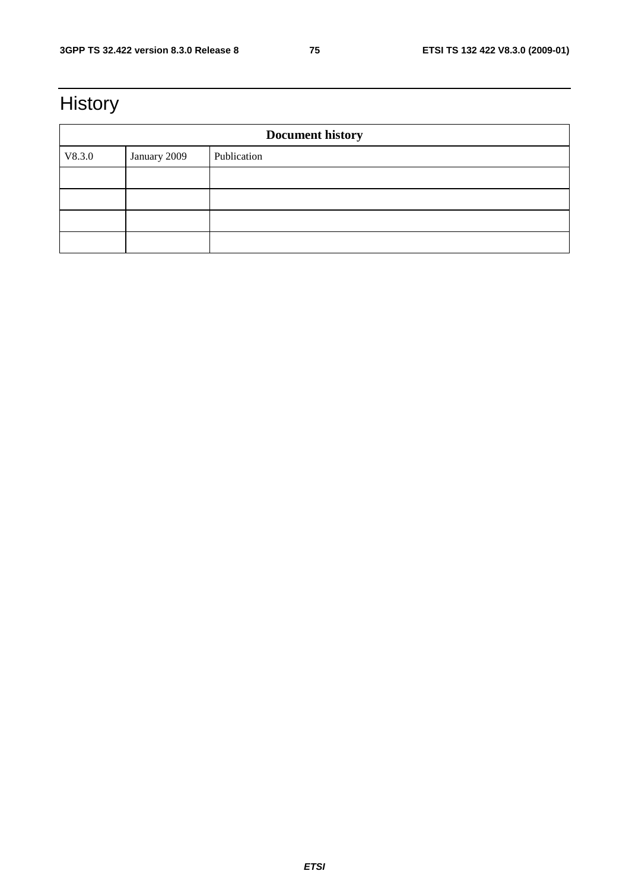# History

| Document history | | |
|---|---|---|
| V8.3.0 | January 2009 | Publication |
| | | |
| | | |
| | | |
| | | |